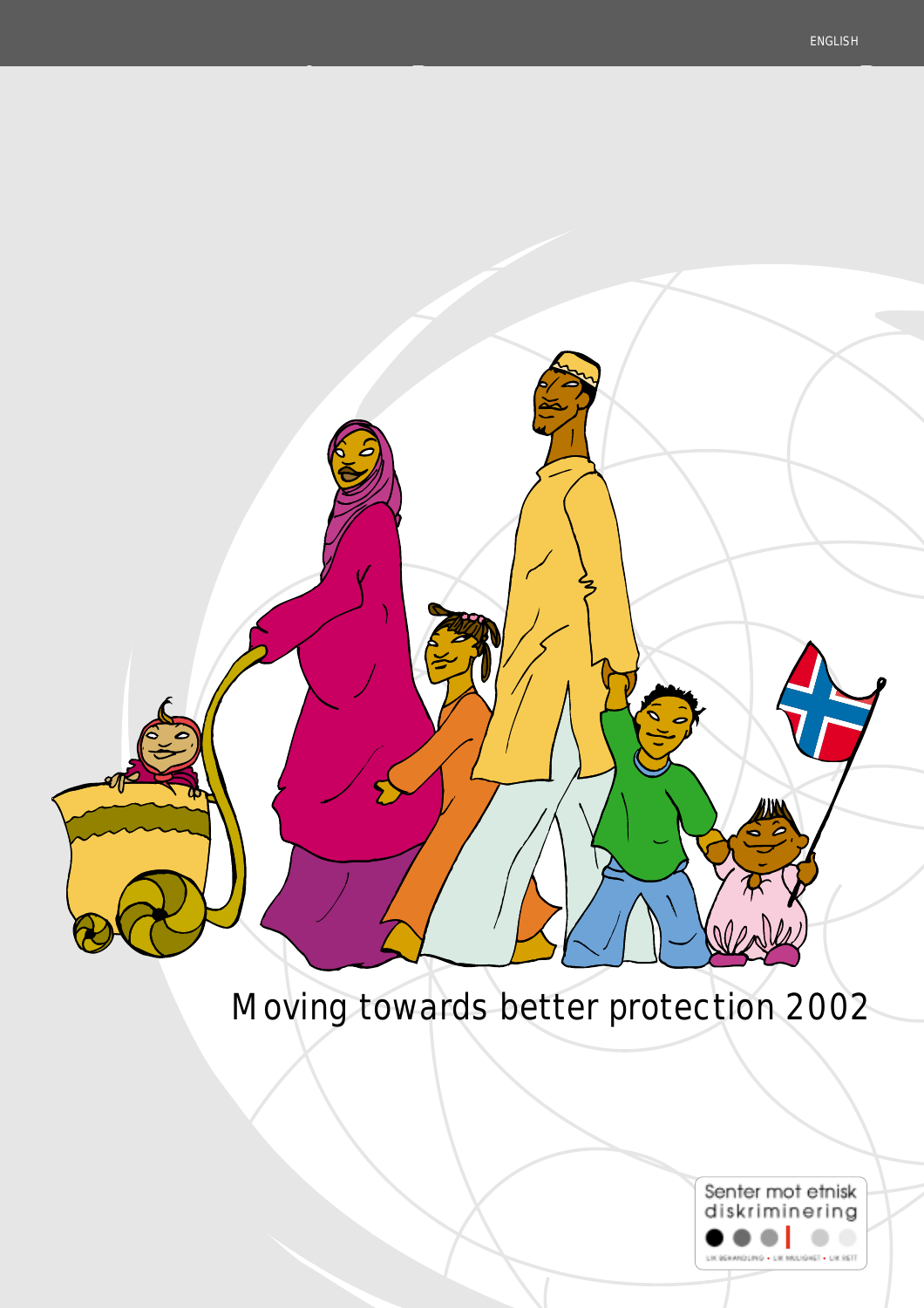ENGLISH

# Moving towards better protection 2002

Senter mot etnisk diskriminering

LIK BEHANDLING • LIK MULIGHET • LIK RETT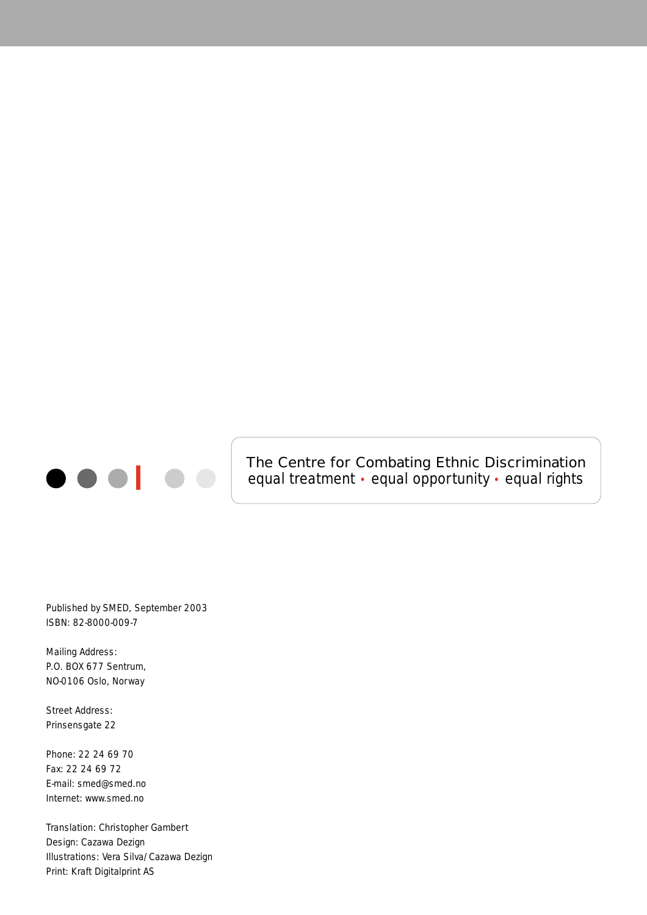The Centre for Combating Ethnic Discrimination
equal treatment • equal opportunity • equal rights

Published by SMED, September 2003
ISBN: 82-8000-009-7

Mailing Address:
P.O. BOX 677 Sentrum,
NO-0106 Oslo, Norway

Street Address:
Prinsensgate 22

Phone: 22 24 69 70
Fax: 22 24 69 72
E-mail: smed@smed.no
Internet: www.smed.no

Translation: Christopher Gambert
Design: Cazawa Dezign
Illustrations: Vera Silva/ Cazawa Dezign
Print: Kraft Digitalprint AS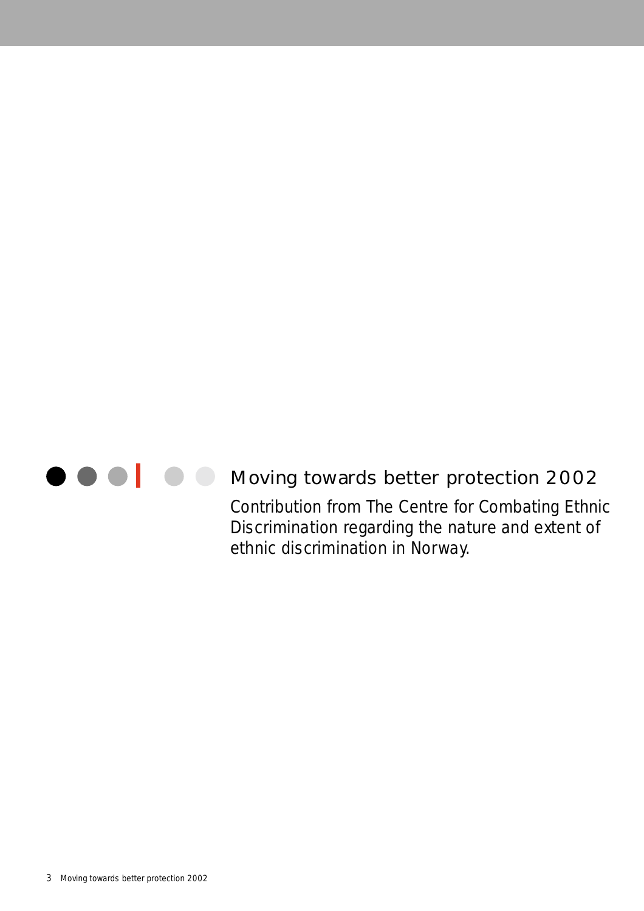# Moving towards better protection 2002

*Contribution from The Centre for Combating Ethnic Discrimination regarding the nature and extent of ethnic discrimination in Norway.*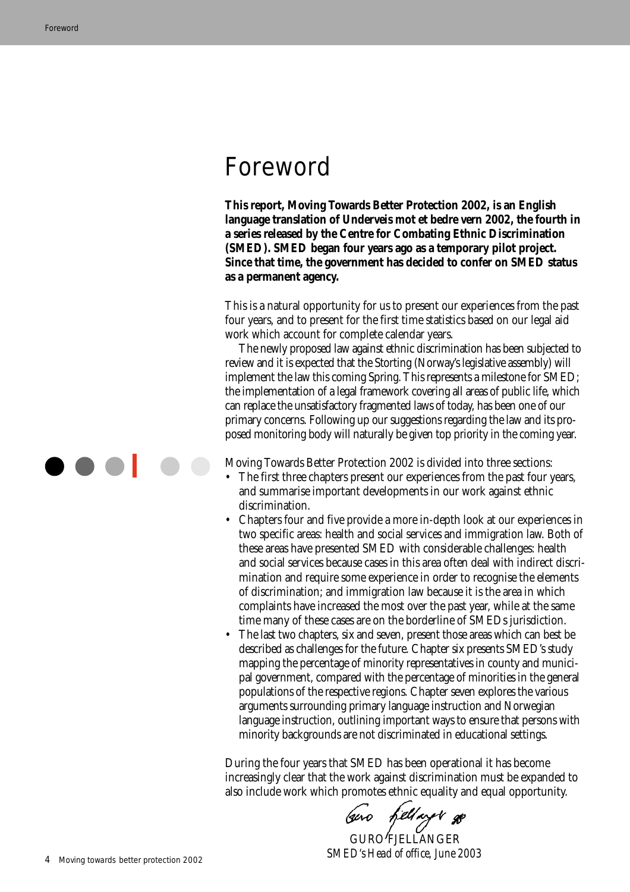# Foreword

**This report, Moving Towards Better Protection 2002, is an English language translation of Underveis mot et bedre vern 2002, the fourth in a series released by the Centre for Combating Ethnic Discrimination (SMED). SMED began four years ago as a temporary pilot project. Since that time, the government has decided to confer on SMED status as a permanent agency.**

This is a natural opportunity for us to present our experiences from the past four years, and to present for the first time statistics based on our legal aid work which account for complete calendar years.

The newly proposed law against ethnic discrimination has been subjected to review and it is expected that the Storting (Norway's legislative assembly) will implement the law this coming Spring. This represents a milestone for SMED; the implementation of a legal framework covering all areas of public life, which can replace the unsatisfactory fragmented laws of today, has been one of our primary concerns. Following up our suggestions regarding the law and its proposed monitoring body will naturally be given top priority in the coming year.

Moving Towards Better Protection 2002 is divided into three sections:

- The first three chapters present our experiences from the past four years, and summarise important developments in our work against ethnic discrimination.
- Chapters four and five provide a more in-depth look at our experiences in two specific areas: health and social services and immigration law. Both of these areas have presented SMED with considerable challenges: health and social services because cases in this area often deal with indirect discrimination and require some experience in order to recognise the elements of discrimination; and immigration law because it is the area in which complaints have increased the most over the past year, while at the same time many of these cases are on the borderline of SMED's jurisdiction.
- The last two chapters, six and seven, present those areas which can best be described as challenges for the future. Chapter six presents SMED's study mapping the percentage of minority representatives in county and municipal government, compared with the percentage of minorities in the general populations of the respective regions. Chapter seven explores the various arguments surrounding primary language instruction and Norwegian language instruction, outlining important ways to ensure that persons with minority backgrounds are not discriminated in educational settings.

During the four years that SMED has been operational it has become increasingly clear that the work against discrimination must be expanded to also include work which promotes ethnic equality and equal opportunity.

GURO FJELLANGER

*SMED's Head of office, June 2003*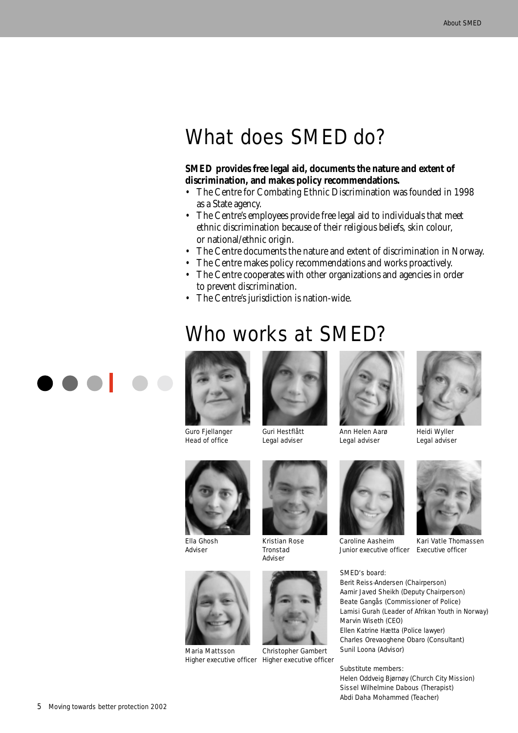# What does SMED do?

**SMED provides free legal aid, documents the nature and extent of discrimination, and makes policy recommendations.**

- The Centre for Combating Ethnic Discrimination was founded in 1998 as a State agency.
- The Centre's employees provide free legal aid to individuals that meet ethnic discrimination because of their religious beliefs, skin colour, or national/ethnic origin.
- The Centre documents the nature and extent of discrimination in Norway.
- The Centre makes policy recommendations and works proactively.
- The Centre cooperates with other organizations and agencies in order to prevent discrimination.
- The Centre's jurisdiction is nation-wide.

# Who works at SMED?

Guro Fjellanger
Head of office

Guri Hestflått
Legal adviser

Ann Helen Aarø
Legal adviser

Heidi Wyller
Legal adviser

Ella Ghosh
Adviser

Kristian Rose Tronstad
Adviser

Caroline Aasheim
Junior executive officer

Kari Vatle Thomassen
Executive officer

Maria Mattsson
Higher executive officer

Christopher Gambert
Higher executive officer

SMED's board:
Berit Reiss-Andersen (Chairperson)
Aamir Javed Sheikh (Deputy Chairperson)
Beate Gangås (Commissioner of Police)
Lamisi Gurah (Leader of Afrikan Youth in Norway)
Marvin Wiseth (CEO)
Ellen Katrine Hætta (Police lawyer)
Charles Orevaoghene Obaro (Consultant)
Sunil Loona (Advisor)

Substitute members:
Helen Oddveig Bjørnøy (Church City Mission)
Sissel Wilhelmine Dabous (Therapist)
Abdi Daha Mohammed (Teacher)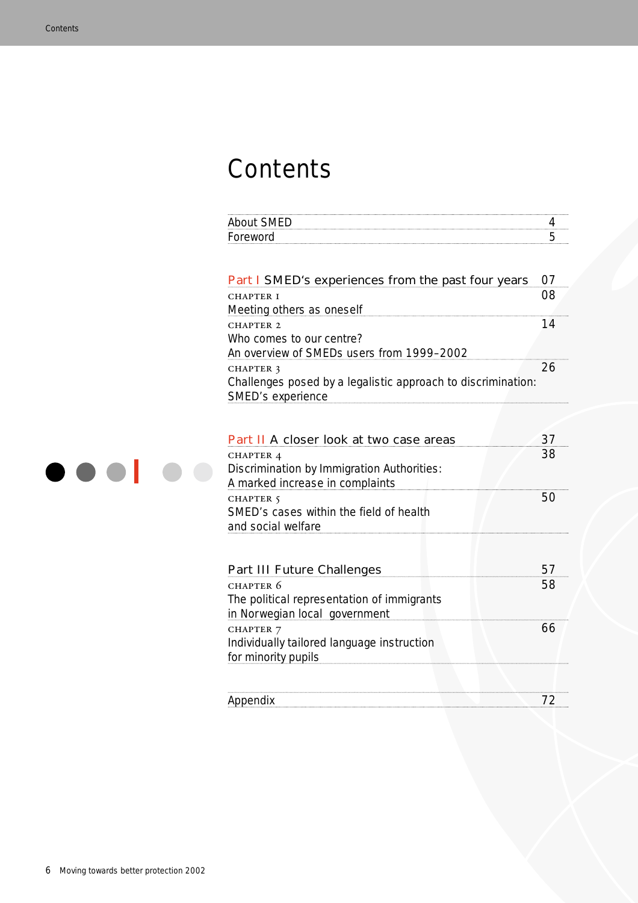# Contents

| | |
|---|---|
| About SMED | 4 |
| Foreword | 5 |

| | |
|---|---|
| **Part I** SMED's experiences from the past four years | 07 |
| CHAPTER 1<br>Meeting others as oneself | 08 |
| CHAPTER 2<br>Who comes to our centre?<br>An overview of SMEDs users from 1999–2002 | 14 |
| CHAPTER 3<br>Challenges posed by a legalistic approach to discrimination: SMED's experience | 26 |

| | |
|---|---|
| **Part II** A closer look at two case areas | 37 |
| CHAPTER 4<br>Discrimination by Immigration Authorities:<br>A marked increase in complaints | 38 |
| CHAPTER 5<br>SMED's cases within the field of health and social welfare | 50 |

| | |
|---|---|
| **Part III** Future Challenges | 57 |
| CHAPTER 6<br>The political representation of immigrants in Norwegian local government | 58 |
| CHAPTER 7<br>Individually tailored language instruction for minority pupils | 66 |

| | |
|---|---|
| Appendix | 72 |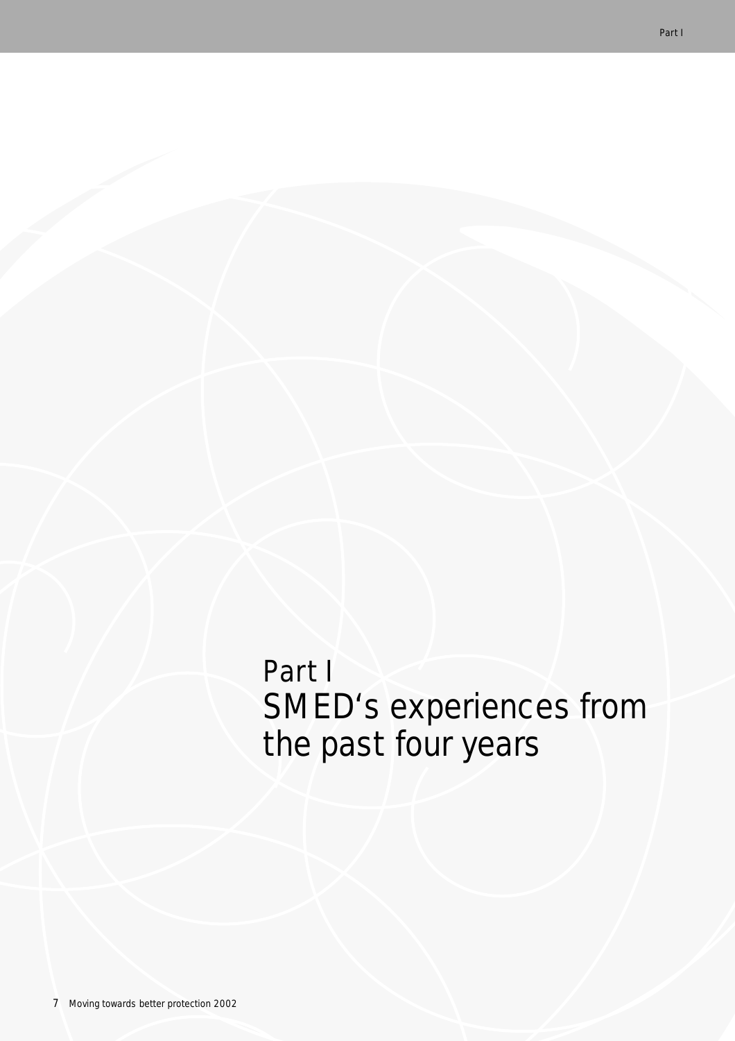# Part I
# SMED's experiences from the past four years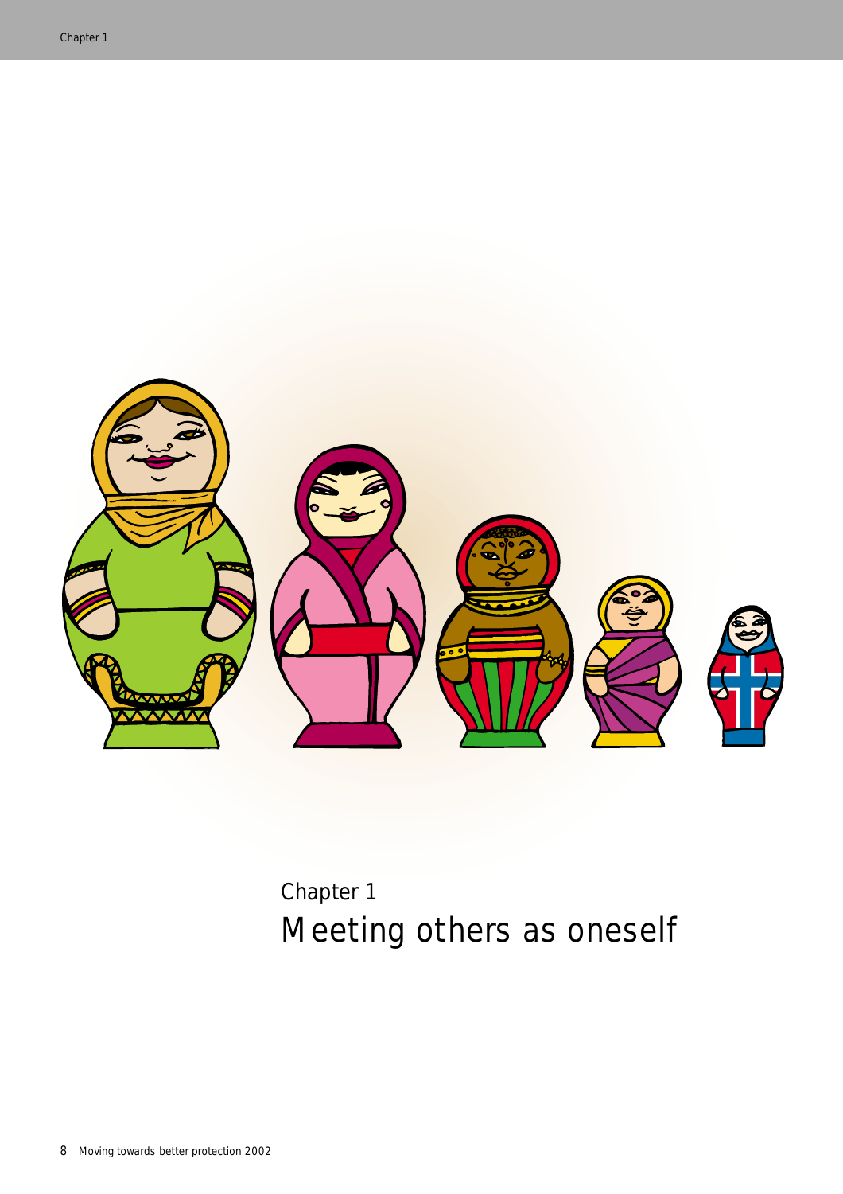# Chapter 1
# Meeting others as oneself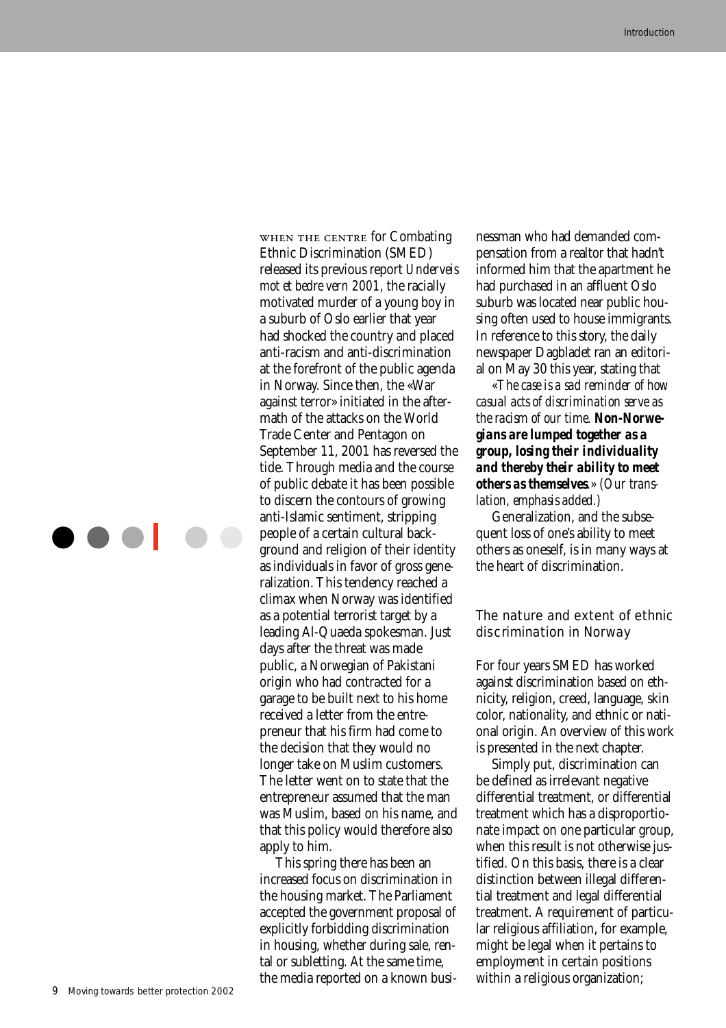When the Centre for Combating Ethnic Discrimination (SMED) released its previous report *Underveis mot et bedre vern 2001*, the racially motivated murder of a young boy in a suburb of Oslo earlier that year had shocked the country and placed anti-racism and anti-discrimination at the forefront of the public agenda in Norway. Since then, the «War against terror» initiated in the aftermath of the attacks on the World Trade Center and Pentagon on September 11, 2001 has reversed the tide. Through media and the course of public debate it has been possible to discern the contours of growing anti-Islamic sentiment, stripping people of a certain cultural background and religion of their identity as individuals in favor of gross generalization. This tendency reached a climax when Norway was identified as a potential terrorist target by a leading Al-Quaeda spokesman. Just days after the threat was made public, a Norwegian of Pakistani origin who had contracted for a garage to be built next to his home received a letter from the entrepreneur that his firm had come to the decision that they would no longer take on Muslim customers. The letter went on to state that the entrepreneur assumed that the man was Muslim, based on his name, and that this policy would therefore also apply to him.

This spring there has been an increased focus on discrimination in the housing market. The Parliament accepted the government proposal of explicitly forbidding discrimination in housing, whether during sale, rental or subletting. At the same time, the media reported on a known businessman who had demanded compensation from a realtor that hadn't informed him that the apartment he had purchased in an affluent Oslo suburb was located near public housing often used to house immigrants. In reference to this story, the daily newspaper Dagbladet ran an editorial on May 30 this year, stating that

*«The case is a sad reminder of how casual acts of discrimination serve as the racism of our time.* ***Non-Norwegians are lumped together as a group, losing their individuality and thereby their ability to meet others as themselves.*** *» (Our translation, emphasis added.)*

Generalization, and the subsequent loss of one's ability to meet others as oneself, is in many ways at the heart of discrimination.

## The nature and extent of ethnic discrimination in Norway

For four years SMED has worked against discrimination based on ethnicity, religion, creed, language, skin color, nationality, and ethnic or national origin. An overview of this work is presented in the next chapter.

Simply put, discrimination can be defined as irrelevant negative differential treatment, or differential treatment which has a disproportionate impact on one particular group, when this result is not otherwise justified. On this basis, there is a clear distinction between illegal differential treatment and legal differential treatment. A requirement of particular religious affiliation, for example, might be legal when it pertains to employment in certain positions within a religious organization;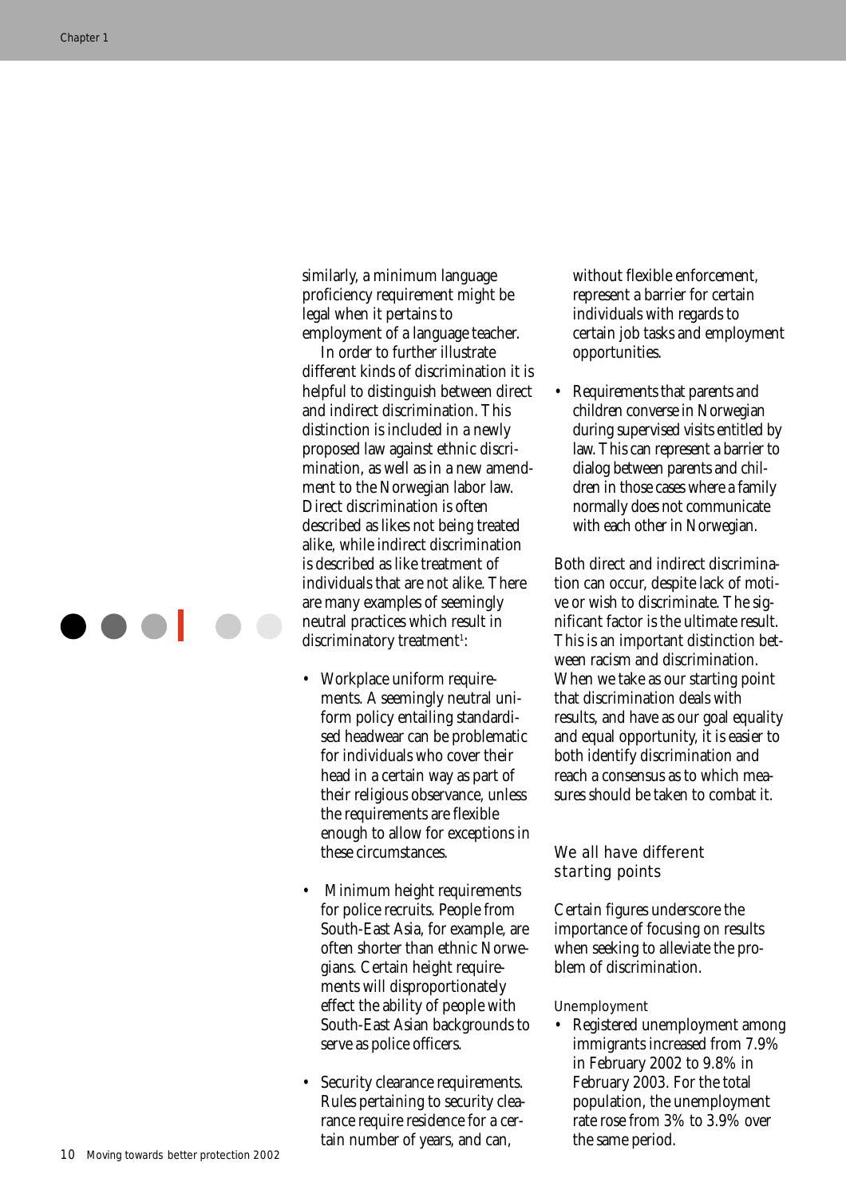similarly, a minimum language proficiency requirement might be legal when it pertains to employment of a language teacher.

In order to further illustrate different kinds of discrimination it is helpful to distinguish between direct and indirect discrimination. This distinction is included in a newly proposed law against ethnic discrimination, as well as in a new amendment to the Norwegian labor law. Direct discrimination is often described as likes not being treated alike, while indirect discrimination is described as like treatment of individuals that are not alike. There are many examples of seemingly neutral practices which result in discriminatory treatment[1]:

- Workplace uniform requirements. A seemingly neutral uniform policy entailing standardised headwear can be problematic for individuals who cover their head in a certain way as part of their religious observance, unless the requirements are flexible enough to allow for exceptions in these circumstances.

- Minimum height requirements for police recruits. People from South-East Asia, for example, are often shorter than ethnic Norwegians. Certain height requirements will disproportionately effect the ability of people with South-East Asian backgrounds to serve as police officers.

- Security clearance requirements. Rules pertaining to security clearance require residence for a certain number of years, and can, without flexible enforcement, represent a barrier for certain individuals with regards to certain job tasks and employment opportunities.

- Requirements that parents and children converse in Norwegian during supervised visits entitled by law. This can represent a barrier to dialog between parents and children in those cases where a family normally does not communicate with each other in Norwegian.

Both direct and indirect discrimination can occur, despite lack of motive or wish to discriminate. The significant factor is the ultimate result. This is an important distinction between racism and discrimination. When we take as our starting point that discrimination deals with results, and have as our goal equality and equal opportunity, it is easier to both identify discrimination and reach a consensus as to which measures should be taken to combat it.

## We all have different starting points

Certain figures underscore the importance of focusing on results when seeking to alleviate the problem of discrimination.

### Unemployment

- Registered unemployment among immigrants increased from 7.9% in February 2002 to 9.8% in February 2003. For the total population, the unemployment rate rose from 3% to 3.9% over the same period.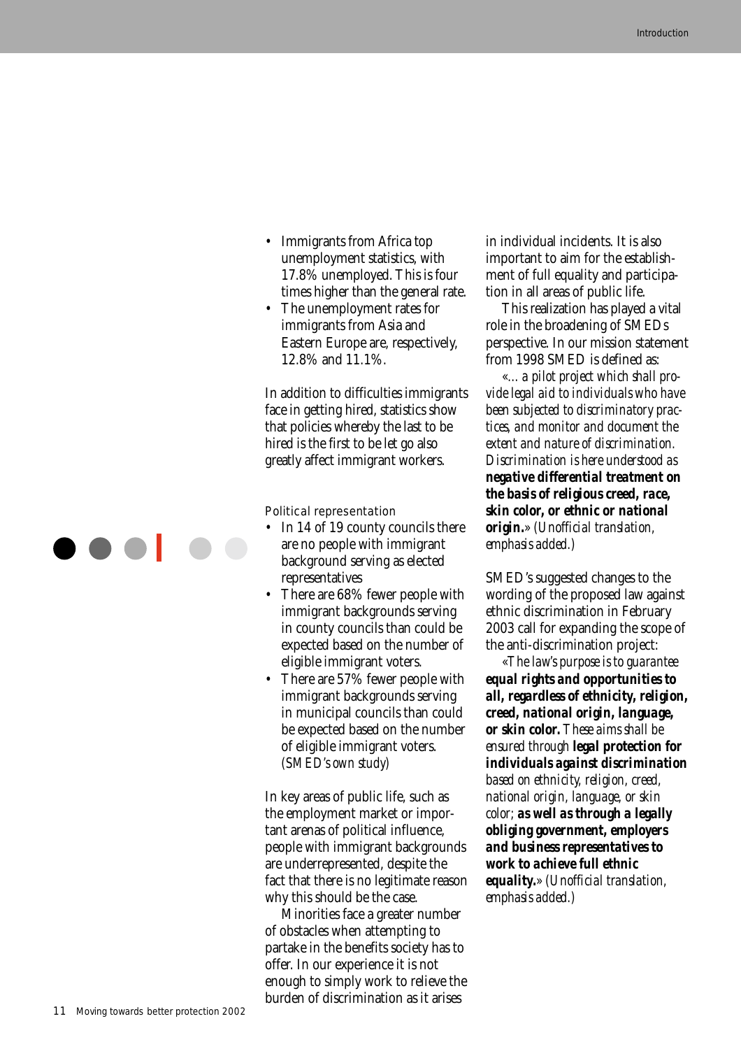- Immigrants from Africa top unemployment statistics, with 17.8% unemployed. This is four times higher than the general rate.
- The unemployment rates for immigrants from Asia and Eastern Europe are, respectively, 12.8% and 11.1%.

In addition to difficulties immigrants face in getting hired, statistics show that policies whereby the last to be hired is the first to be let go also greatly affect immigrant workers.

### Political representation

- In 14 of 19 county councils there are no people with immigrant background serving as elected representatives
- There are 68% fewer people with immigrant backgrounds serving in county councils than could be expected based on the number of eligible immigrant voters.
- There are 57% fewer people with immigrant backgrounds serving in municipal councils than could be expected based on the number of eligible immigrant voters. *(SMED's own study)*

In key areas of public life, such as the employment market or important arenas of political influence, people with immigrant backgrounds are underrepresented, despite the fact that there is no legitimate reason why this should be the case.

Minorities face a greater number of obstacles when attempting to partake in the benefits society has to offer. In our experience it is not enough to simply work to relieve the burden of discrimination as it arises in individual incidents. It is also important to aim for the establishment of full equality and participation in all areas of public life.

This realization has played a vital role in the broadening of SMEDs perspective. In our mission statement from 1998 SMED is defined as:

*«…a pilot project which shall provide legal aid to individuals who have been subjected to discriminatory practices, and monitor and document the extent and nature of discrimination. Discrimination is here understood as* ***negative differential treatment on the basis of religious creed, race, skin color, or ethnic or national origin.****» (Unofficial translation, emphasis added.)*

SMED's suggested changes to the wording of the proposed law against ethnic discrimination in February 2003 call for expanding the scope of the anti-discrimination project:

*«The law's purpose is to guarantee* ***equal rights and opportunities to all, regardless of ethnicity, religion, creed, national origin, language, or skin color.*** *These aims shall be ensured through* ***legal protection for individuals against discrimination*** *based on ethnicity, religion, creed, national origin, language, or skin color;* ***as well as through a legally obliging government, employers and business representatives to work to achieve full ethnic equality.****» (Unofficial translation, emphasis added.)*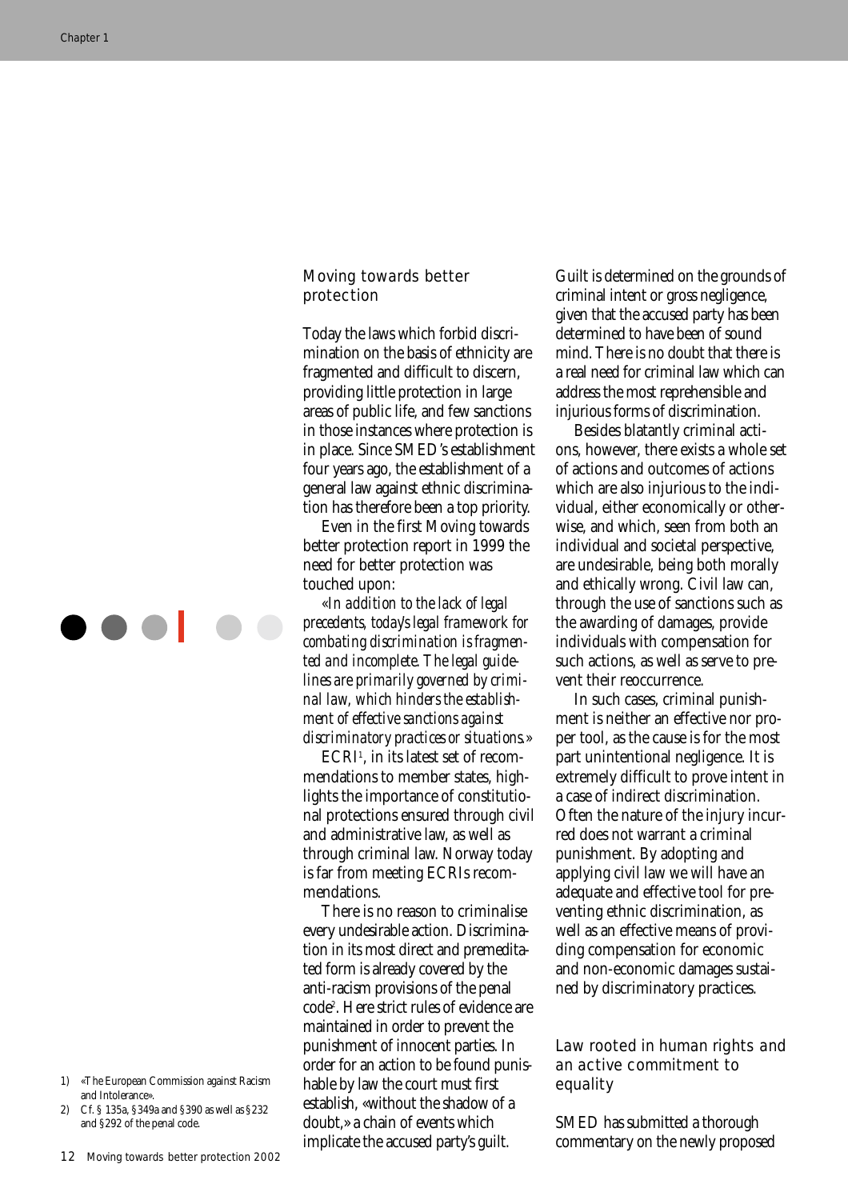## Moving towards better protection

Today the laws which forbid discrimination on the basis of ethnicity are fragmented and difficult to discern, providing little protection in large areas of public life, and few sanctions in those instances where protection is in place. Since SMED's establishment four years ago, the establishment of a general law against ethnic discrimination has therefore been a top priority.

Even in the first Moving towards better protection report in 1999 the need for better protection was touched upon:

«*In addition to the lack of legal precedents, today's legal framework for combating discrimination is fragmented and incomplete. The legal guidelines are primarily governed by criminal law, which hinders the establishment of effective sanctions against discriminatory practices or situations.*»

ECRI[1], in its latest set of recommendations to member states, highlights the importance of constitutional protections ensured through civil and administrative law, as well as through criminal law. Norway today is far from meeting ECRIs recommendations.

There is no reason to criminalise every undesirable action. Discrimination in its most direct and premeditated form is already covered by the anti-racism provisions of the penal code[2]. Here strict rules of evidence are maintained in order to prevent the punishment of innocent parties. In order for an action to be found punishable by law the court must first establish, «without the shadow of a doubt,» a chain of events which implicate the accused party's guilt. Guilt is determined on the grounds of criminal intent or gross negligence, given that the accused party has been determined to have been of sound mind. There is no doubt that there is a real need for criminal law which can address the most reprehensible and injurious forms of discrimination.

Besides blatantly criminal actions, however, there exists a whole set of actions and outcomes of actions which are also injurious to the individual, either economically or otherwise, and which, seen from both an individual and societal perspective, are undesirable, being both morally and ethically wrong. Civil law can, through the use of sanctions such as the awarding of damages, provide individuals with compensation for such actions, as well as serve to prevent their reoccurrence.

In such cases, criminal punishment is neither an effective nor proper tool, as the cause is for the most part unintentional negligence. It is extremely difficult to prove intent in a case of indirect discrimination. Often the nature of the injury incurred does not warrant a criminal punishment. By adopting and applying civil law we will have an adequate and effective tool for preventing ethnic discrimination, as well as an effective means of providing compensation for economic and non-economic damages sustained by discriminatory practices.

## Law rooted in human rights and an active commitment to equality

SMED has submitted a thorough commentary on the newly proposed

---

1) «The European Commission against Racism and Intolerance».

2) Cf. § 135a, §349a and §390 as well as §232 and §292 of the penal code.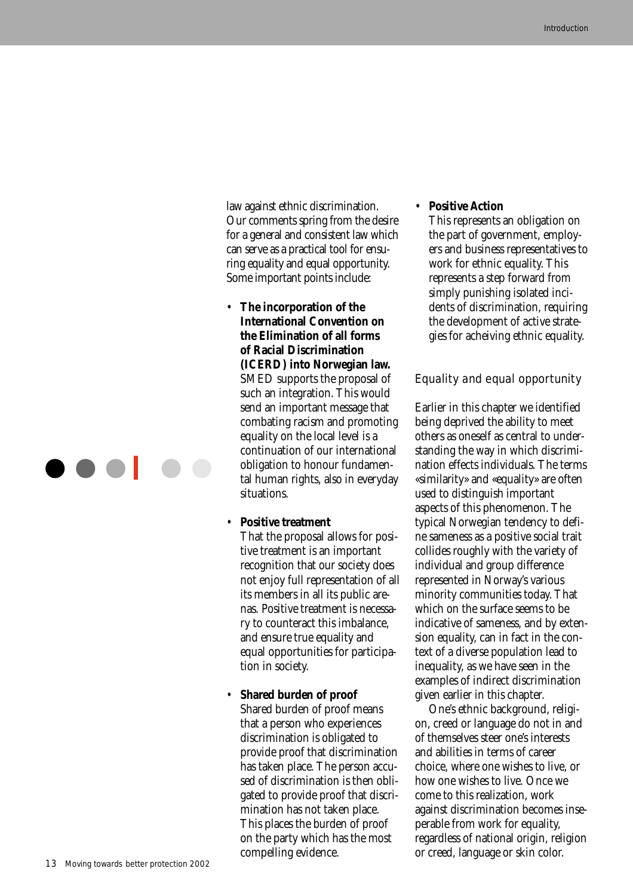law against ethnic discrimination. Our comments spring from the desire for a general and consistent law which can serve as a practical tool for ensuring equality and equal opportunity. Some important points include:

- **The incorporation of the International Convention on the Elimination of all forms of Racial Discrimination (ICERD) into Norwegian law.**
  SMED supports the proposal of such an integration. This would send an important message that combating racism and promoting equality on the local level is a continuation of our international obligation to honour fundamental human rights, also in everyday situations.

- **Positive treatment**
  That the proposal allows for positive treatment is an important recognition that our society does not enjoy full representation of all its members in all its public arenas. Positive treatment is necessary to counteract this imbalance, and ensure true equality and equal opportunities for participation in society.

- **Shared burden of proof**
  Shared burden of proof means that a person who experiences discrimination is obligated to provide proof that discrimination has taken place. The person accused of discrimination is then obligated to provide proof that discrimination has not taken place. This places the burden of proof on the party which has the most compelling evidence.

- **Positive Action**
  This represents an obligation on the part of government, employers and business representatives to work for ethnic equality. This represents a step forward from simply punishing isolated incidents of discrimination, requiring the development of active strategies for acheiving ethnic equality.

## Equality and equal opportunity

Earlier in this chapter we identified being deprived the ability to meet others as oneself as central to understanding the way in which discrimination effects individuals. The terms «similarity» and «equality» are often used to distinguish important aspects of this phenomenon. The typical Norwegian tendency to define sameness as a positive social trait collides roughly with the variety of individual and group difference represented in Norway's various minority communities today. That which on the surface seems to be indicative of sameness, and by extension equality, can in fact in the context of a diverse population lead to inequality, as we have seen in the examples of indirect discrimination given earlier in this chapter.

One's ethnic background, religion, creed or language do not in and of themselves steer one's interests and abilities in terms of career choice, where one wishes to live, or how one wishes to live. Once we come to this realization, work against discrimination becomes inseperable from work for equality, regardless of national origin, religion or creed, language or skin color.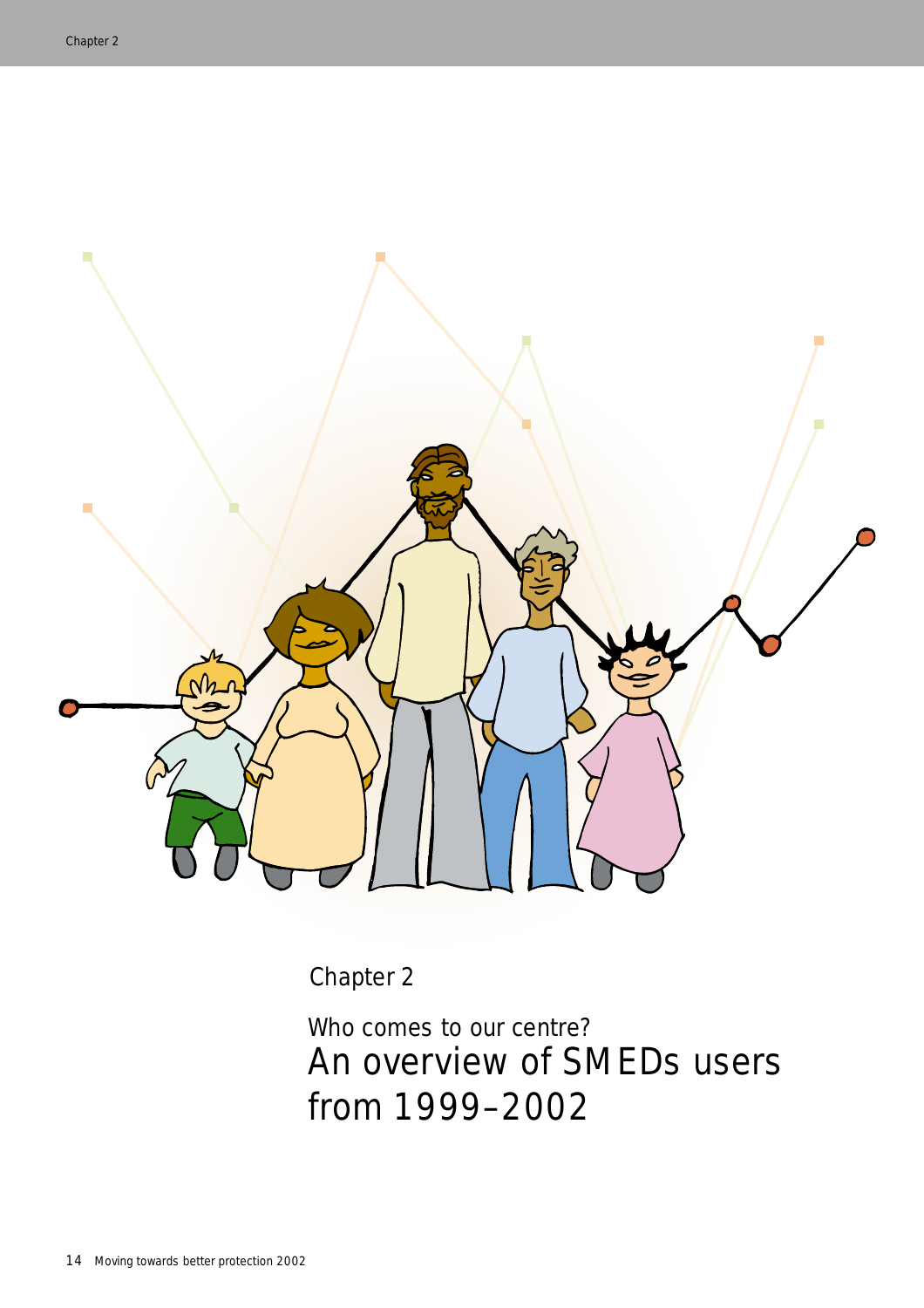# Chapter 2

## Who comes to our centre?

# An overview of SMEDs users from 1999–2002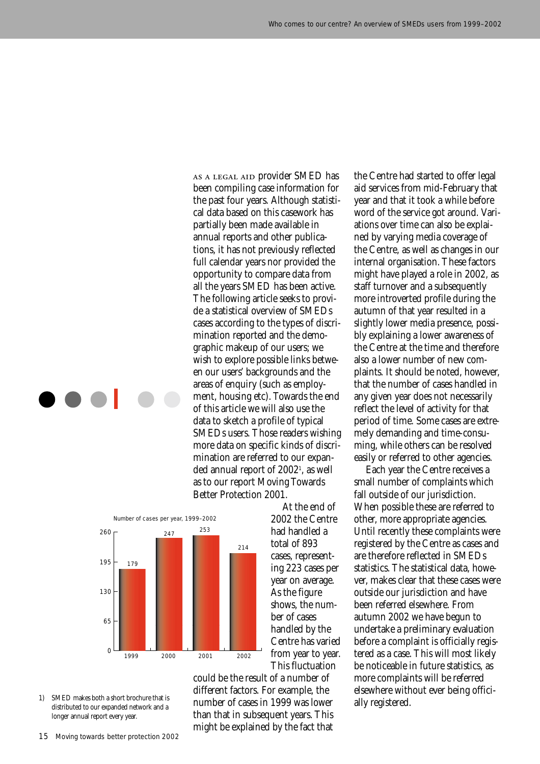As a legal aid provider SMED has been compiling case information for the past four years. Although statistical data based on this casework has partially been made available in annual reports and other publications, it has not previously reflected full calendar years nor provided the opportunity to compare data from all the years SMED has been active. The following article seeks to provide a statistical overview of SMEDs cases according to the types of discrimination reported and the demographic makeup of our users; we wish to explore possible links between our users' backgrounds and the areas of enquiry (such as employment, housing etc). Towards the end of this article we will also use the data to sketch a profile of typical SMEDs users. Those readers wishing more data on specific kinds of discrimination are referred to our expanded annual report of 2002[1], as well as to our report Moving Towards Better Protection 2001.

Number of cases per year, 1999–2002

| Year | Number of cases |
|---|---|
| 1999 | 179 |
| 2000 | 247 |
| 2001 | 253 |
| 2002 | 214 |

At the end of 2002 the Centre had handled a total of 893 cases, representing 223 cases per year on average. As the figure shows, the number of cases handled by the Centre has varied from year to year. This fluctuation could be the result of a number of different factors. For example, the number of cases in 1999 was lower than that in subsequent years. This might be explained by the fact that the Centre had started to offer legal aid services from mid-February that year and that it took a while before word of the service got around. Variations over time can also be explained by varying media coverage of the Centre, as well as changes in our internal organisation. These factors might have played a role in 2002, as staff turnover and a subsequently more introverted profile during the autumn of that year resulted in a slightly lower media presence, possibly explaining a lower awareness of the Centre at the time and therefore also a lower number of new complaints. It should be noted, however, that the number of cases handled in any given year does not necessarily reflect the level of activity for that period of time. Some cases are extremely demanding and time-consuming, while others can be resolved easily or referred to other agencies.

Each year the Centre receives a small number of complaints which fall outside of our jurisdiction. When possible these are referred to other, more appropriate agencies. Until recently these complaints were registered by the Centre as cases and are therefore reflected in SMEDs statistics. The statistical data, however, makes clear that these cases were outside our jurisdiction and have been referred elsewhere. From autumn 2002 we have begun to undertake a preliminary evaluation before a complaint is officially registered as a case. This will most likely be noticeable in future statistics, as more complaints will be referred elsewhere without ever being officially registered.

1) SMED makes both a short brochure that is distributed to our expanded network and a longer annual report every year.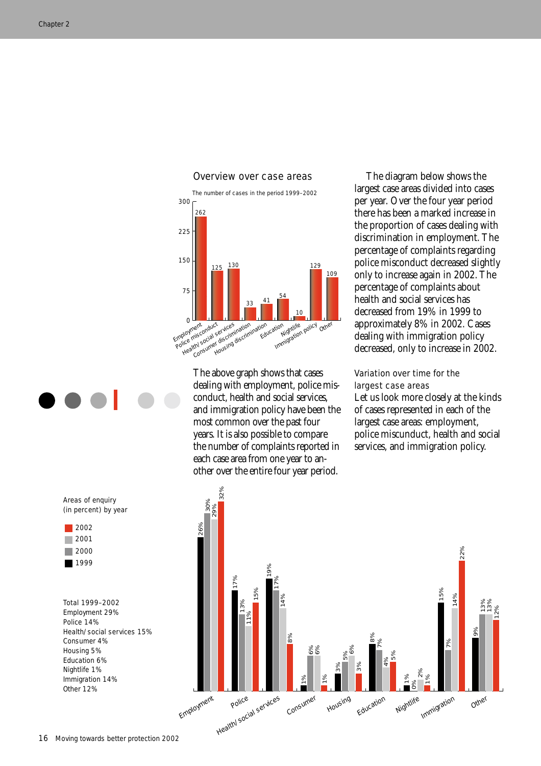## Overview over case areas

The number of cases in the period 1999–2002

| Case area | Number of cases |
|---|---|
| Employment | 262 |
| Police misconduct | 125 |
| Health/social services | 130 |
| Consumer discrimination | 33 |
| Housing discrimination | 41 |
| Education | 54 |
| Nightlife | 10 |
| Immigration policy | 129 |
| Other | 109 |

The above graph shows that cases dealing with employment, police misconduct, health and social services, and immigration policy have been the most common over the past four years. It is also possible to compare the number of complaints reported in each case area from one year to another over the entire four year period.

The diagram below shows the largest case areas divided into cases per year. Over the four year period there has been a marked increase in the proportion of cases dealing with discrimination in employment. The percentage of complaints regarding police misconduct decreased slightly only to increase again in 2002. The percentage of complaints about health and social services has decreased from 19% in 1999 to approximately 8% in 2002. Cases dealing with immigration policy decreased, only to increase in 2002.

### Variation over time for the largest case areas

Let us look more closely at the kinds of cases represented in each of the largest case areas: employment, police miscunduct, health and social services, and immigration policy.

Areas of enquiry (in percent) by year

| Area | 1999 | 2000 | 2001 | 2002 |
|---|---|---|---|---|
| Employment | 26% | 30% | 29% | 32% |
| Police | 17% | 13% | 11% | 15% |
| Health/social services | 19% | 17% | 14% | 8% |
| Consumer | 1% | 6% | 6% | 1% |
| Housing | 3% | 5% | 6% | 3% |
| Education | 8% | 7% | 4% | 5% |
| Nightlife | 1% | 0% | 2% | 1% |
| Immigration | 15% | 7% | 14% | 22% |
| Other | 9% | 13% | 13% | 12% |

Total 1999–2002
Employment 29%
Police 14%
Health/social services 15%
Consumer 4%
Housing 5%
Education 6%
Nightlife 1%
Immigration 14%
Other 12%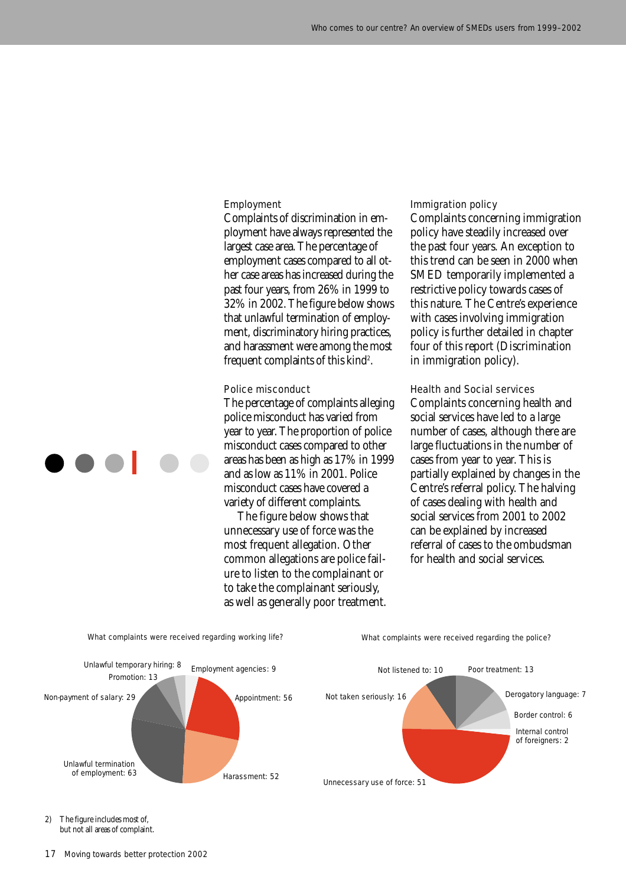### Employment

Complaints of discrimination in employment have always represented the largest case area. The percentage of employment cases compared to all other case areas has increased during the past four years, from 26% in 1999 to 32% in 2002. The figure below shows that unlawful termination of employment, discriminatory hiring practices, and harassment were among the most frequent complaints of this kind[2].

### Police misconduct

The percentage of complaints alleging police misconduct has varied from year to year. The proportion of police misconduct cases compared to other areas has been as high as 17% in 1999 and as low as 11% in 2001. Police misconduct cases have covered a variety of different complaints.

The figure below shows that unnecessary use of force was the most frequent allegation. Other common allegations are police failure to listen to the complainant or to take the complainant seriously, as well as generally poor treatment.

### Immigration policy

Complaints concerning immigration policy have steadily increased over the past four years. An exception to this trend can be seen in 2000 when SMED temporarily implemented a restrictive policy towards cases of this nature. The Centre's experience with cases involving immigration policy is further detailed in chapter four of this report (Discrimination in immigration policy).

### Health and Social services

Complaints concerning health and social services have led to a large number of cases, although there are large fluctuations in the number of cases from year to year. This is partially explained by changes in the Centre's referral policy. The halving of cases dealing with health and social services from 2001 to 2002 can be explained by increased referral of cases to the ombudsman for health and social services.

What complaints were received regarding working life?

| Category | Number |
| --- | --- |
| Employment agencies | 9 |
| Appointment | 56 |
| Harassment | 52 |
| Unlawful termination of employment | 63 |
| Non-payment of salary | 29 |
| Promotion | 13 |
| Unlawful temporary hiring | 8 |

What complaints were received regarding the police?

| Category | Number |
| --- | --- |
| Poor treatment | 13 |
| Derogatory language | 7 |
| Border control | 6 |
| Internal control of foreigners | 2 |
| Unnecessary use of force | 51 |
| Not taken seriously | 16 |
| Not listened to | 10 |

2) The figure includes most of, but not all areas of complaint.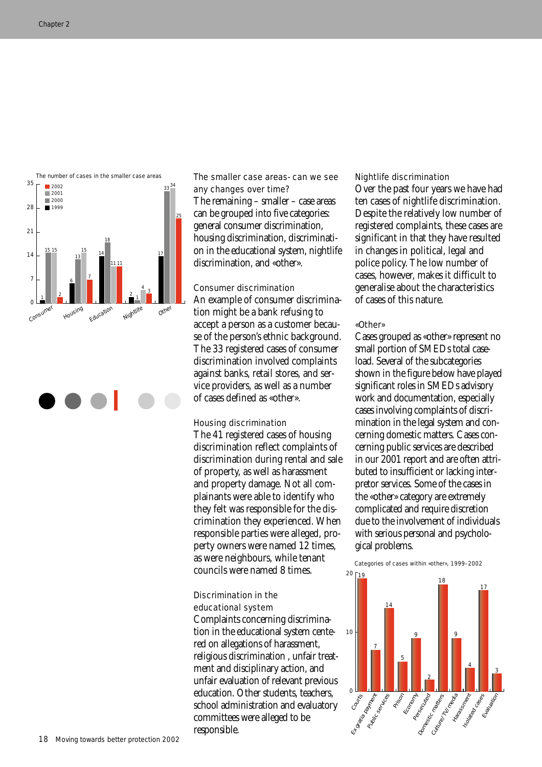The number of cases in the smaller case areas

| | Consumer | Housing | Education | Nightlife | Other |
|---|---|---|---|---|---|
| 1999 | 1 | 6 | 14 | 2 | 17 |
| 2000 | 15 | 13 | 18 | 1 | 33 |
| 2001 | 15 | 15 | 11 | 4 | 34 |
| 2002 | 2 | 7 | 11 | 3 | 25 |

## The smaller case areas- can we see any changes over time?

The remaining – smaller – case areas can be grouped into five categories: general consumer discrimination, housing discrimination, discrimination in the educational system, nightlife discrimination, and «other».

### Consumer discrimination

An example of consumer discrimination might be a bank refusing to accept a person as a customer because of the person's ethnic background. The 33 registered cases of consumer discrimination involved complaints against banks, retail stores, and service providers, as well as a number of cases defined as «other».

### Housing discrimination

The 41 registered cases of housing discrimination reflect complaints of discrimination during rental and sale of property, as well as harassment and property damage. Not all complainants were able to identify who they felt was responsible for the discrimination they experienced. When responsible parties were alleged, property owners were named 12 times, as were neighbours, while tenant councils were named 8 times.

### Discrimination in the educational system

Complaints concerning discrimination in the educational system centered on allegations of harassment, religious discrimination , unfair treatment and disciplinary action, and unfair evaluation of relevant previous education. Other students, teachers, school administration and evaluatory committees were alleged to be responsible.

### Nightlife discrimination

Over the past four years we have had ten cases of nightlife discrimination. Despite the relatively low number of registered complaints, these cases are significant in that they have resulted in changes in political, legal and police policy. The low number of cases, however, makes it difficult to generalise about the characteristics of cases of this nature.

### «Other»

Cases grouped as «other» represent no small portion of SMED's total caseload. Several of the subcategories shown in the figure below have played significant roles in SMED's advisory work and documentation, especially cases involving complaints of discrimination in the legal system and concerning domestic matters. Cases concerning public services are described in our 2001 report and are often attributed to insufficient or lacking interpretor services. Some of the cases in the «other» category are extremely complicated and require discretion due to the involvement of individuals with serious personal and psychological problems.

Categories of cases within «other», 1999–2002

| Category | Cases |
|---|---|
| Courts | 19 |
| Ex gratia payment | 7 |
| Public services | 14 |
| Prison | 5 |
| Economy | 9 |
| Persecuted | 2 |
| Domestic matters | 18 |
| Culture/TV/media | 9 |
| Harassment | 4 |
| Isolated cases | 17 |
| Evaluation | 3 |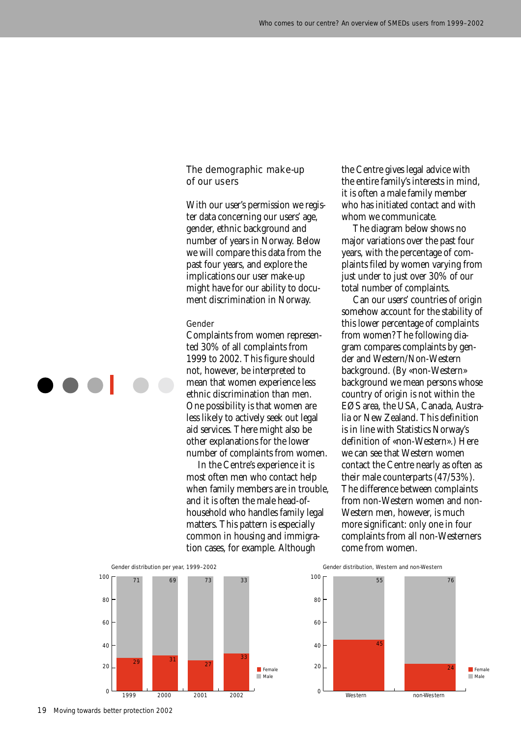## The demographic make-up of our users

With our user's permission we register data concerning our users' age, gender, ethnic background and number of years in Norway. Below we will compare this data from the past four years, and explore the implications our user make-up might have for our ability to document discrimination in Norway.

### Gender

Complaints from women represented 30% of all complaints from 1999 to 2002. This figure should not, however, be interpreted to mean that women experience less ethnic discrimination than men. One possibility is that women are less likely to actively seek out legal aid services. There might also be other explanations for the lower number of complaints from women.

In the Centre's experience it is most often men who contact help when family members are in trouble, and it is often the male head-of-household who handles family legal matters. This pattern is especially common in housing and immigration cases, for example. Although the Centre gives legal advice with the entire family's interests in mind, it is often a male family member who has initiated contact and with whom we communicate.

The diagram below shows no major variations over the past four years, with the percentage of complaints filed by women varying from just under to just over 30% of our total number of complaints.

Can our users' countries of origin somehow account for the stability of this lower percentage of complaints from women? The following diagram compares complaints by gender and Western/Non-Western background. (By «non-Western» background we mean persons whose country of origin is not within the EØS area, the USA, Canada, Australia or New Zealand. This definition is in line with Statistics Norway's definition of «non-Western».) Here we can see that Western women contact the Centre nearly as often as their male counterparts (47/53%). The difference between complaints from non-Western women and non-Western men, however, is much more significant: only one in four complaints from all non-Westerners come from women.

Gender distribution per year, 1999–2002

| | 1999 | 2000 | 2001 | 2002 |
|---|---|---|---|---|
| Male | 71 | 69 | 73 | 33 |
| Female | 29 | 31 | 27 | 33 |

Gender distribution, Western and non-Western

| | Western | non-Western |
|---|---|---|
| Male | 55 | 76 |
| Female | 45 | 24 |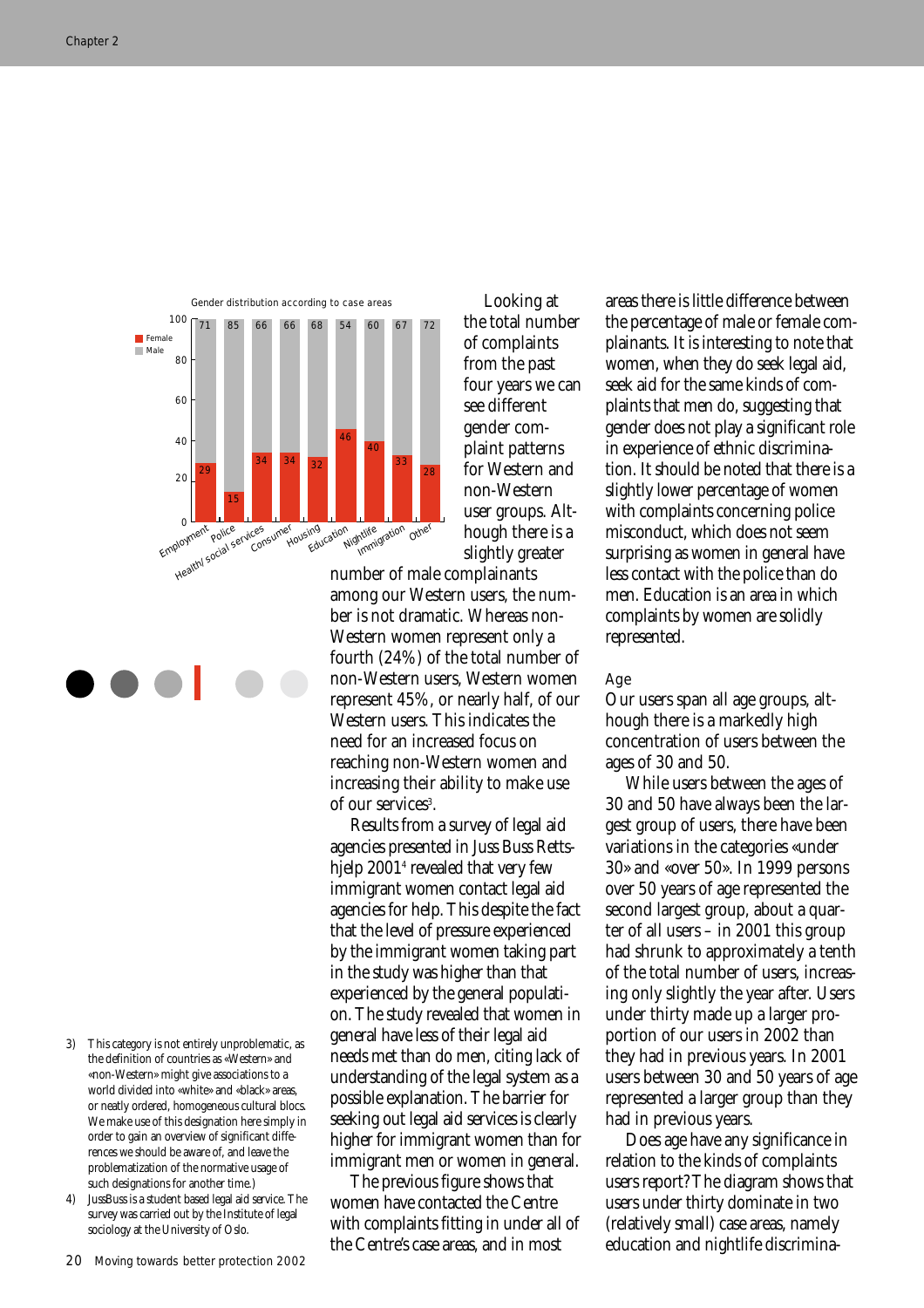Gender distribution according to case areas

| Case area | Female | Male |
|---|---|---|
| Employment | 29 | 71 |
| Police | 15 | 85 |
| Health/ social services | 34 | 66 |
| Consumer | 34 | 66 |
| Housing | 32 | 68 |
| Education | 46 | 54 |
| Nightlife | 40 | 60 |
| Immigration | 33 | 67 |
| Other | 28 | 72 |

Looking at the total number of complaints from the past four years we can see different gender complaint patterns for Western and non-Western user groups. Although there is a slightly greater number of male complainants among our Western users, the number is not dramatic. Whereas non-Western women represent only a fourth (24%) of the total number of non-Western users, Western women represent 45%, or nearly half, of our Western users. This indicates the need for an increased focus on reaching non-Western women and increasing their ability to make use of our services[3].

Results from a survey of legal aid agencies presented in Juss Buss Rettshjelp 2001[4] revealed that very few immigrant women contact legal aid agencies for help. This despite the fact that the level of pressure experienced by the immigrant women taking part in the study was higher than that experienced by the general population. The study revealed that women in general have less of their legal aid needs met than do men, citing lack of understanding of the legal system as a possible explanation. The barrier for seeking out legal aid services is clearly higher for immigrant women than for immigrant men or women in general.

The previous figure shows that women have contacted the Centre with complaints fitting in under all of the Centre's case areas, and in most areas there is little difference between the percentage of male or female complainants. It is interesting to note that women, when they do seek legal aid, seek aid for the same kinds of complaints that men do, suggesting that gender does not play a significant role in experience of ethnic discrimination. It should be noted that there is a slightly lower percentage of women with complaints concerning police misconduct, which does not seem surprising as women in general have less contact with the police than do men. Education is an area in which complaints by women are solidly represented.

## Age

Our users span all age groups, although there is a markedly high concentration of users between the ages of 30 and 50.

While users between the ages of 30 and 50 have always been the largest group of users, there have been variations in the categories «under 30» and «over 50». In 1999 persons over 50 years of age represented the second largest group, about a quarter of all users – in 2001 this group had shrunk to approximately a tenth of the total number of users, increasing only slightly the year after. Users under thirty made up a larger proportion of our users in 2002 than they had in previous years. In 2001 users between 30 and 50 years of age represented a larger group than they had in previous years.

Does age have any significance in relation to the kinds of complaints users report? The diagram shows that users under thirty dominate in two (relatively small) case areas, namely education and nightlife discrimina-

3) This category is not entirely unproblematic, as the definition of countries as «Western» and «non-Western» might give associations to a world divided into «white» and «black» areas, or neatly ordered, homogeneous cultural blocs. We make use of this designation here simply in order to gain an overview of significant differences we should be aware of, and leave the problematization of the normative usage of such designations for another time.)

4) JussBuss is a student based legal aid service. The survey was carried out by the Institute of legal sociology at the University of Oslo.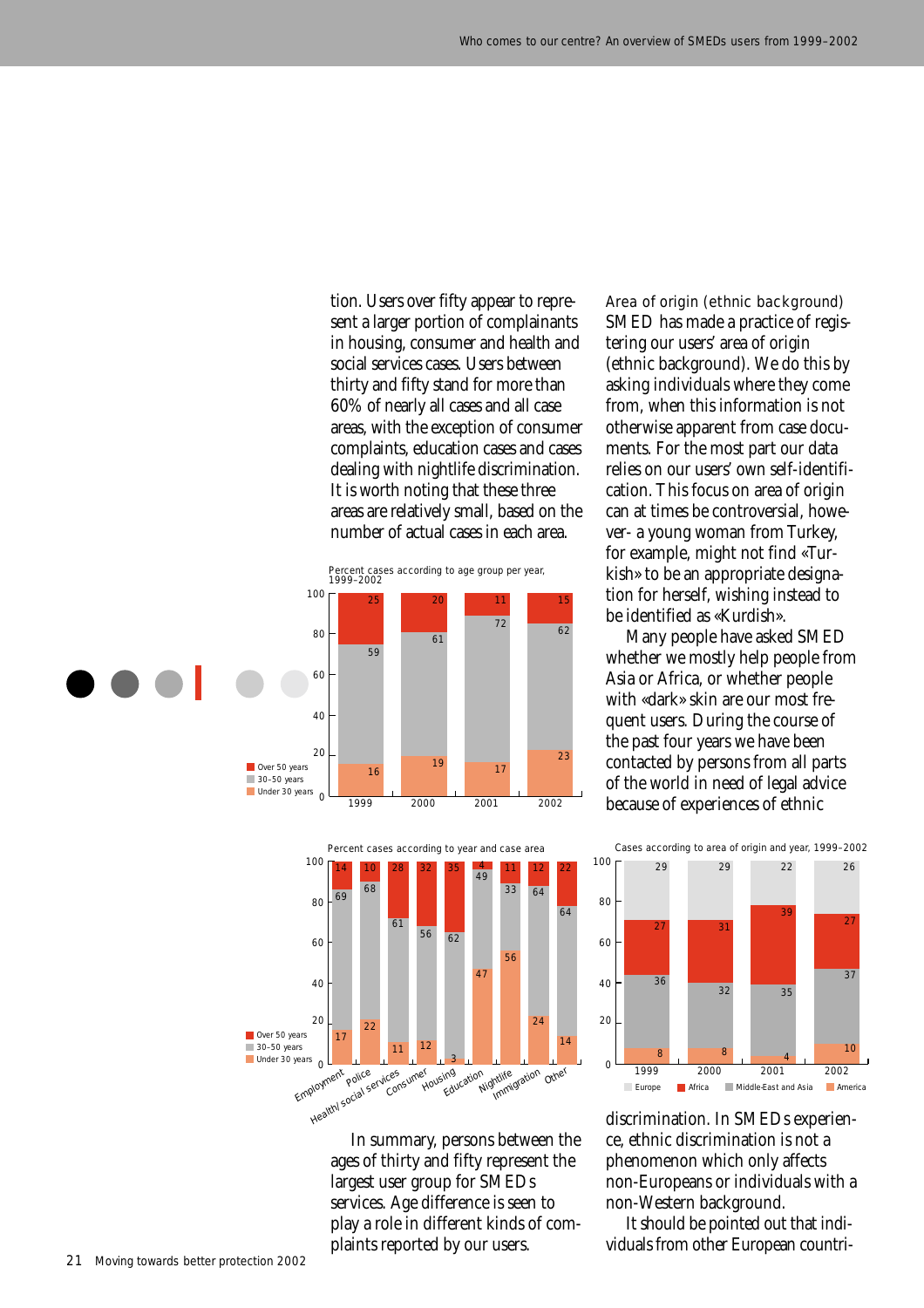tion. Users over fifty appear to represent a larger portion of complainants in housing, consumer and health and social services cases. Users between thirty and fifty stand for more than 60% of nearly all cases and all case areas, with the exception of consumer complaints, education cases and cases dealing with nightlife discrimination. It is worth noting that these three areas are relatively small, based on the number of actual cases in each area.

Percent cases according to age group per year, 1999–2002

| | 1999 | 2000 | 2001 | 2002 |
|---|---|---|---|---|
| Over 50 years | 25 | 20 | 11 | 15 |
| 30–50 years | 59 | 61 | 72 | 62 |
| Under 30 years | 16 | 19 | 17 | 23 |

Percent cases according to year and case area

| | Employment | Police | Health/social services | Consumer | Housing | Education | Nightlife | Immigration | Other |
|---|---|---|---|---|---|---|---|---|---|
| Over 50 years | 14 | 10 | 28 | 32 | 35 | 4 | 11 | 12 | 22 |
| 30–50 years | 69 | 68 | 61 | 56 | 62 | 49 | 33 | 64 | 64 |
| Under 30 years | 17 | 22 | 11 | 12 | 3 | 47 | 56 | 24 | 14 |

In summary, persons between the ages of thirty and fifty represent the largest user group for SMEDs services. Age difference is seen to play a role in different kinds of complaints reported by our users.

### Area of origin (ethnic background)

SMED has made a practice of registering our users' area of origin (ethnic background). We do this by asking individuals where they come from, when this information is not otherwise apparent from case documents. For the most part our data relies on our users' own self-identification. This focus on area of origin can at times be controversial, however- a young woman from Turkey, for example, might not find «Turkish» to be an appropriate designation for herself, wishing instead to be identified as «Kurdish».

Many people have asked SMED whether we mostly help people from Asia or Africa, or whether people with «dark» skin are our most frequent users. During the course of the past four years we have been contacted by persons from all parts of the world in need of legal advice because of experiences of ethnic discrimination. In SMEDs experience, ethnic discrimination is not a phenomenon which only affects non-Europeans or individuals with a non-Western background.

Cases according to area of origin and year, 1999–2002

| | 1999 | 2000 | 2001 | 2002 |
|---|---|---|---|---|
| Europe | 29 | 29 | 22 | 26 |
| Africa | 27 | 31 | 39 | 27 |
| Middle-East and Asia | 36 | 32 | 35 | 37 |
| America | 8 | 8 | 4 | 10 |

It should be pointed out that individuals from other European countri-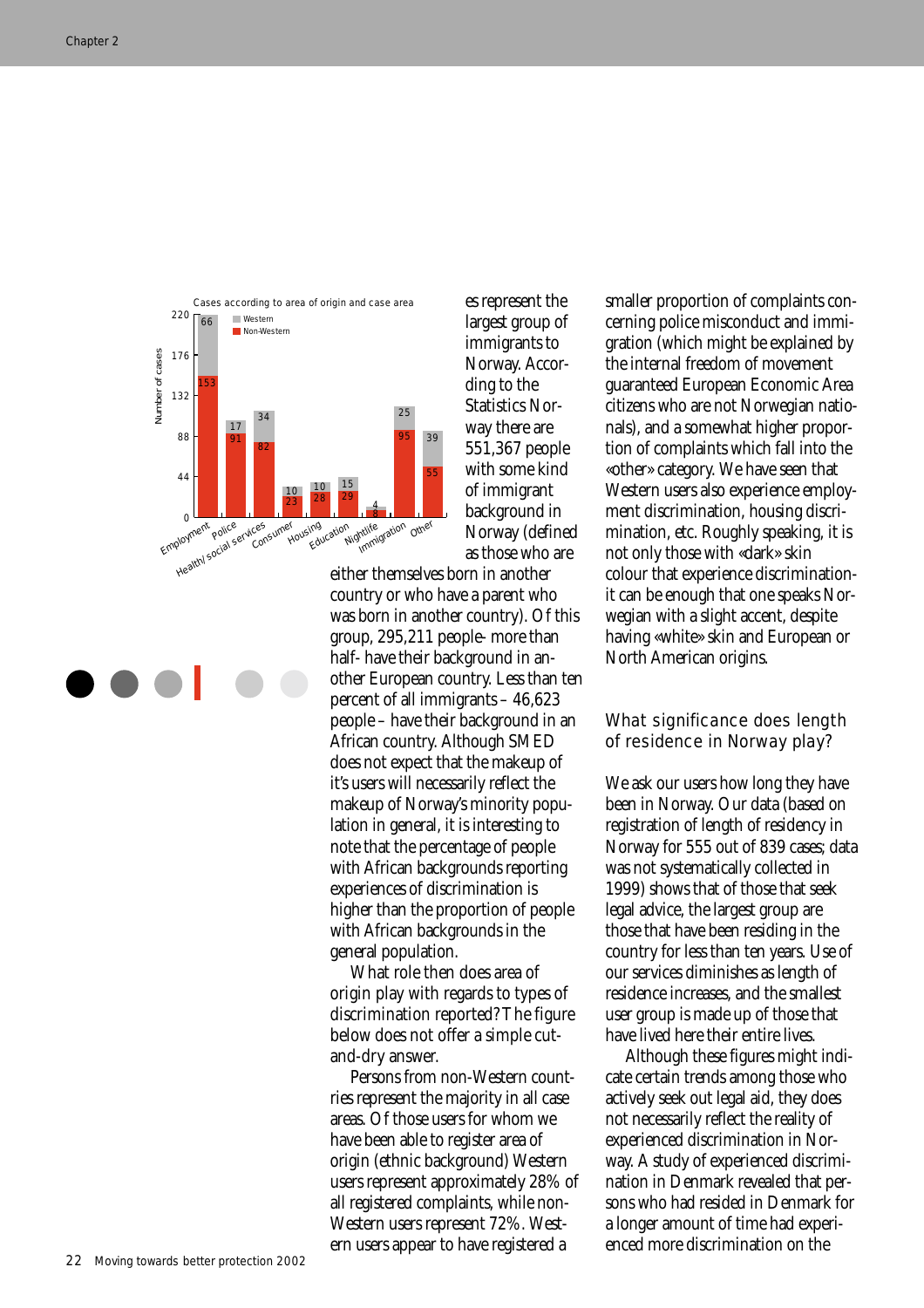Cases according to area of origin and case area

| Case area | Non-Western | Western |
|---|---|---|
| Employment | 153 | 66 |
| Police | 91 | 17 |
| Health/social services | 82 | 34 |
| Consumer | 23 | 10 |
| Housing | 28 | 10 |
| Education | 29 | 15 |
| Nightlife | 8 | 4 |
| Immigration | 95 | 25 |
| Other | 55 | 39 |

es represent the largest group of immigrants to Norway. According to the Statistics Norway there are 551,367 people with some kind of immigrant background in Norway (defined as those who are either themselves born in another country or who have a parent who was born in another country). Of this group, 295,211 people- more than half- have their background in another European country. Less than ten percent of all immigrants – 46,623 people – have their background in an African country. Although SMED does not expect that the makeup of it's users will necessarily reflect the makeup of Norway's minority population in general, it is interesting to note that the percentage of people with African backgrounds reporting experiences of discrimination is higher than the proportion of people with African backgrounds in the general population.

What role then does area of origin play with regards to types of discrimination reported? The figure below does not offer a simple cut-and-dry answer.

Persons from non-Western countries represent the majority in all case areas. Of those users for whom we have been able to register area of origin (ethnic background) Western users represent approximately 28% of all registered complaints, while non-Western users represent 72%. Western users appear to have registered a smaller proportion of complaints concerning police misconduct and immigration (which might be explained by the internal freedom of movement guaranteed European Economic Area citizens who are not Norwegian nationals), and a somewhat higher proportion of complaints which fall into the «other» category. We have seen that Western users also experience employment discrimination, housing discrimination, etc. Roughly speaking, it is not only those with «dark» skin colour that experience discrimination- it can be enough that one speaks Norwegian with a slight accent, despite having «white» skin and European or North American origins.

## What significance does length of residence in Norway play?

We ask our users how long they have been in Norway. Our data (based on registration of length of residency in Norway for 555 out of 839 cases; data was not systematically collected in 1999) shows that of those that seek legal advice, the largest group are those that have been residing in the country for less than ten years. Use of our services diminishes as length of residence increases, and the smallest user group is made up of those that have lived here their entire lives.

Although these figures might indicate certain trends among those who actively seek out legal aid, they does not necessarily reflect the reality of experienced discrimination in Norway. A study of experienced discrimination in Denmark revealed that persons who had resided in Denmark for a longer amount of time had experienced more discrimination on the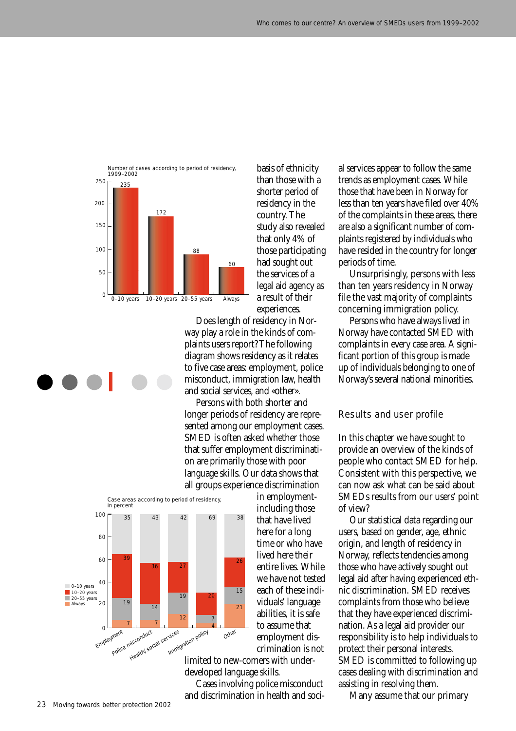Number of cases according to period of residency, 1999–2002

| Period of residency | Number of cases |
|---|---|
| 0–10 years | 235 |
| 10–20 years | 172 |
| 20–55 years | 88 |
| Always | 60 |

basis of ethnicity than those with a shorter period of residency in the country. The study also revealed that only 4% of those participating had sought out the services of a legal aid agency as a result of their experiences.

Does length of residency in Norway play a role in the kinds of complaints users report? The following diagram shows residency as it relates to five case areas: employment, police misconduct, immigration law, health and social services, and «other».

Persons with both shorter and longer periods of residency are represented among our employment cases. SMED is often asked whether those that suffer employment discrimination are primarily those with poor language skills. Our data shows that all groups experience discrimination in employment-including those that have lived here for a long time or who have lived here their entire lives. While we have not tested each of these individuals' language abilities, it is safe to assume that employment discrimination is not limited to new-comers with underdeveloped language skills.

Case areas according to period of residency, in percent

| | Employment | Police misconduct | Health/ social services | Immigration policy | Other |
|---|---|---|---|---|---|
| 0–10 years | 35 | 43 | 42 | 69 | 38 |
| 10–20 years | 39 | 36 | 27 | 20 | 26 |
| 20–55 years | 19 | 14 | 19 | 7 | 15 |
| Always | 7 | 7 | 12 | 4 | 21 |

Cases involving police misconduct and discrimination in health and social services appear to follow the same trends as employment cases. While those that have been in Norway for less than ten years have filed over 40% of the complaints in these areas, there are also a significant number of complaints registered by individuals who have resided in the country for longer periods of time.

Unsurprisingly, persons with less than ten years residency in Norway file the vast majority of complaints concerning immigration policy.

Persons who have always lived in Norway have contacted SMED with complaints in every case area. A significant portion of this group is made up of individuals belonging to one of Norway's several national minorities.

## Results and user profile

In this chapter we have sought to provide an overview of the kinds of people who contact SMED for help. Consistent with this perspective, we can now ask what can be said about SMEDs results from our users' point of view?

Our statistical data regarding our users, based on gender, age, ethnic origin, and length of residency in Norway, reflects tendencies among those who have actively sought out legal aid after having experienced ethnic discrimination. SMED receives complaints from those who believe that they have experienced discrimination. As a legal aid provider our responsibility is to help individuals to protect their personal interests. SMED is committed to following up cases dealing with discrimination and assisting in resolving them.

Many assume that our primary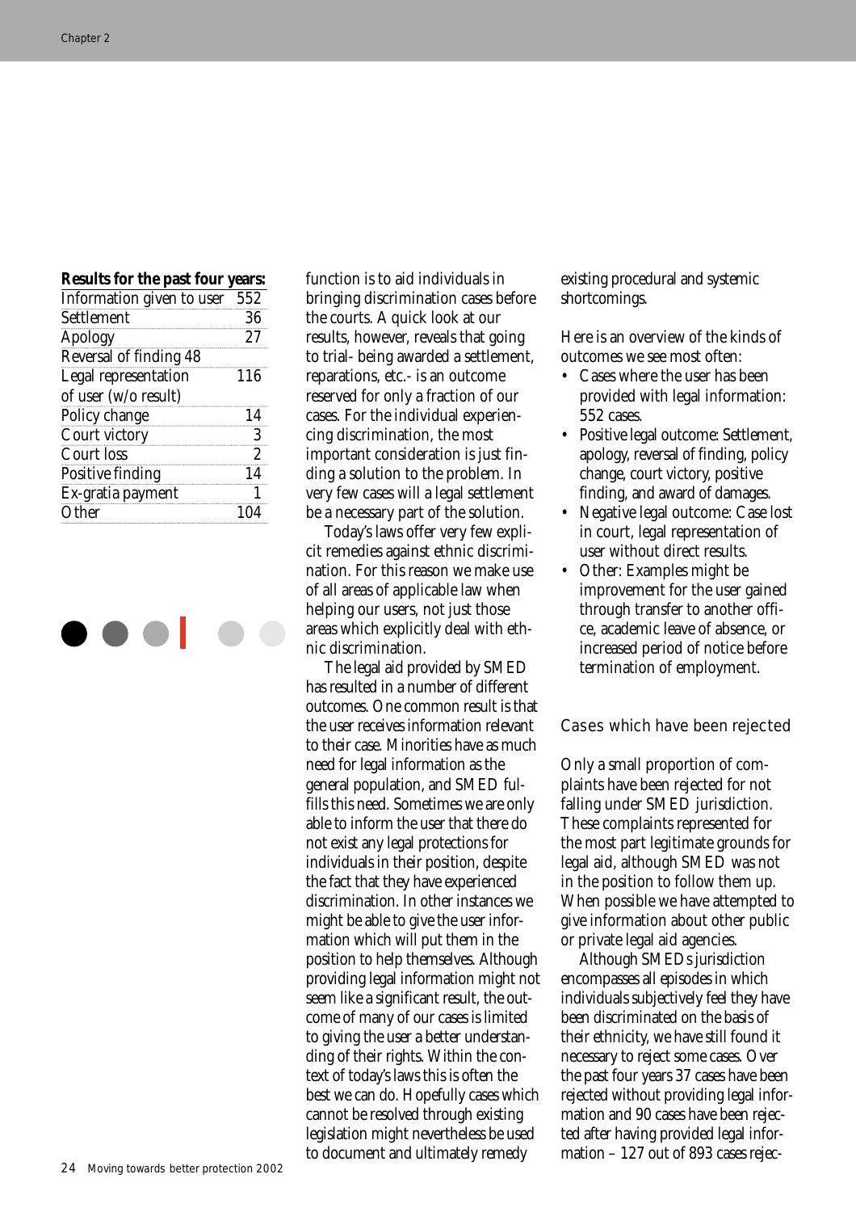**Results for the past four years:**

| Result | Count |
|---|---|
| Information given to user | 552 |
| Settlement | 36 |
| Apology | 27 |
| Reversal of finding | 48 |
| Legal representation of user (w/o result) | 116 |
| Policy change | 14 |
| Court victory | 3 |
| Court loss | 2 |
| Positive finding | 14 |
| Ex-gratia payment | 1 |
| Other | 104 |

function is to aid individuals in bringing discrimination cases before the courts. A quick look at our results, however, reveals that going to trial- being awarded a settlement, reparations, etc.- is an outcome reserved for only a fraction of our cases. For the individual experiencing discrimination, the most important consideration is just finding a solution to the problem. In very few cases will a legal settlement be a necessary part of the solution.

Today's laws offer very few explicit remedies against ethnic discrimination. For this reason we make use of all areas of applicable law when helping our users, not just those areas which explicitly deal with ethnic discrimination.

The legal aid provided by SMED has resulted in a number of different outcomes. One common result is that the user receives information relevant to their case. Minorities have as much need for legal information as the general population, and SMED fulfills this need. Sometimes we are only able to inform the user that there do not exist any legal protections for individuals in their position, despite the fact that they have experienced discrimination. In other instances we might be able to give the user information which will put them in the position to help themselves. Although providing legal information might not seem like a significant result, the outcome of many of our cases is limited to giving the user a better understanding of their rights. Within the context of today's laws this is often the best we can do. Hopefully cases which cannot be resolved through existing legislation might nevertheless be used to document and ultimately remedy existing procedural and systemic shortcomings.

Here is an overview of the kinds of outcomes we see most often:

- Cases where the user has been provided with legal information: 552 cases.
- Positive legal outcome: Settlement, apology, reversal of finding, policy change, court victory, positive finding, and award of damages.
- Negative legal outcome: Case lost in court, legal representation of user without direct results.
- Other: Examples might be improvement for the user gained through transfer to another office, academic leave of absence, or increased period of notice before termination of employment.

## Cases which have been rejected

Only a small proportion of complaints have been rejected for not falling under SMED jurisdiction. These complaints represented for the most part legitimate grounds for legal aid, although SMED was not in the position to follow them up. When possible we have attempted to give information about other public or private legal aid agencies.

Although SMEDs jurisdiction encompasses all episodes in which individuals subjectively feel they have been discriminated on the basis of their ethnicity, we have still found it necessary to reject some cases. Over the past four years 37 cases have been rejected without providing legal information and 90 cases have been rejected after having provided legal information – 127 out of 893 cases rejec-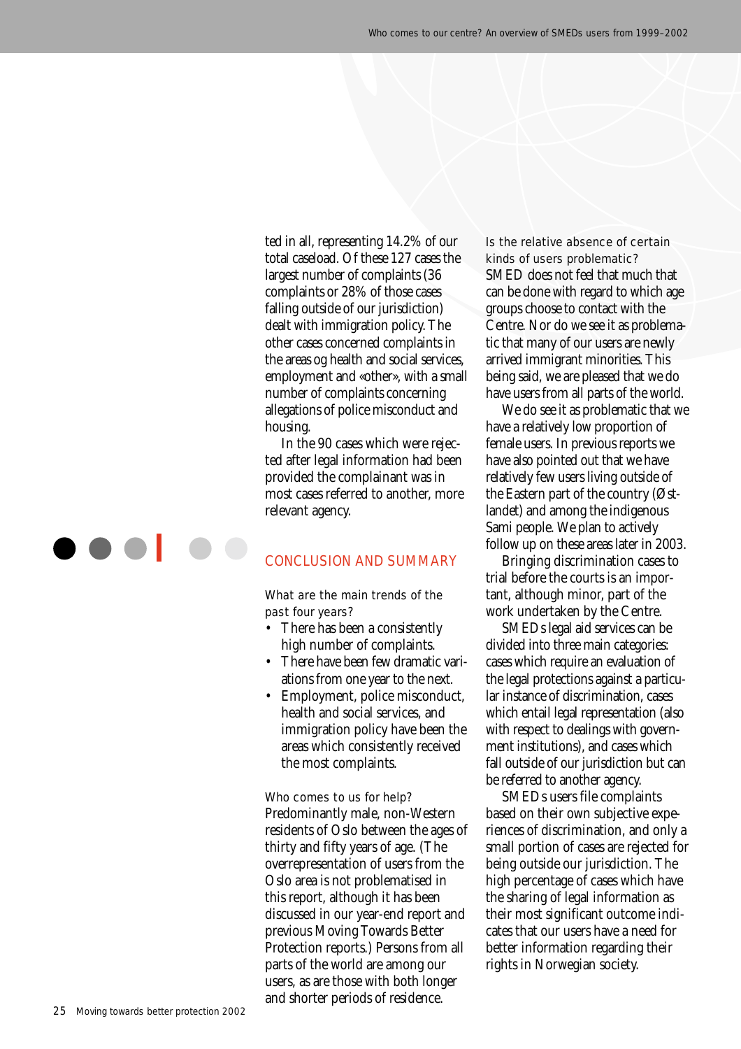ted in all, representing 14.2% of our total caseload. Of these 127 cases the largest number of complaints (36 complaints or 28% of those cases falling outside of our jurisdiction) dealt with immigration policy. The other cases concerned complaints in the areas og health and social services, employment and «other», with a small number of complaints concerning allegations of police misconduct and housing.

In the 90 cases which were rejected after legal information had been provided the complainant was in most cases referred to another, more relevant agency.

## CONCLUSION AND SUMMARY

### What are the main trends of the past four years?

- There has been a consistently high number of complaints.
- There have been few dramatic variations from one year to the next.
- Employment, police misconduct, health and social services, and immigration policy have been the areas which consistently received the most complaints.

### Who comes to us for help?

Predominantly male, non-Western residents of Oslo between the ages of thirty and fifty years of age. (The overrepresentation of users from the Oslo area is not problematised in this report, although it has been discussed in our year-end report and previous Moving Towards Better Protection reports.) Persons from all parts of the world are among our users, as are those with both longer and shorter periods of residence.

### Is the relative absence of certain kinds of users problematic?

SMED does not feel that much that can be done with regard to which age groups choose to contact with the Centre. Nor do we see it as problematic that many of our users are newly arrived immigrant minorities. This being said, we are pleased that we do have users from all parts of the world.

We do see it as problematic that we have a relatively low proportion of female users. In previous reports we have also pointed out that we have relatively few users living outside of the Eastern part of the country (Østlandet) and among the indigenous Sami people. We plan to actively follow up on these areas later in 2003.

Bringing discrimination cases to trial before the courts is an important, although minor, part of the work undertaken by the Centre.

SMEDs legal aid services can be divided into three main categories: cases which require an evaluation of the legal protections against a particular instance of discrimination, cases which entail legal representation (also with respect to dealings with government institutions), and cases which fall outside of our jurisdiction but can be referred to another agency.

SMEDs users file complaints based on their own subjective experiences of discrimination, and only a small portion of cases are rejected for being outside our jurisdiction. The high percentage of cases which have the sharing of legal information as their most significant outcome indicates that our users have a need for better information regarding their rights in Norwegian society.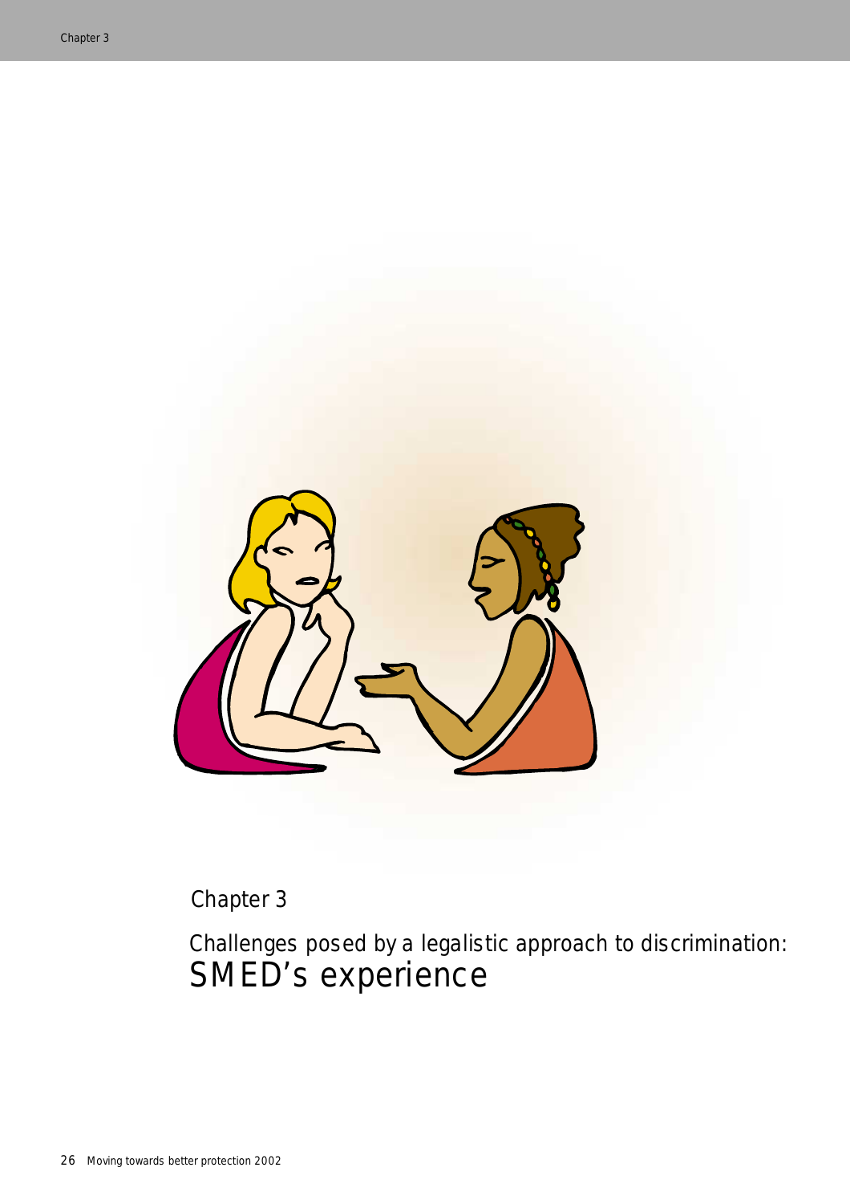# Chapter 3

## Challenges posed by a legalistic approach to discrimination: SMED's experience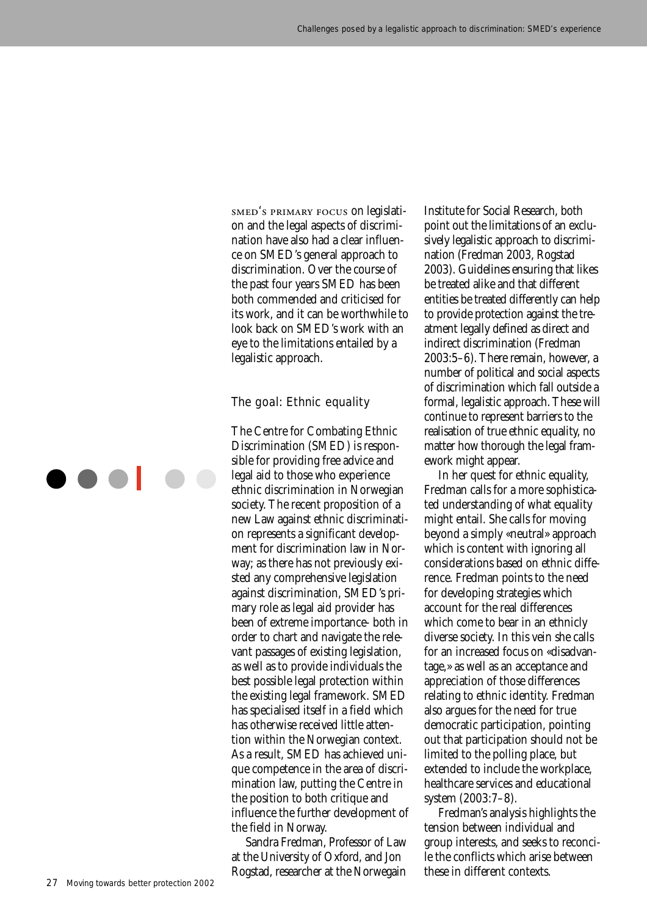SMED's PRIMARY FOCUS on legislation and the legal aspects of discrimination have also had a clear influence on SMED's general approach to discrimination. Over the course of the past four years SMED has been both commended and criticised for its work, and it can be worthwhile to look back on SMED's work with an eye to the limitations entailed by a legalistic approach.

## The goal: Ethnic equality

The Centre for Combating Ethnic Discrimination (SMED) is responsible for providing free advice and legal aid to those who experience ethnic discrimination in Norwegian society. The recent proposition of a new Law against ethnic discrimination represents a significant development for discrimination law in Norway; as there has not previously existed any comprehensive legislation against discrimination, SMED's primary role as legal aid provider has been of extreme importance- both in order to chart and navigate the relevant passages of existing legislation, as well as to provide individuals the best possible legal protection within the existing legal framework. SMED has specialised itself in a field which has otherwise received little attention within the Norwegian context. As a result, SMED has achieved unique competence in the area of discrimination law, putting the Centre in the position to both critique and influence the further development of the field in Norway.

Sandra Fredman, Professor of Law at the University of Oxford, and Jon Rogstad, researcher at the Norwegain Institute for Social Research, both point out the limitations of an exclusively legalistic approach to discrimination (Fredman 2003, Rogstad 2003). Guidelines ensuring that likes be treated alike and that different entities be treated differently can help to provide protection against the treatment legally defined as direct and indirect discrimination (Fredman 2003:5–6). There remain, however, a number of political and social aspects of discrimination which fall outside a formal, legalistic approach. These will continue to represent barriers to the realisation of true ethnic equality, no matter how thorough the legal framework might appear.

In her quest for ethnic equality, Fredman calls for a more sophisticated understanding of what equality might entail. She calls for moving beyond a simply «neutral» approach which is content with ignoring all considerations based on ethnic difference. Fredman points to the need for developing strategies which account for the real differences which come to bear in an ethnicly diverse society. In this vein she calls for an increased focus on «disadvantage,» as well as an acceptance and appreciation of those differences relating to ethnic identity. Fredman also argues for the need for true democratic participation, pointing out that participation should not be limited to the polling place, but extended to include the workplace, healthcare services and educational system (2003:7–8).

Fredman's analysis highlights the tension between individual and group interests, and seeks to reconcile the conflicts which arise between these in different contexts.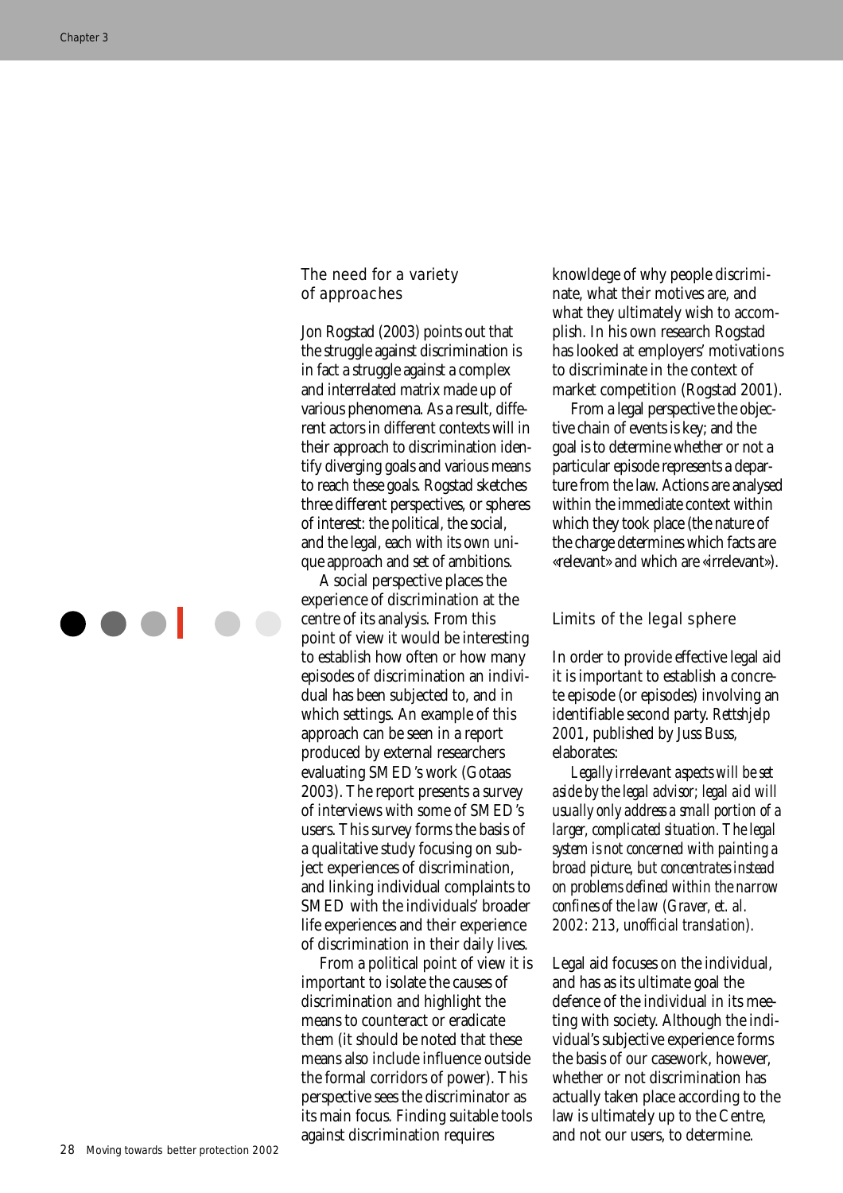## The need for a variety of approaches

Jon Rogstad (2003) points out that the struggle against discrimination is in fact a struggle against a complex and interrelated matrix made up of various phenomena. As a result, different actors in different contexts will in their approach to discrimination identify diverging goals and various means to reach these goals. Rogstad sketches three different perspectives, or spheres of interest: the political, the social, and the legal, each with its own unique approach and set of ambitions.

A social perspective places the experience of discrimination at the centre of its analysis. From this point of view it would be interesting to establish how often or how many episodes of discrimination an individual has been subjected to, and in which settings. An example of this approach can be seen in a report produced by external researchers evaluating SMED's work (Gotaas 2003). The report presents a survey of interviews with some of SMED's users. This survey forms the basis of a qualitative study focusing on subject experiences of discrimination, and linking individual complaints to SMED with the individuals' broader life experiences and their experience of discrimination in their daily lives.

From a political point of view it is important to isolate the causes of discrimination and highlight the means to counteract or eradicate them (it should be noted that these means also include influence outside the formal corridors of power). This perspective sees the discriminator as its main focus. Finding suitable tools against discrimination requires knowldege of why people discriminate, what their motives are, and what they ultimately wish to accomplish. In his own research Rogstad has looked at employers' motivations to discriminate in the context of market competition (Rogstad 2001).

From a legal perspective the objective chain of events is key; and the goal is to determine whether or not a particular episode represents a departure from the law. Actions are analysed within the immediate context within which they took place (the nature of the charge determines which facts are «relevant» and which are «irrelevant»).

## Limits of the legal sphere

In order to provide effective legal aid it is important to establish a concrete episode (or episodes) involving an identifiable second party. *Rettshjelp 2001*, published by Juss Buss, elaborates:

*Legally irrelevant aspects will be set aside by the legal advisor; legal aid will usually only address a small portion of a larger, complicated situation. The legal system is not concerned with painting a broad picture, but concentrates instead on problems defined within the narrow confines of the law (Graver, et. al. 2002: 213, unofficial translation).*

Legal aid focuses on the individual, and has as its ultimate goal the defence of the individual in its meeting with society. Although the individual's subjective experience forms the basis of our casework, however, whether or not discrimination has actually taken place according to the law is ultimately up to the Centre, and not our users, to determine.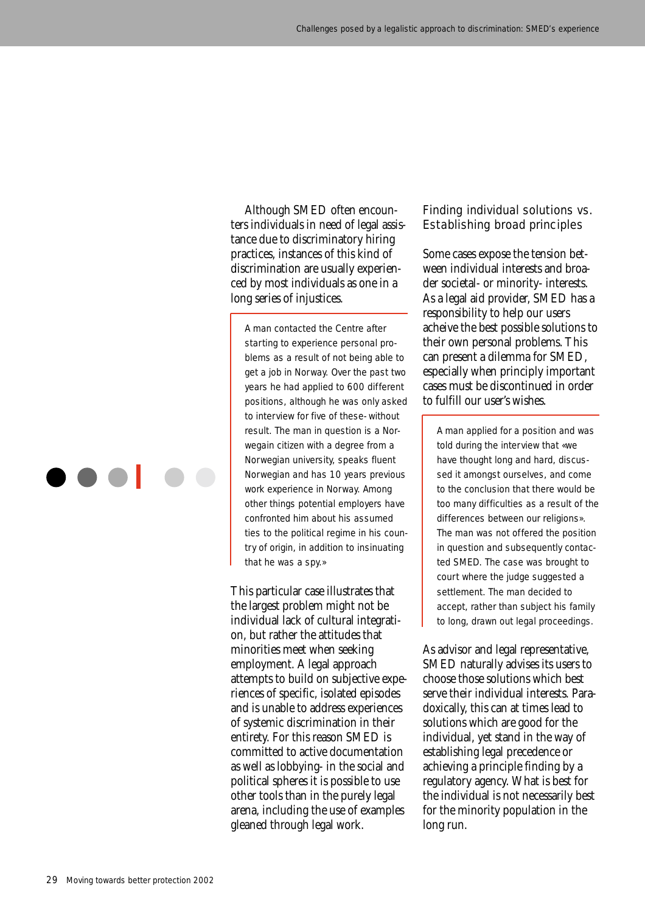Although SMED often encounters individuals in need of legal assistance due to discriminatory hiring practices, instances of this kind of discrimination are usually experienced by most individuals as one in a long series of injustices.

> A man contacted the Centre after starting to experience personal problems as a result of not being able to get a job in Norway. Over the past two years he had applied to 600 different positions, although he was only asked to interview for five of these- without result. The man in question is a Norwegain citizen with a degree from a Norwegian university, speaks fluent Norwegian and has 10 years previous work experience in Norway. Among other things potential employers have confronted him about his assumed ties to the political regime in his country of origin, in addition to insinuating that he was a spy.»

This particular case illustrates that the largest problem might not be individual lack of cultural integration, but rather the attitudes that minorities meet when seeking employment. A legal approach attempts to build on subjective experiences of specific, isolated episodes and is unable to address experiences of systemic discrimination in their entirety. For this reason SMED is committed to active documentation as well as lobbying- in the social and political spheres it is possible to use other tools than in the purely legal arena, including the use of examples gleaned through legal work.

## Finding individual solutions vs. Establishing broad principles

Some cases expose the tension between individual interests and broader societal- or minority- interests. As a legal aid provider, SMED has a responsibility to help our users acheive the best possible solutions to their own personal problems. This can present a dilemma for SMED, especially when principly important cases must be discontinued in order to fulfill our user's wishes.

> A man applied for a position and was told during the interview that «we have thought long and hard, discussed it amongst ourselves, and come to the conclusion that there would be too many difficulties as a result of the differences between our religions». The man was not offered the position in question and subsequently contacted SMED. The case was brought to court where the judge suggested a settlement. The man decided to accept, rather than subject his family to long, drawn out legal proceedings.

As advisor and legal representative, SMED naturally advises its users to choose those solutions which best serve their individual interests. Paradoxically, this can at times lead to solutions which are good for the individual, yet stand in the way of establishing legal precedence or achieving a principle finding by a regulatory agency. What is best for the individual is not necessarily best for the minority population in the long run.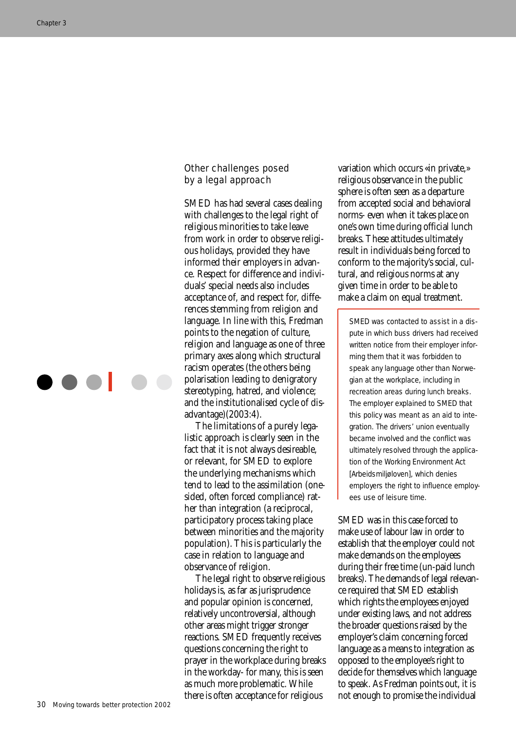## Other challenges posed by a legal approach

SMED has had several cases dealing with challenges to the legal right of religious minorities to take leave from work in order to observe religious holidays, provided they have informed their employers in advance. Respect for difference and individuals' special needs also includes acceptance of, and respect for, differences stemming from religion and language. In line with this, Fredman points to the negation of culture, religion and language as one of three primary axes along which structural racism operates (the others being polarisation leading to denigratory stereotyping, hatred, and violence; and the institutionalised cycle of disadvantage)(2003:4).

The limitations of a purely legalistic approach is clearly seen in the fact that it is not always desireable, or relevant, for SMED to explore the underlying mechanisms which tend to lead to the assimilation (one-sided, often forced compliance) rather than integration (a reciprocal, participatory process taking place between minorities and the majority population). This is particularly the case in relation to language and observance of religion.

The legal right to observe religious holidays is, as far as jurisprudence and popular opinion is concerned, relatively uncontroversial, although other areas might trigger stronger reactions. SMED frequently receives questions concerning the right to prayer in the workplace during breaks in the workday- for many, this is seen as much more problematic. While there is often acceptance for religious variation which occurs «in private,» religious observance in the public sphere is often seen as a departure from accepted social and behavioral norms- even when it takes place on one's own time during official lunch breaks. These attitudes ultimately result in individuals being forced to conform to the majority's social, cultural, and religious norms at any given time in order to be able to make a claim on equal treatment.

> SMED was contacted to assist in a dispute in which buss drivers had received written notice from their employer informing them that it was forbidden to speak any language other than Norwegian at the workplace, including in recreation areas during lunch breaks. The employer explained to SMED that this policy was meant as an aid to integration. The drivers' union eventually became involved and the conflict was ultimately resolved through the application of the Working Environment Act [Arbeidsmiljøloven], which denies employers the right to influence employees use of leisure time.

SMED was in this case forced to make use of labour law in order to establish that the employer could not make demands on the employees during their free time (un-paid lunch breaks). The demands of legal relevance required that SMED establish which rights the employees enjoyed under existing laws, and not address the broader questions raised by the employer's claim concerning forced language as a means to integration as opposed to the employee's right to decide for themselves which language to speak. As Fredman points out, it is not enough to promise the individual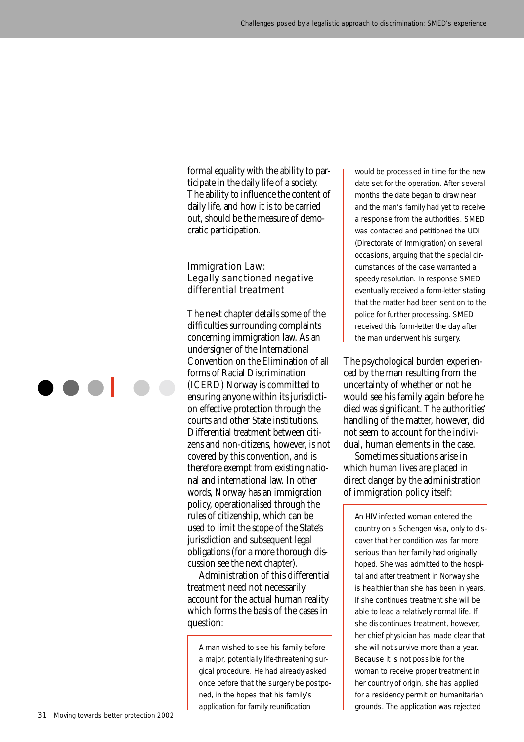formal equality with the ability to participate in the daily life of a society. The ability to influence the content of daily life, and how it is to be carried out, should be the measure of democratic participation.

### Immigration Law: Legally sanctioned negative differential treatment

The next chapter details some of the difficulties surrounding complaints concerning immigration law. As an undersigner of the International Convention on the Elimination of all forms of Racial Discrimination (ICERD) Norway is committed to ensuring anyone within its jurisdiction effective protection through the courts and other State institutions. Differential treatment between citizens and non-citizens, however, is not covered by this convention, and is therefore exempt from existing national and international law. In other words, Norway has an immigration policy, operationalised through the rules of citizenship, which can be used to limit the scope of the State's jurisdiction and subsequent legal obligations (for a more thorough discussion see the next chapter).

Administration of this differential treatment need not necessarily account for the actual human reality which forms the basis of the cases in question:

> A man wished to see his family before a major, potentially life-threatening surgical procedure. He had already asked once before that the surgery be postponed, in the hopes that his family's application for family reunification would be processed in time for the new date set for the operation. After several months the date began to draw near and the man's family had yet to receive a response from the authorities. SMED was contacted and petitioned the UDI (Directorate of Immigration) on several occasions, arguing that the special circumstances of the case warranted a speedy resolution. In response SMED eventually received a form-letter stating that the matter had been sent on to the police for further processing. SMED received this form-letter the day after the man underwent his surgery.

The psychological burden experienced by the man resulting from the uncertainty of whether or not he would see his family again before he died was significant. The authorities' handling of the matter, however, did not seem to account for the individual, human elements in the case.

Sometimes situations arise in which human lives are placed in direct danger by the administration of immigration policy itself:

> An HIV infected woman entered the country on a Schengen visa, only to discover that her condition was far more serious than her family had originally hoped. She was admitted to the hospital and after treatment in Norway she is healthier than she has been in years. If she continues treatment she will be able to lead a relatively normal life. If she discontinues treatment, however, her chief physician has made clear that she will not survive more than a year. Because it is not possible for the woman to receive proper treatment in her country of origin, she has applied for a residency permit on humanitarian grounds. The application was rejected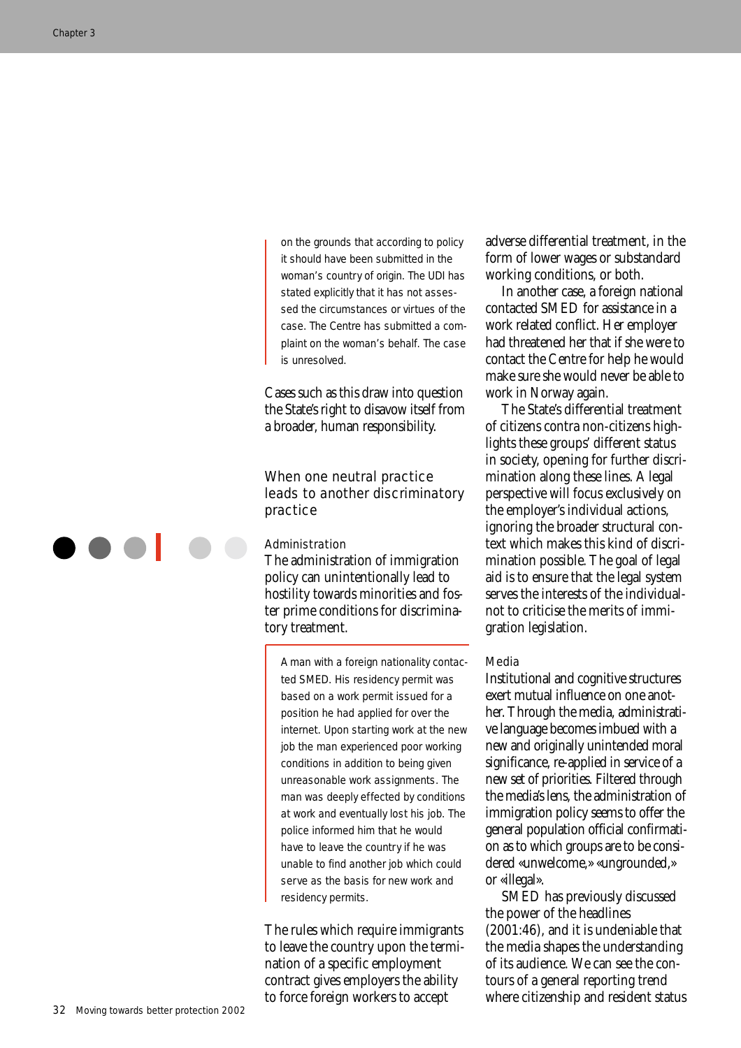> on the grounds that according to policy it should have been submitted in the woman's country of origin. The UDI has stated explicitly that it has not assessed the circumstances or virtues of the case. The Centre has submitted a complaint on the woman's behalf. The case is unresolved.

Cases such as this draw into question the State's right to disavow itself from a broader, human responsibility.

## When one neutral practice leads to another discriminatory practice

### Administration

The administration of immigration policy can unintentionally lead to hostility towards minorities and foster prime conditions for discriminatory treatment.

> A man with a foreign nationality contacted SMED. His residency permit was based on a work permit issued for a position he had applied for over the internet. Upon starting work at the new job the man experienced poor working conditions in addition to being given unreasonable work assignments. The man was deeply effected by conditions at work and eventually lost his job. The police informed him that he would have to leave the country if he was unable to find another job which could serve as the basis for new work and residency permits.

The rules which require immigrants to leave the country upon the termination of a specific employment contract gives employers the ability to force foreign workers to accept adverse differential treatment, in the form of lower wages or substandard working conditions, or both.

In another case, a foreign national contacted SMED for assistance in a work related conflict. Her employer had threatened her that if she were to contact the Centre for help he would make sure she would never be able to work in Norway again.

The State's differential treatment of citizens contra non-citizens highlights these groups' different status in society, opening for further discrimination along these lines. A legal perspective will focus exclusively on the employer's individual actions, ignoring the broader structural context which makes this kind of discrimination possible. The goal of legal aid is to ensure that the legal system serves the interests of the individual- not to criticise the merits of immigration legislation.

### Media

Institutional and cognitive structures exert mutual influence on one another. Through the media, administrative language becomes imbued with a new and originally unintended moral significance, re-applied in service of a new set of priorities. Filtered through the media's lens, the administration of immigration policy seems to offer the general population official confirmation as to which groups are to be considered «unwelcome,» «ungrounded,» or «illegal».

SMED has previously discussed the power of the headlines (2001:46), and it is undeniable that the media shapes the understanding of its audience. We can see the contours of a general reporting trend where citizenship and resident status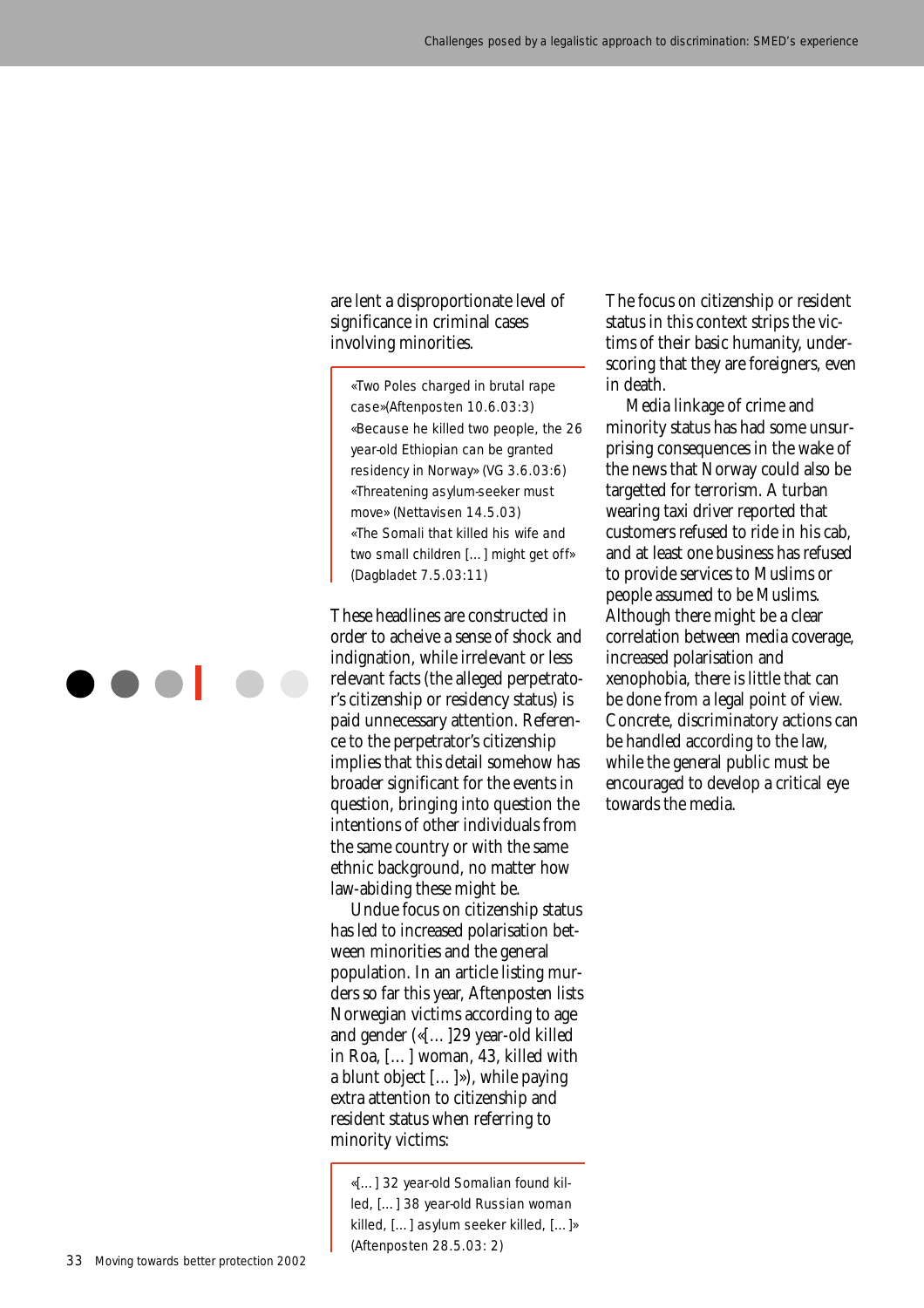are lent a disproportionate level of significance in criminal cases involving minorities.

> «Two Poles charged in brutal rape case»(Aftenposten 10.6.03:3)
> «Because he killed two people, the 26 year-old Ethiopian can be granted residency in Norway» (VG 3.6.03:6)
> «Threatening asylum-seeker must move» (Nettavisen 14.5.03)
> «The Somali that killed his wife and two small children [...] might get off» (Dagbladet 7.5.03:11)

These headlines are constructed in order to acheive a sense of shock and indignation, while irrelevant or less relevant facts (the alleged perpetrator's citizenship or residency status) is paid unnecessary attention. Reference to the perpetrator's citizenship implies that this detail somehow has broader significant for the events in question, bringing into question the intentions of other individuals from the same country or with the same ethnic background, no matter how law-abiding these might be.

Undue focus on citizenship status has led to increased polarisation between minorities and the general population. In an article listing murders so far this year, Aftenposten lists Norwegian victims according to age and gender («[...]29 year-old killed in Roa, [...] woman, 43, killed with a blunt object [...]»), while paying extra attention to citizenship and resident status when referring to minority victims:

> «[...] 32 year-old Somalian found killed, [...] 38 year-old Russian woman killed, [...] asylum seeker killed, [...]» (Aftenposten 28.5.03: 2)

The focus on citizenship or resident status in this context strips the victims of their basic humanity, underscoring that they are foreigners, even in death.

Media linkage of crime and minority status has had some unsurprising consequences in the wake of the news that Norway could also be targetted for terrorism. A turban wearing taxi driver reported that customers refused to ride in his cab, and at least one business has refused to provide services to Muslims or people assumed to be Muslims. Although there might be a clear correlation between media coverage, increased polarisation and xenophobia, there is little that can be done from a legal point of view. Concrete, discriminatory actions can be handled according to the law, while the general public must be encouraged to develop a critical eye towards the media.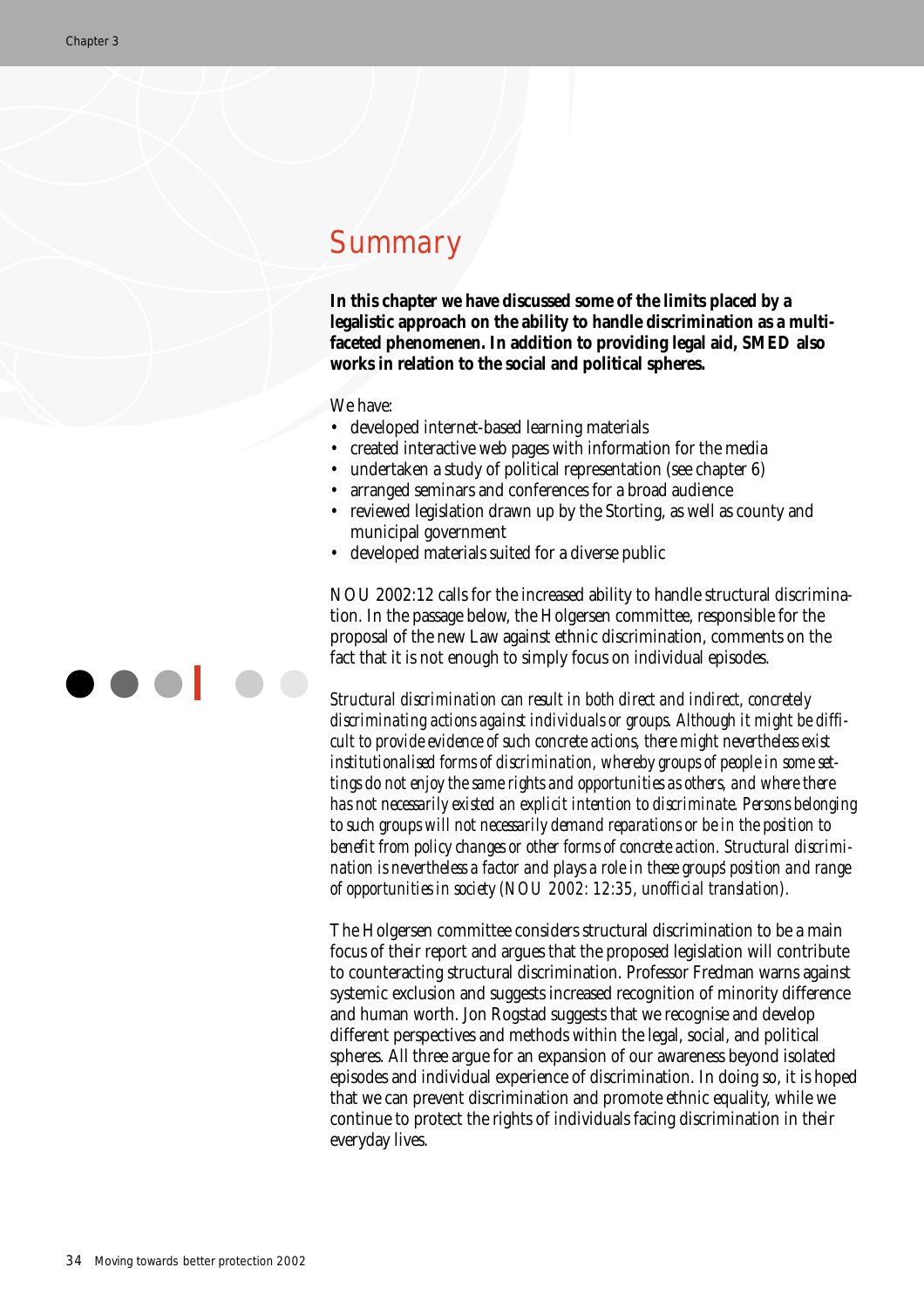## Summary

**In this chapter we have discussed some of the limits placed by a legalistic approach on the ability to handle discrimination as a multifaceted phenomenen. In addition to providing legal aid, SMED also works in relation to the social and political spheres.**

We have:

- developed internet-based learning materials
- created interactive web pages with information for the media
- undertaken a study of political representation (see chapter 6)
- arranged seminars and conferences for a broad audience
- reviewed legislation drawn up by the Storting, as well as county and municipal government
- developed materials suited for a diverse public

NOU 2002:12 calls for the increased ability to handle structural discrimination. In the passage below, the Holgersen committee, responsible for the proposal of the new Law against ethnic discrimination, comments on the fact that it is not enough to simply focus on individual episodes.

*Structural discrimination can result in both direct and indirect, concretely discriminating actions against individuals or groups. Although it might be difficult to provide evidence of such concrete actions, there might nevertheless exist institutionalised forms of discrimination, whereby groups of people in some settings do not enjoy the same rights and opportunities as others, and where there has not necessarily existed an explicit intention to discriminate. Persons belonging to such groups will not necessarily demand reparations or be in the position to benefit from policy changes or other forms of concrete action. Structural discrimination is nevertheless a factor and plays a role in these groups' position and range of opportunities in society (NOU 2002: 12:35, unofficial translation).*

The Holgersen committee considers structural discrimination to be a main focus of their report and argues that the proposed legislation will contribute to counteracting structural discrimination. Professor Fredman warns against systemic exclusion and suggests increased recognition of minority difference and human worth. Jon Rogstad suggests that we recognise and develop different perspectives and methods within the legal, social, and political spheres. All three argue for an expansion of our awareness beyond isolated episodes and individual experience of discrimination. In doing so, it is hoped that we can prevent discrimination and promote ethnic equality, while we continue to protect the rights of individuals facing discrimination in their everyday lives.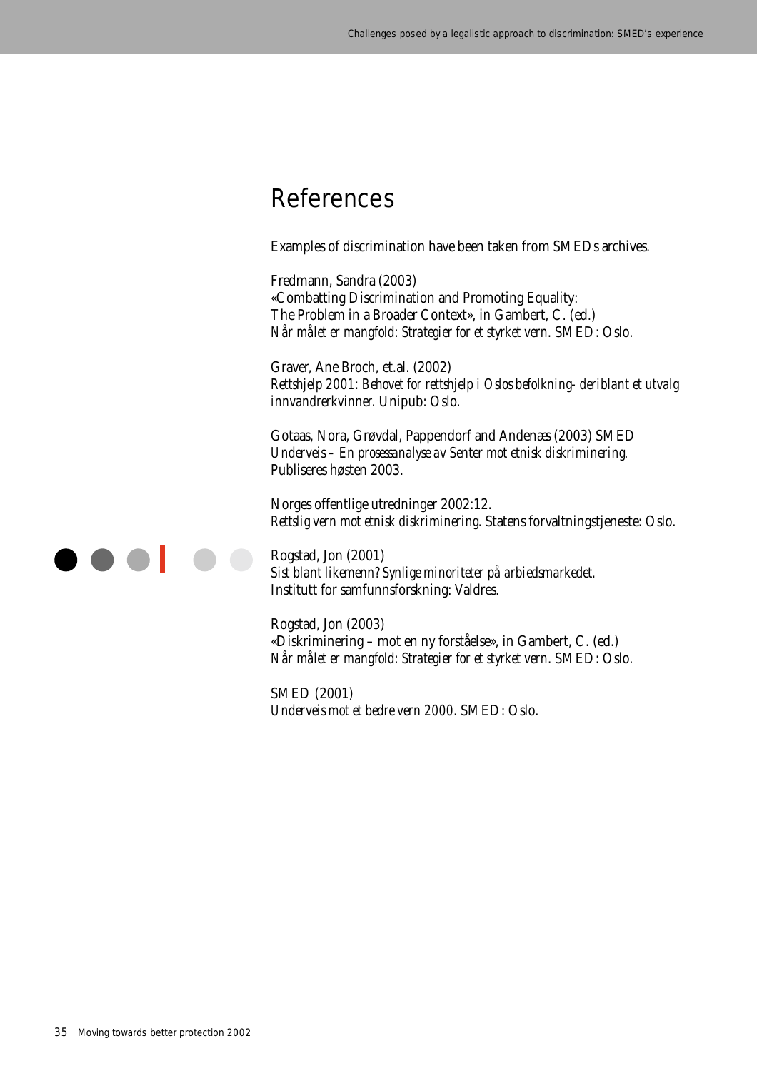# References

Examples of discrimination have been taken from SMEDs archives.

Fredmann, Sandra (2003)
«Combatting Discrimination and Promoting Equality:
The Problem in a Broader Context», in Gambert, C. (ed.)
*Når målet er mangfold: Strategier for et styrket vern.* SMED: Oslo.

Graver, Ane Broch, et.al. (2002)
*Rettshjelp 2001: Behovet for rettshjelp i Oslos befolkning- deriblant et utvalg innvandrerkvinner.* Unipub: Oslo.

Gotaas, Nora, Grøvdal, Pappendorf and Andenæs (2003) SMED
*Underveis – En prosessanalyse av Senter mot etnisk diskriminering.*
Publiseres høsten 2003.

Norges offentlige utredninger 2002:12.
*Rettslig vern mot etnisk diskriminering.* Statens forvaltningstjeneste: Oslo.

Rogstad, Jon (2001)
*Sist blant likemenn? Synlige minoriteter på arbiedsmarkedet.*
Institutt for samfunnsforskning: Valdres.

Rogstad, Jon (2003)
«Diskriminering – mot en ny forståelse», in Gambert, C. (ed.)
*Når målet er mangfold: Strategier for et styrket vern.* SMED: Oslo.

SMED (2001)
*Underveis mot et bedre vern 2000.* SMED: Oslo.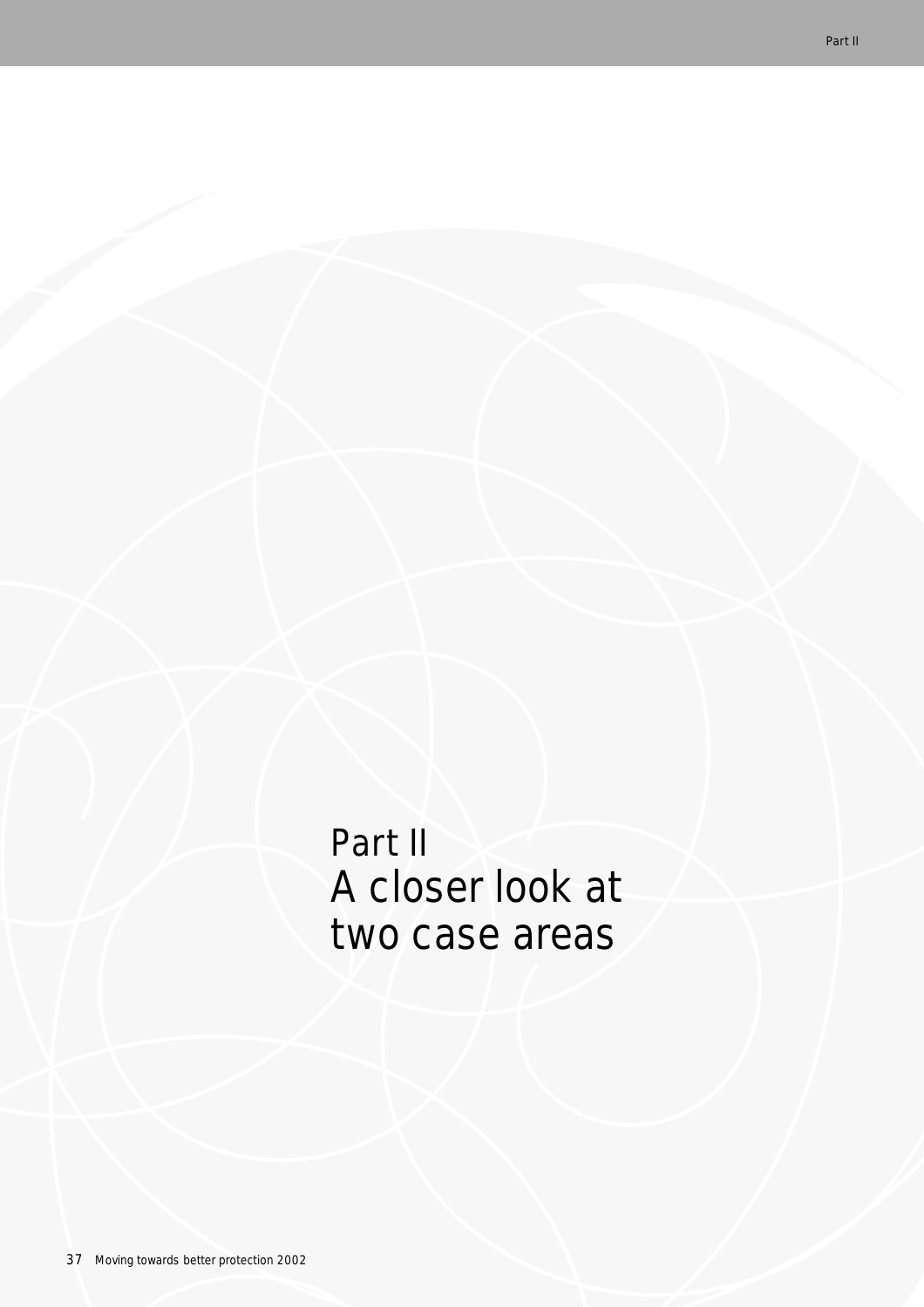# Part II
# A closer look at two case areas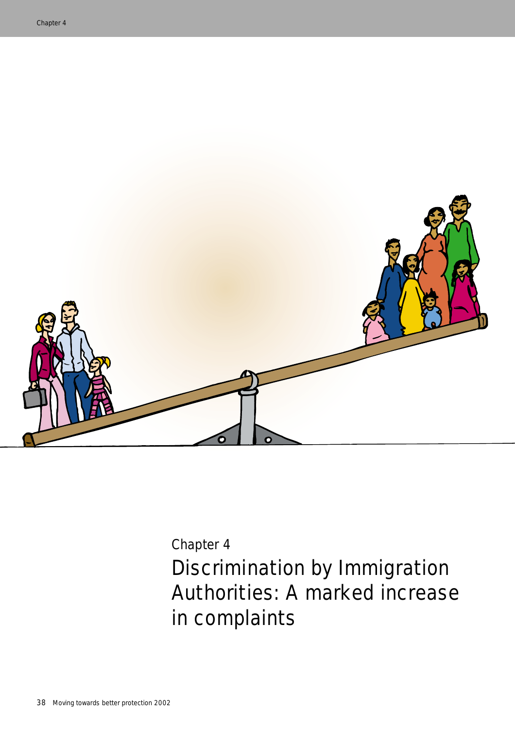Chapter 4

# Discrimination by Immigration Authorities: A marked increase in complaints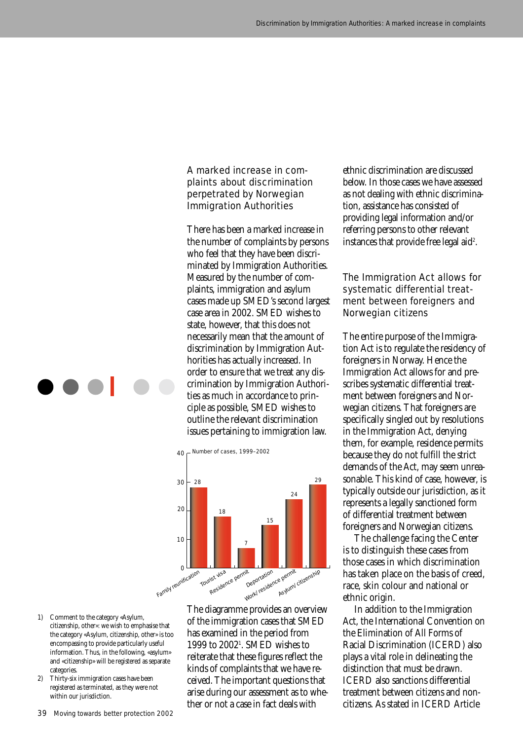## A marked increase in complaints about discrimination perpetrated by Norwegian Immigration Authorities

There has been a marked increase in the number of complaints by persons who feel that they have been discriminated by Immigration Authorities. Measured by the number of complaints, immigration and asylum cases made up SMED's second largest case area in 2002. SMED wishes to state, however, that this does not necessarily mean that the amount of discrimination by Immigration Authorities has actually increased. In order to ensure that we treat any discrimination by Immigration Authorities as much in accordance to principle as possible, SMED wishes to outline the relevant discrimination issues pertaining to immigration law.

Number of cases, 1999–2002

| Category | Number of cases |
| --- | --- |
| Family reunification | 28 |
| Tourist visa | 18 |
| Residence permit | 7 |
| Deportation | 15 |
| Work/ residence permit | 24 |
| Asylum/ citizenship | 29 |

The diagramme provides an overview of the immigration cases that SMED has examined in the period from 1999 to 2002[1]. SMED wishes to reiterate that these figures reflect the kinds of complaints that we have received. The important questions that arise during our assessment as to whether or not a case in fact deals with ethnic discrimination are discussed below. In those cases we have assessed as not dealing with ethnic discrimination, assistance has consisted of providing legal information and/or referring persons to other relevant instances that provide free legal aid[2].

## The Immigration Act allows for systematic differential treatment between foreigners and Norwegian citizens

The entire purpose of the Immigration Act is to regulate the residency of foreigners in Norway. Hence the Immigration Act allows for and prescribes systematic differential treatment between foreigners and Norwegian citizens. That foreigners are specifically singled out by resolutions in the Immigration Act, denying them, for example, residence permits because they do not fulfill the strict demands of the Act, may seem unreasonable. This kind of case, however, is typically outside our jurisdiction, as it represents a legally sanctioned form of differential treatment between foreigners and Norwegian citizens.

The challenge facing the Center is to distinguish these cases from those cases in which discrimination has taken place on the basis of creed, race, skin colour and national or ethnic origin.

In addition to the Immigration Act, the International Convention on the Elimination of All Forms of Racial Discrimination (ICERD) also plays a vital role in delineating the distinction that must be drawn. ICERD also sanctions differential treatment between citizens and non-citizens. As stated in ICERD Article

1) Comment to the category «Asylum, citizenship, other»: we wish to emphasise that the category «Asylum, citizenship, other» is too encompassing to provide particularly useful information. Thus, in the following, «asylum» and «citizenship» will be registered as separate categories.

2) Thirty-six immigration cases have been registered as terminated, as they were not within our jurisdiction.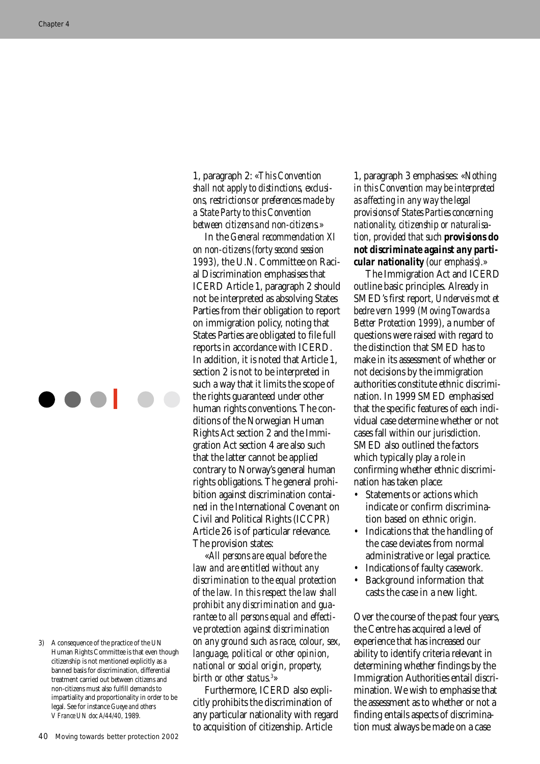1, paragraph 2: «*This Convention shall not apply to distinctions, exclusions, restrictions or preferences made by a State Party to this Convention between citizens and non-citizens.*»

In the *General recommendation XI on non-citizens (forty second session 1993)*, the U.N. Committee on Racial Discrimination emphasises that ICERD Article 1, paragraph 2 should not be interpreted as absolving States Parties from their obligation to report on immigration policy, noting that States Parties are obligated to file full reports in accordance with ICERD. In addition, it is noted that Article 1, section 2 is not to be interpreted in such a way that it limits the scope of the rights guaranteed under other human rights conventions. The conditions of the Norwegian Human Rights Act section 2 and the Immigration Act section 4 are also such that the latter cannot be applied contrary to Norway's general human rights obligations. The general prohibition against discrimination contained in the International Covenant on Civil and Political Rights (ICCPR) Article 26 is of particular relevance. The provision states:

«*All persons are equal before the law and are entitled without any discrimination to the equal protection of the law. In this respect the law shall prohibit any discrimination and guarantee to all persons equal and effective protection against discrimination on any ground such as race, colour, sex, language, political or other opinion, national or social origin, property, birth or other status.*[3]»

Furthermore, ICERD also explicitly prohibits the discrimination of any particular nationality with regard to acquisition of citizenship. Article 1, paragraph 3 emphasises: «*Nothing in this Convention may be interpreted as affecting in any way the legal provisions of States Parties concerning nationality, citizenship or naturalisation, provided that such* ***provisions do not discriminate against any particular nationality*** *(our emphasis).*»

The Immigration Act and ICERD outline basic principles. Already in SMED's first report, *Underveis mot et bedre vern 1999 (Moving Towards a Better Protection 1999)*, a number of questions were raised with regard to the distinction that SMED has to make in its assessment of whether or not decisions by the immigration authorities constitute ethnic discrimination. In 1999 SMED emphasised that the specific features of each individual case determine whether or not cases fall within our jurisdiction. SMED also outlined the factors which typically play a role in confirming whether ethnic discrimination has taken place:

- Statements or actions which indicate or confirm discrimination based on ethnic origin.
- Indications that the handling of the case deviates from normal administrative or legal practice.
- Indications of faulty casework.
- Background information that casts the case in a new light.

Over the course of the past four years, the Centre has acquired a level of experience that has increased our ability to identify criteria relevant in determining whether findings by the Immigration Authorities entail discrimination. We wish to emphasise that the assessment as to whether or not a finding entails aspects of discrimination must always be made on a case

3) A consequence of the practice of the UN Human Rights Committee is that even though citizenship is not mentioned explicitly as a banned basis for discrimination, differential treatment carried out between citizens and non-citizens must also fulfill demands to impartiality and proportionality in order to be legal. See for instance *Gueye and others V France UN doc A/44/40*, 1989.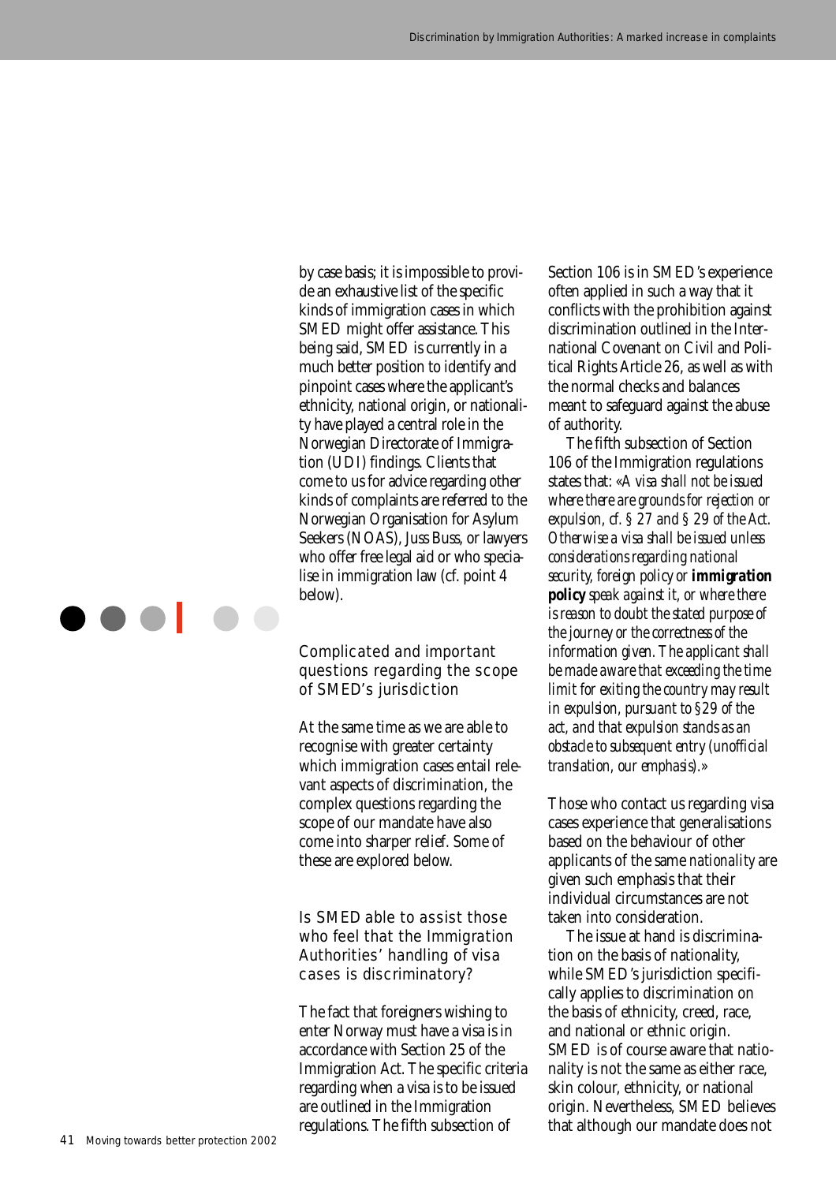by case basis; it is impossible to provide an exhaustive list of the specific kinds of immigration cases in which SMED might offer assistance. This being said, SMED is currently in a much better position to identify and pinpoint cases where the applicant's ethnicity, national origin, or nationality have played a central role in the Norwegian Directorate of Immigration (UDI) findings. Clients that come to us for advice regarding other kinds of complaints are referred to the Norwegian Organisation for Asylum Seekers (NOAS), Juss Buss, or lawyers who offer free legal aid or who specialise in immigration law (cf. point 4 below).

## Complicated and important questions regarding the scope of SMED's jurisdiction

At the same time as we are able to recognise with greater certainty which immigration cases entail relevant aspects of discrimination, the complex questions regarding the scope of our mandate have also come into sharper relief. Some of these are explored below.

### Is SMED able to assist those who feel that the Immigration Authorities' handling of visa cases is discriminatory?

The fact that foreigners wishing to enter Norway must have a visa is in accordance with Section 25 of the Immigration Act. The specific criteria regarding when a visa is to be issued are outlined in the Immigration regulations. The fifth subsection of Section 106 is in SMED's experience often applied in such a way that it conflicts with the prohibition against discrimination outlined in the International Covenant on Civil and Political Rights Article 26, as well as with the normal checks and balances meant to safeguard against the abuse of authority.

The fifth subsection of Section 106 of the Immigration regulations states that: «*A visa shall not be issued where there are grounds for rejection or expulsion, cf. § 27 and § 29 of the Act. Otherwise a visa shall be issued unless considerations regarding national security, foreign policy or* ***immigration policy*** *speak against it, or where there is reason to doubt the stated purpose of the journey or the correctness of the information given. The applicant shall be made aware that exceeding the time limit for exiting the country may result in expulsion, pursuant to §29 of the act, and that expulsion stands as an obstacle to subsequent entry (unofficial translation, our emphasis).*»

Those who contact us regarding visa cases experience that generalisations based on the behaviour of other applicants of the same *nationality* are given such emphasis that their individual circumstances are not taken into consideration.

The issue at hand is discrimination on the basis of nationality, while SMED's jurisdiction specifically applies to discrimination on the basis of ethnicity, creed, race, and national or ethnic origin. SMED is of course aware that nationality is not the same as either race, skin colour, ethnicity, or national origin. Nevertheless, SMED believes that although our mandate does not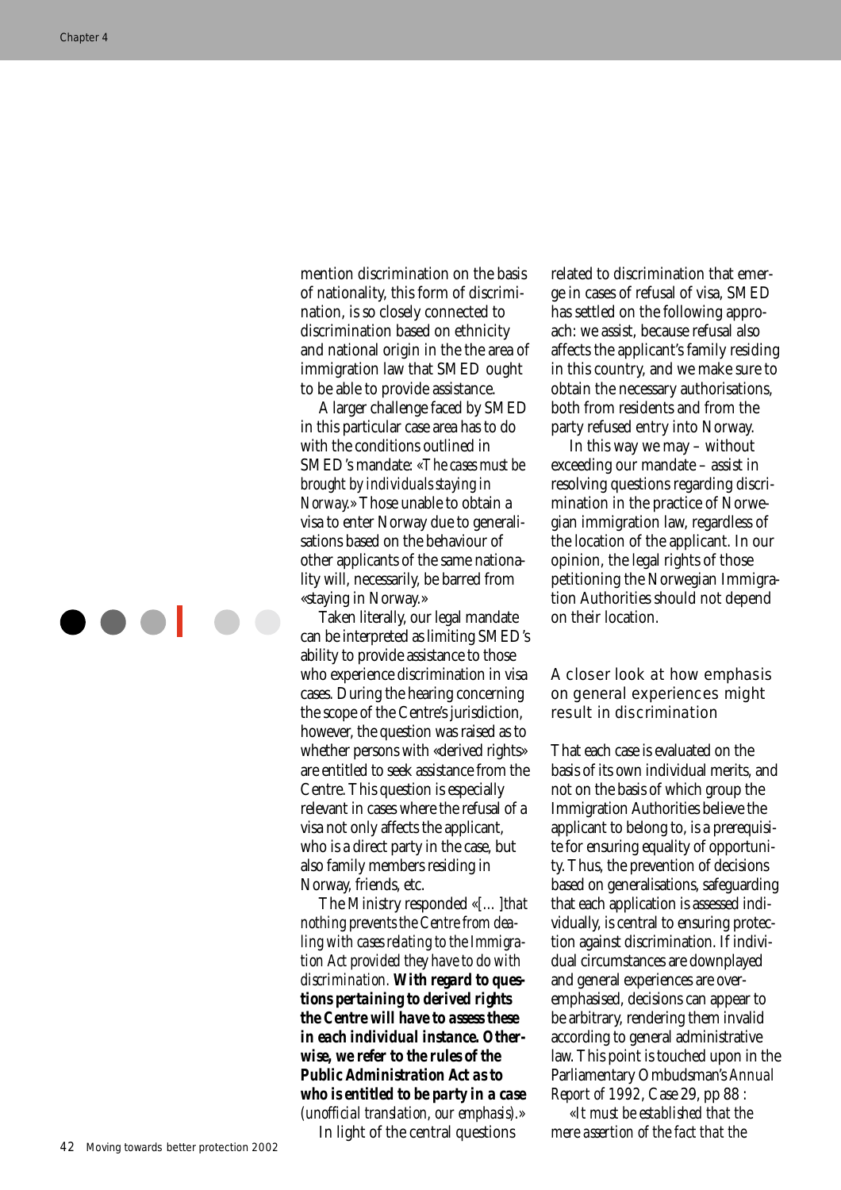mention discrimination on the basis of nationality, this form of discrimination, is so closely connected to discrimination based on ethnicity and national origin in the the area of immigration law that SMED ought to be able to provide assistance.

A larger challenge faced by SMED in this particular case area has to do with the conditions outlined in SMED's mandate: «*The cases must be brought by individuals staying in Norway.*» Those unable to obtain a visa to enter Norway due to generalisations based on the behaviour of other applicants of the same nationality will, necessarily, be barred from «staying in Norway.»

Taken literally, our legal mandate can be interpreted as limiting SMED's ability to provide assistance to those who experience discrimination in visa cases. During the hearing concerning the scope of the Centre's jurisdiction, however, the question was raised as to whether persons with «derived rights» are entitled to seek assistance from the Centre. This question is especially relevant in cases where the refusal of a visa not only affects the applicant, who is a direct party in the case, but also family members residing in Norway, friends, etc.

The Ministry responded «*[…] that nothing prevents the Centre from dealing with cases relating to the Immigration Act provided they have to do with discrimination.* ***With regard to questions pertaining to derived rights the Centre will have to assess these in each individual instance. Otherwise, we refer to the rules of the Public Administration Act as to who is entitled to be party in a case*** *(unofficial translation, our emphasis).*»

In light of the central questions related to discrimination that emerge in cases of refusal of visa, SMED has settled on the following approach: we assist, because refusal also affects the applicant's family residing in this country, and we make sure to obtain the necessary authorisations, both from residents and from the party refused entry into Norway.

In this way we may – without exceeding our mandate – assist in resolving questions regarding discrimination in the practice of Norwegian immigration law, regardless of the location of the applicant. In our opinion, the legal rights of those petitioning the Norwegian Immigration Authorities should not depend on their location.

## A closer look at how emphasis on general experiences might result in discrimination

That each case is evaluated on the basis of its own individual merits, and not on the basis of which group the Immigration Authorities believe the applicant to belong to, is a prerequisite for ensuring equality of opportunity. Thus, the prevention of decisions based on generalisations, safeguarding that each application is assessed individually, is central to ensuring protection against discrimination. If individual circumstances are downplayed and general experiences are overemphasised, decisions can appear to be arbitrary, rendering them invalid according to general administrative law. This point is touched upon in the Parliamentary Ombudsman's *Annual Report of 1992*, Case 29, pp 88 :

«*It must be established that the mere assertion of the fact that the*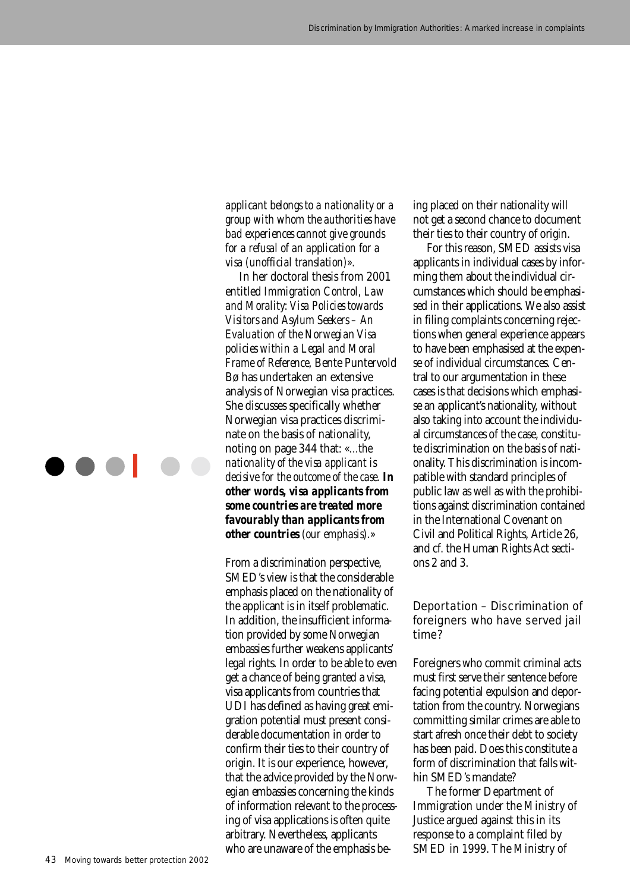*applicant belongs to a nationality or a group with whom the authorities have bad experiences cannot give grounds for a refusal of an application for a visa (unofficial translation)».*

In her doctoral thesis from 2001 entitled *Immigration Control, Law and Morality: Visa Policies towards Visitors and Asylum Seekers – An Evaluation of the Norwegian Visa policies within a Legal and Moral Frame of Reference*, Bente Puntervold Bø has undertaken an extensive analysis of Norwegian visa practices. She discusses specifically whether Norwegian visa practices discriminate on the basis of nationality, noting on page 344 that: *«...the nationality of the visa applicant is decisive for the outcome of the case.* ***In other words, visa applicants from some countries are treated more favourably than applicants from other countries*** *(our emphasis).»*

From a discrimination perspective, SMED's view is that the considerable emphasis placed on the nationality of the applicant is in itself problematic. In addition, the insufficient information provided by some Norwegian embassies further weakens applicants' legal rights. In order to be able to even get a chance of being granted a visa, visa applicants from countries that UDI has defined as having great emigration potential must present considerable documentation in order to confirm their ties to their country of origin. It is our experience, however, that the advice provided by the Norwegian embassies concerning the kinds of information relevant to the processing of visa applications is often quite arbitrary. Nevertheless, applicants who are unaware of the emphasis being placed on their nationality will not get a second chance to document their ties to their country of origin.

For this reason, SMED assists visa applicants in individual cases by informing them about the individual circumstances which should be emphasised in their applications. We also assist in filing complaints concerning rejections when general experience appears to have been emphasised at the expense of individual circumstances. Central to our argumentation in these cases is that decisions which emphasise an applicant's nationality, without also taking into account the individual circumstances of the case, constitute discrimination on the basis of nationality. This discrimination is incompatible with standard principles of public law as well as with the prohibitions against discrimination contained in the International Covenant on Civil and Political Rights, Article 26, and cf. the Human Rights Act sections 2 and 3.

## Deportation – Discrimination of foreigners who have served jail time?

Foreigners who commit criminal acts must first serve their sentence before facing potential expulsion and deportation from the country. Norwegians committing similar crimes are able to start afresh once their debt to society has been paid. Does this constitute a form of discrimination that falls within SMED's mandate?

The former Department of Immigration under the Ministry of Justice argued against this in its response to a complaint filed by SMED in 1999. The Ministry of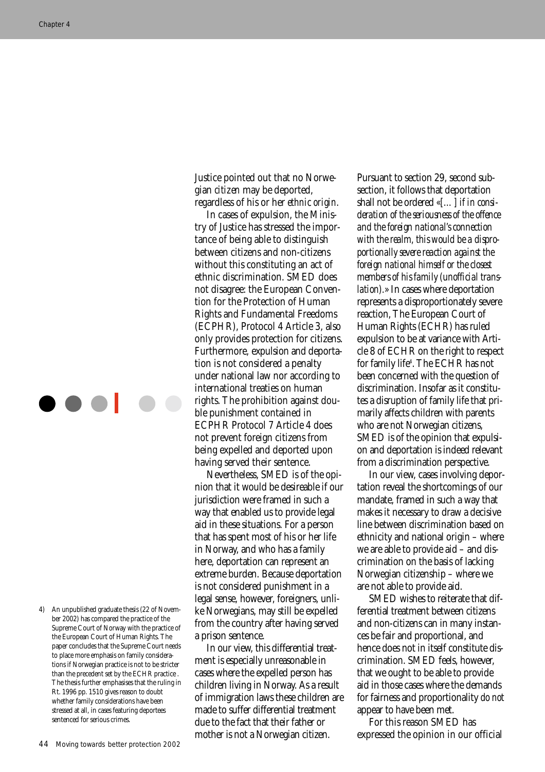Justice pointed out that no Norwegian *citizen* may be deported, regardless of his or her *ethnic origin*.

In cases of expulsion, the Ministry of Justice has stressed the importance of being able to distinguish between citizens and non-citizens without this constituting an act of ethnic discrimination. SMED does not disagree: the European Convention for the Protection of Human Rights and Fundamental Freedoms (ECPHR), Protocol 4 Article 3, also only provides protection for citizens. Furthermore, expulsion and deportation is not considered a penalty under national law nor according to international treaties on human rights. The prohibition against double punishment contained in ECPHR Protocol 7 Article 4 does not prevent foreign citizens from being expelled and deported upon having served their sentence.

Nevertheless, SMED is of the opinion that it would be desireable if our jurisdiction were framed in such a way that enabled us to provide legal aid in these situations. For a person that has spent most of his or her life in Norway, and who has a family here, deportation can represent an extreme burden. Because deportation is not considered punishment in a legal sense, however, foreigners, unlike Norwegians, may still be expelled from the country after having served a prison sentence.

In our view, this differential treatment is especially unreasonable in cases where the expelled person has children living in Norway. As a result of immigration laws these children are made to suffer differential treatment due to the fact that their father or mother is not a Norwegian citizen.

Pursuant to section 29, second subsection, it follows that deportation shall not be ordered «*[…] if in consideration of the seriousness of the offence and the foreign national's connection with the realm, this would be a disproportionally severe reaction against the foreign national himself or the closest members of his family (unofficial translation).*» In cases where deportation represents a disproportionately severe reaction, The European Court of Human Rights (ECHR) has ruled expulsion to be at variance with Article 8 of ECHR on the right to respect for family life[4]. The ECHR has not been concerned with the question of discrimination. Insofar as it constitutes a disruption of family life that primarily affects children with parents who are not Norwegian citizens, SMED is of the opinion that expulsion and deportation is indeed relevant from a discrimination perspective.

In our view, cases involving deportation reveal the shortcomings of our mandate, framed in such a way that makes it necessary to draw a decisive line between discrimination based on ethnicity and national origin – where we are able to provide aid – and discrimination on the basis of lacking Norwegian citizenship – where we are not able to provide aid.

SMED wishes to reiterate that differential treatment between citizens and non-citizens can in many instances be fair and proportional, and hence does not in itself constitute discrimination. SMED feels, however, that we ought to be able to provide aid in those cases where the demands for fairness and proportionality *do not* appear to have been met.

For this reason SMED has expressed the opinion in our official

4) An unpublished graduate thesis (22 of November 2002) has compared the practice of the Supreme Court of Norway with the practice of the European Court of Human Rights. The paper concludes that the Supreme Court needs to place more emphasis on family considerations if Norwegian practice is not to be stricter than the precedent set by the ECHR practice. The thesis further emphasises that the ruling in Rt. 1996 pp. 1510 gives reason to doubt whether family considerations have been stressed at all, in cases featuring deportees sentenced for serious crimes.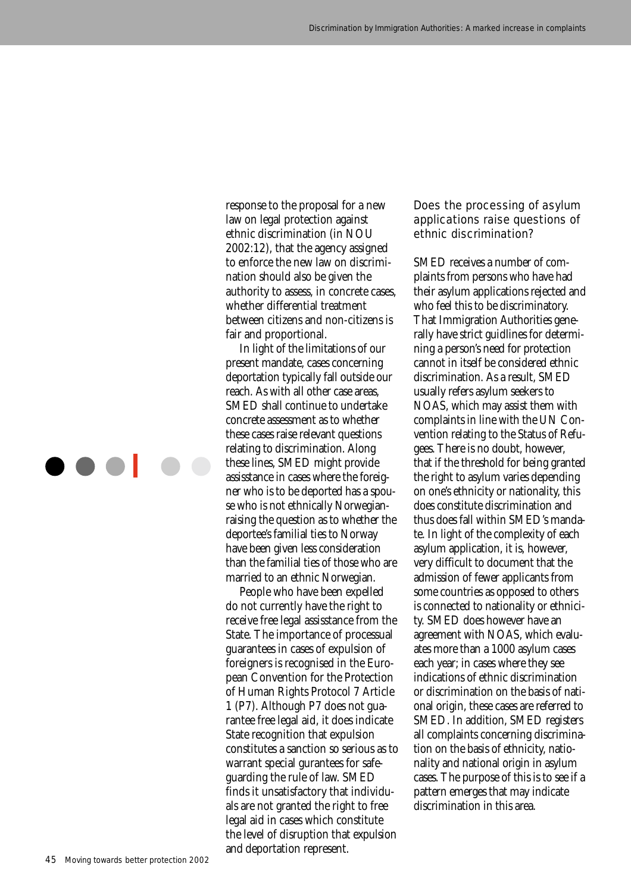response to the proposal for a new law on legal protection against ethnic discrimination (in NOU 2002:12), that the agency assigned to enforce the new law on discrimination should also be given the authority to assess, in concrete cases, whether differential treatment between citizens and non-citizens is fair and proportional.

In light of the limitations of our present mandate, cases concerning deportation typically fall outside our reach. As with all other case areas, SMED shall continue to undertake concrete assessment as to whether these cases raise relevant questions relating to discrimination. Along these lines, SMED might provide assistance in cases where the foreigner who is to be deported has a spouse who is not ethnically Norwegian-raising the question as to whether the deportee's familial ties to Norway have been given less consideration than the familial ties of those who are married to an ethnic Norwegian.

People who have been expelled do not currently have the right to receive free legal assistance from the State. The importance of processual guarantees in cases of expulsion of foreigners is recognised in the European Convention for the Protection of Human Rights Protocol 7 Article 1 (P7). Although P7 does not guarantee free legal aid, it does indicate State recognition that expulsion constitutes a sanction so serious as to warrant special gurantees for safeguarding the rule of law. SMED finds it unsatisfactory that individuals are not granted the right to free legal aid in cases which constitute the level of disruption that expulsion and deportation represent.

## Does the processing of asylum applications raise questions of ethnic discrimination?

SMED receives a number of complaints from persons who have had their asylum applications rejected and who feel this to be discriminatory. That Immigration Authorities generally have strict guidlines for determining a person's need for protection cannot in itself be considered ethnic discrimination. As a result, SMED usually refers asylum seekers to NOAS, which may assist them with complaints in line with the UN Convention relating to the Status of Refugees. There is no doubt, however, that if the threshold for being granted the right to asylum varies depending on one's ethnicity or nationality, this does constitute discrimination and thus does fall within SMED's mandate. In light of the complexity of each asylum application, it is, however, very difficult to document that the admission of fewer applicants from some countries as opposed to others is connected to nationality or ethnicity. SMED does however have an agreement with NOAS, which evaluates more than a 1000 asylum cases each year; in cases where they see indications of ethnic discrimination or discrimination on the basis of national origin, these cases are referred to SMED. In addition, SMED registers all complaints concerning discrimination on the basis of ethnicity, nationality and national origin in asylum cases. The purpose of this is to see if a pattern emerges that may indicate discrimination in this area.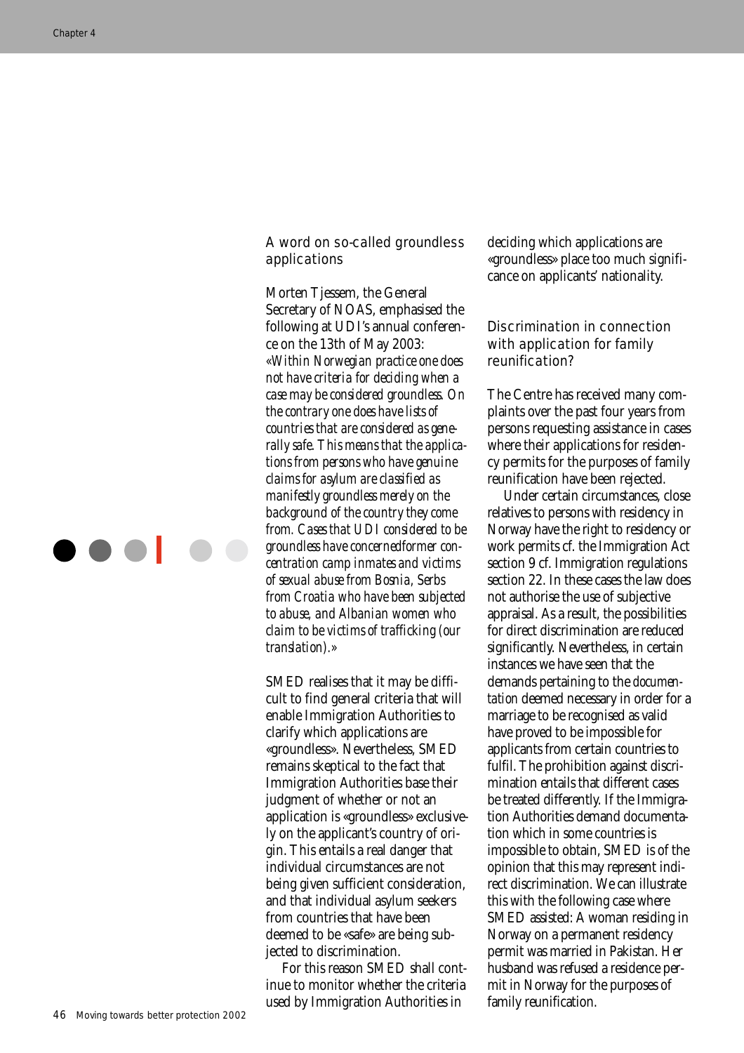## A word on so-called groundless applications

Morten Tjessem, the General Secretary of NOAS, emphasised the following at UDI's annual conference on the 13th of May 2003: *«Within Norwegian practice one does not have criteria for deciding when a case may be considered groundless. On the contrary one does have lists of countries that are considered as generally safe. This means that the applications from persons who have genuine claims for asylum are classified as manifestly groundless merely on the background of the country they come from. Cases that UDI considered to be groundless have concernedformer concentration camp inmates and victims of sexual abuse from Bosnia, Serbs from Croatia who have been subjected to abuse, and Albanian women who claim to be victims of trafficking (our translation).»*

SMED realises that it may be difficult to find general criteria that will enable Immigration Authorities to clarify which applications are «groundless». Nevertheless, SMED remains skeptical to the fact that Immigration Authorities base their judgment of whether or not an application is «groundless» exclusively on the applicant's country of origin. This entails a real danger that individual circumstances are not being given sufficient consideration, and that individual asylum seekers from countries that have been deemed to be «safe» are being subjected to discrimination.

For this reason SMED shall continue to monitor whether the criteria used by Immigration Authorities in deciding which applications are «groundless» place too much significance on applicants' nationality.

## Discrimination in connection with application for family reunification?

The Centre has received many complaints over the past four years from persons requesting assistance in cases where their applications for residency permits for the purposes of family reunification have been rejected.

Under certain circumstances, close relatives to persons with residency in Norway have the right to residency or work permits cf. the Immigration Act section 9 cf. Immigration regulations section 22. In these cases the law does not authorise the use of subjective appraisal. As a result, the possibilities for direct discrimination are reduced significantly. Nevertheless, in certain instances we have seen that the demands pertaining to the *documentation* deemed necessary in order for a marriage to be recognised as valid have proved to be impossible for applicants from certain countries to fulfil. The prohibition against discrimination entails that different cases be treated differently. If the Immigration Authorities demand documentation which in some countries is impossible to obtain, SMED is of the opinion that this may represent indirect discrimination. We can illustrate this with the following case where SMED assisted: A woman residing in Norway on a permanent residency permit was married in Pakistan. Her husband was refused a residence permit in Norway for the purposes of family reunification.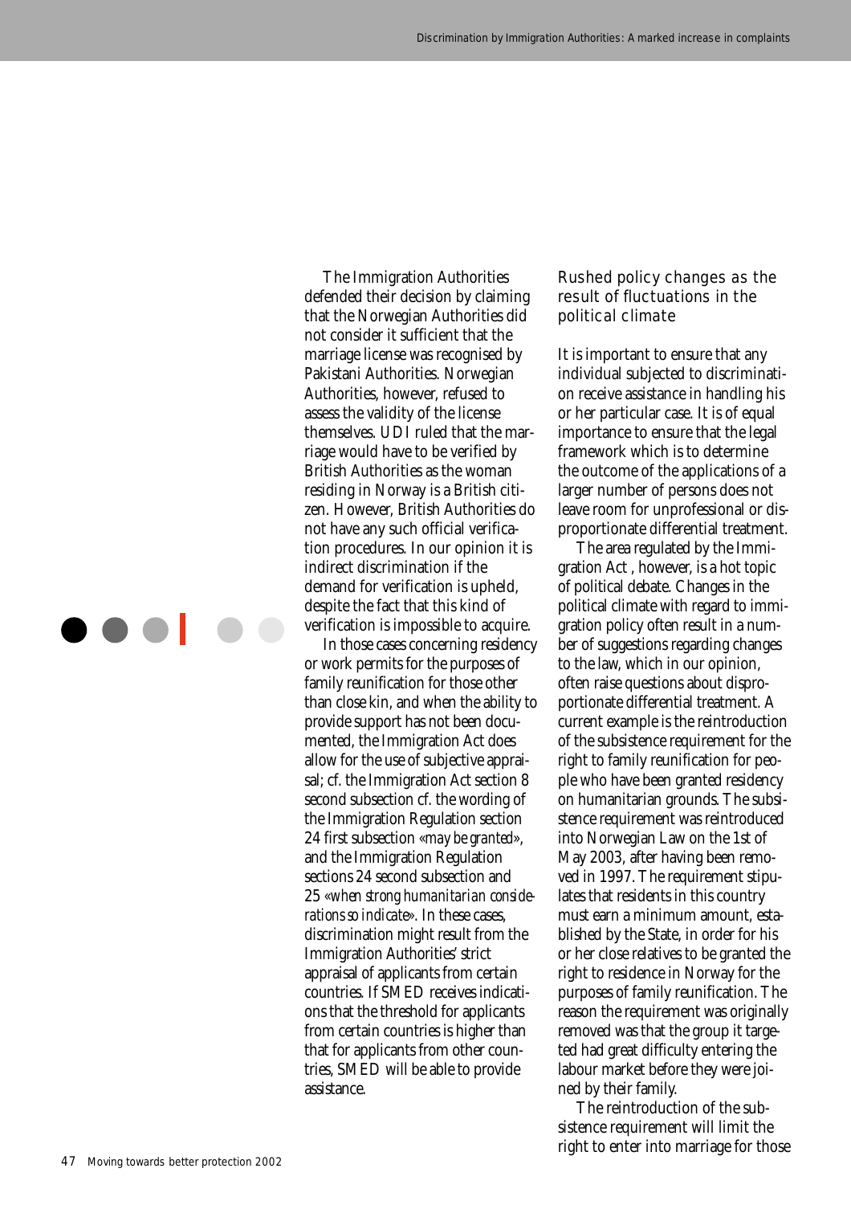The Immigration Authorities defended their decision by claiming that the Norwegian Authorities did not consider it sufficient that the marriage license was recognised by Pakistani Authorities. Norwegian Authorities, however, refused to assess the validity of the license themselves. UDI ruled that the marriage would have to be verified by British Authorities as the woman residing in Norway is a British citizen. However, British Authorities do not have any such official verification procedures. In our opinion it is indirect discrimination if the demand for verification is upheld, despite the fact that this kind of verification is impossible to acquire.

In those cases concerning residency or work permits for the purposes of family reunification for those other than close kin, and when the ability to provide support has not been documented, the Immigration Act does allow for the use of subjective appraisal; cf. the Immigration Act section 8 second subsection cf. the wording of the Immigration Regulation section 24 first subsection «*may be granted*», and the Immigration Regulation sections 24 second subsection and 25 «*when strong humanitarian considerations so indicate*». In these cases, discrimination might result from the Immigration Authorities' strict appraisal of applicants from certain countries. If SMED receives indications that the threshold for applicants from certain countries is higher than that for applicants from other countries, SMED will be able to provide assistance.

## Rushed policy changes as the result of fluctuations in the political climate

It is important to ensure that any individual subjected to discrimination receive assistance in handling his or her particular case. It is of equal importance to ensure that the legal framework which is to determine the outcome of the applications of a larger number of persons does not leave room for unprofessional or disproportionate differential treatment.

The area regulated by the Immigration Act , however, is a hot topic of political debate. Changes in the political climate with regard to immigration policy often result in a number of suggestions regarding changes to the law, which in our opinion, often raise questions about disproportionate differential treatment. A current example is the reintroduction of the subsistence requirement for the right to family reunification for people who have been granted residency on humanitarian grounds. The subsistence requirement was reintroduced into Norwegian Law on the 1st of May 2003, after having been removed in 1997. The requirement stipulates that residents in this country must earn a minimum amount, established by the State, in order for his or her close relatives to be granted the right to residence in Norway for the purposes of family reunification. The reason the requirement was originally removed was that the group it targeted had great difficulty entering the labour market before they were joined by their family.

The reintroduction of the subsistence requirement will limit the right to enter into marriage for those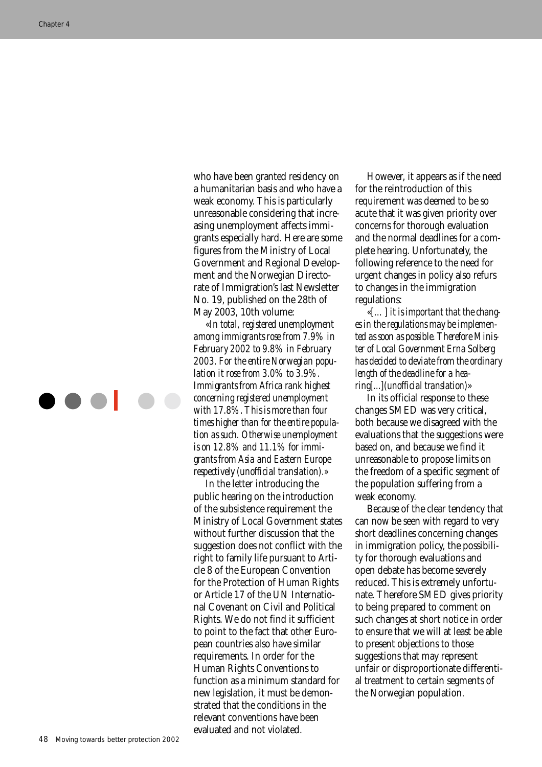who have been granted residency on a humanitarian basis and who have a weak economy. This is particularly unreasonable considering that increasing unemployment affects immigrants especially hard. Here are some figures from the Ministry of Local Government and Regional Development and the Norwegian Directorate of Immigration's last Newsletter No. 19, published on the 28th of May 2003, 10th volume:

*«In total, registered unemployment among immigrants rose from 7.9% in February 2002 to 9.8% in February 2003. For the entire Norwegian population it rose from 3.0% to 3.9%. Immigrants from Africa rank highest concerning registered unemployment with 17.8%. This is more than four times higher than for the entire population as such. Otherwise unemployment is on 12.8% and 11.1% for immigrants from Asia and Eastern Europe respectively (unofficial translation).»*

In the letter introducing the public hearing on the introduction of the subsistence requirement the Ministry of Local Government states without further discussion that the suggestion does not conflict with the right to family life pursuant to Article 8 of the European Convention for the Protection of Human Rights or Article 17 of the UN International Covenant on Civil and Political Rights. We do not find it sufficient to point to the fact that other European countries also have similar requirements. In order for the Human Rights Conventions to function as a minimum standard for new legislation, it must be demonstrated that the conditions in the relevant conventions have been evaluated and not violated.

However, it appears as if the need for the reintroduction of this requirement was deemed to be so acute that it was given priority over concerns for thorough evaluation and the normal deadlines for a complete hearing. Unfortunately, the following reference to the need for urgent changes in policy also refurs to changes in the immigration regulations:

*«[...] it is important that the changes in the regulations may be implemented as soon as possible. Therefore Minister of Local Government Erna Solberg has decided to deviate from the ordinary length of the deadline for a hearing[...](unofficial translation)»*

In its official response to these changes SMED was very critical, both because we disagreed with the evaluations that the suggestions were based on, and because we find it unreasonable to propose limits on the freedom of a specific segment of the population suffering from a weak economy.

Because of the clear tendency that can now be seen with regard to very short deadlines concerning changes in immigration policy, the possibility for thorough evaluations and open debate has become severely reduced. This is extremely unfortunate. Therefore SMED gives priority to being prepared to comment on such changes at short notice in order to ensure that we will at least be able to present objections to those suggestions that may represent unfair or disproportionate differential treatment to certain segments of the Norwegian population.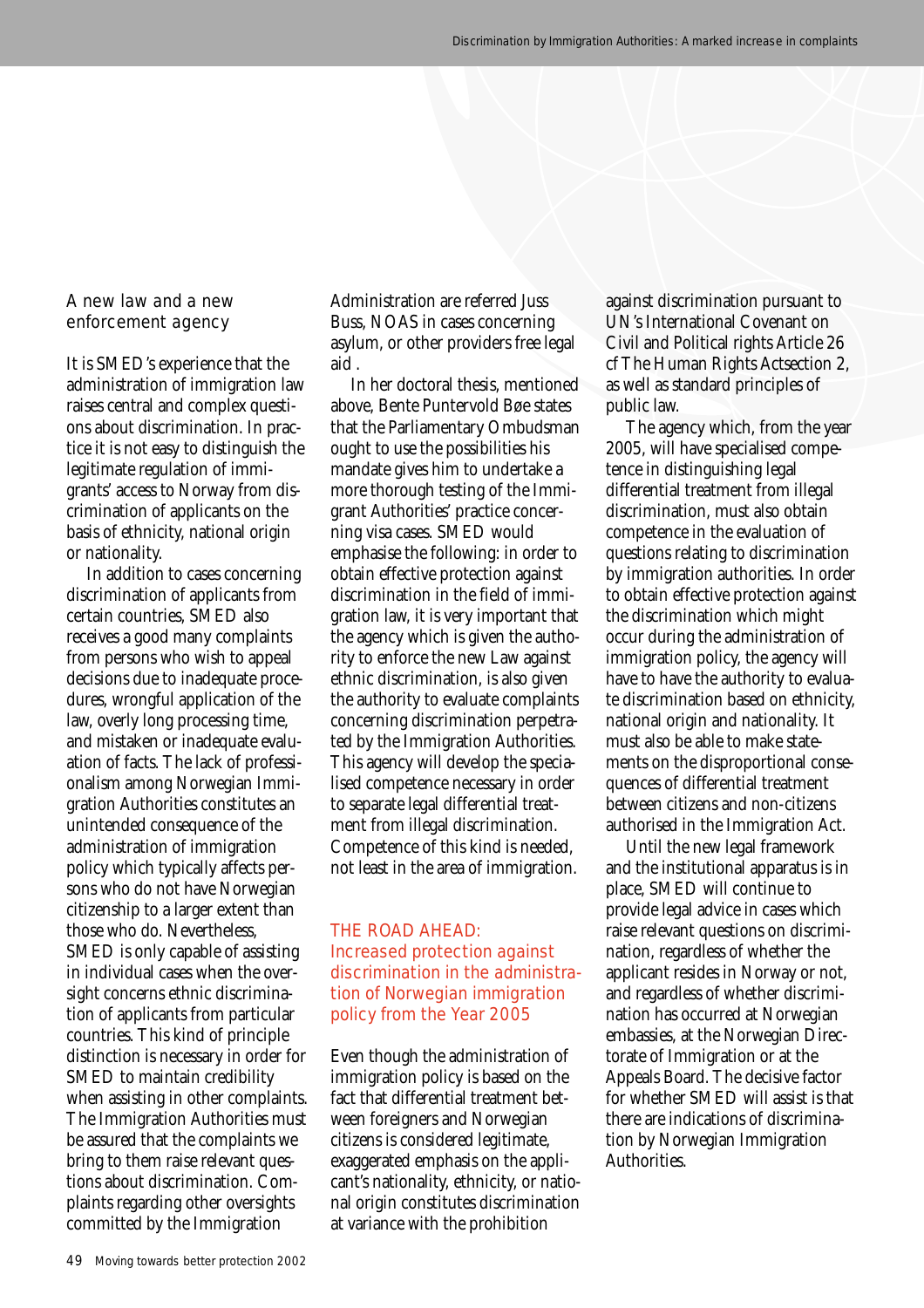## A new law and a new enforcement agency

It is SMED's experience that the administration of immigration law raises central and complex questions about discrimination. In practice it is not easy to distinguish the legitimate regulation of immigrants' access to Norway from discrimination of applicants on the basis of ethnicity, national origin or nationality.

In addition to cases concerning discrimination of applicants from certain countries, SMED also receives a good many complaints from persons who wish to appeal decisions due to inadequate procedures, wrongful application of the law, overly long processing time, and mistaken or inadequate evaluation of facts. The lack of professionalism among Norwegian Immigration Authorities constitutes an unintended consequence of the administration of immigration policy which typically affects persons who do not have Norwegian citizenship to a larger extent than those who do. Nevertheless, SMED is only capable of assisting in individual cases when the oversight concerns ethnic discrimination of applicants from particular countries. This kind of principle distinction is necessary in order for SMED to maintain credibility when assisting in other complaints. The Immigration Authorities must be assured that the complaints we bring to them raise relevant questions about discrimination. Complaints regarding other oversights committed by the Immigration Administration are referred Juss Buss, NOAS in cases concerning asylum, or other providers free legal aid .

In her doctoral thesis, mentioned above, Bente Puntervold Bøe states that the Parliamentary Ombudsman ought to use the possibilities his mandate gives him to undertake a more thorough testing of the Immigrant Authorities' practice concerning visa cases. SMED would emphasise the following: in order to obtain effective protection against discrimination in the field of immigration law, it is very important that the agency which is given the authority to enforce the new Law against ethnic discrimination, is also given the authority to evaluate complaints concerning discrimination perpetrated by the Immigration Authorities. This agency will develop the specialised competence necessary in order to separate legal differential treatment from illegal discrimination. Competence of this kind is needed, not least in the area of immigration.

## THE ROAD AHEAD: Increased protection against discrimination in the administration of Norwegian immigration policy from the Year 2005

Even though the administration of immigration policy is based on the fact that differential treatment between foreigners and Norwegian citizens is considered legitimate, exaggerated emphasis on the applicant's nationality, ethnicity, or national origin constitutes discrimination at variance with the prohibition against discrimination pursuant to UN's International Covenant on Civil and Political rights Article 26 cf The Human Rights Actsection 2, as well as standard principles of public law.

The agency which, from the year 2005, will have specialised competence in distinguishing legal differential treatment from illegal discrimination, must also obtain competence in the evaluation of questions relating to discrimination by immigration authorities. In order to obtain effective protection against the discrimination which might occur during the administration of immigration policy, the agency will have to have the authority to evaluate discrimination based on ethnicity, national origin and nationality. It must also be able to make statements on the disproportional consequences of differential treatment between citizens and non-citizens authorised in the Immigration Act.

Until the new legal framework and the institutional apparatus is in place, SMED will continue to provide legal advice in cases which raise relevant questions on discrimination, regardless of whether the applicant resides in Norway or not, and regardless of whether discrimination has occurred at Norwegian embassies, at the Norwegian Directorate of Immigration or at the Appeals Board. The decisive factor for whether SMED will assist is that there are indications of discrimination by Norwegian Immigration Authorities.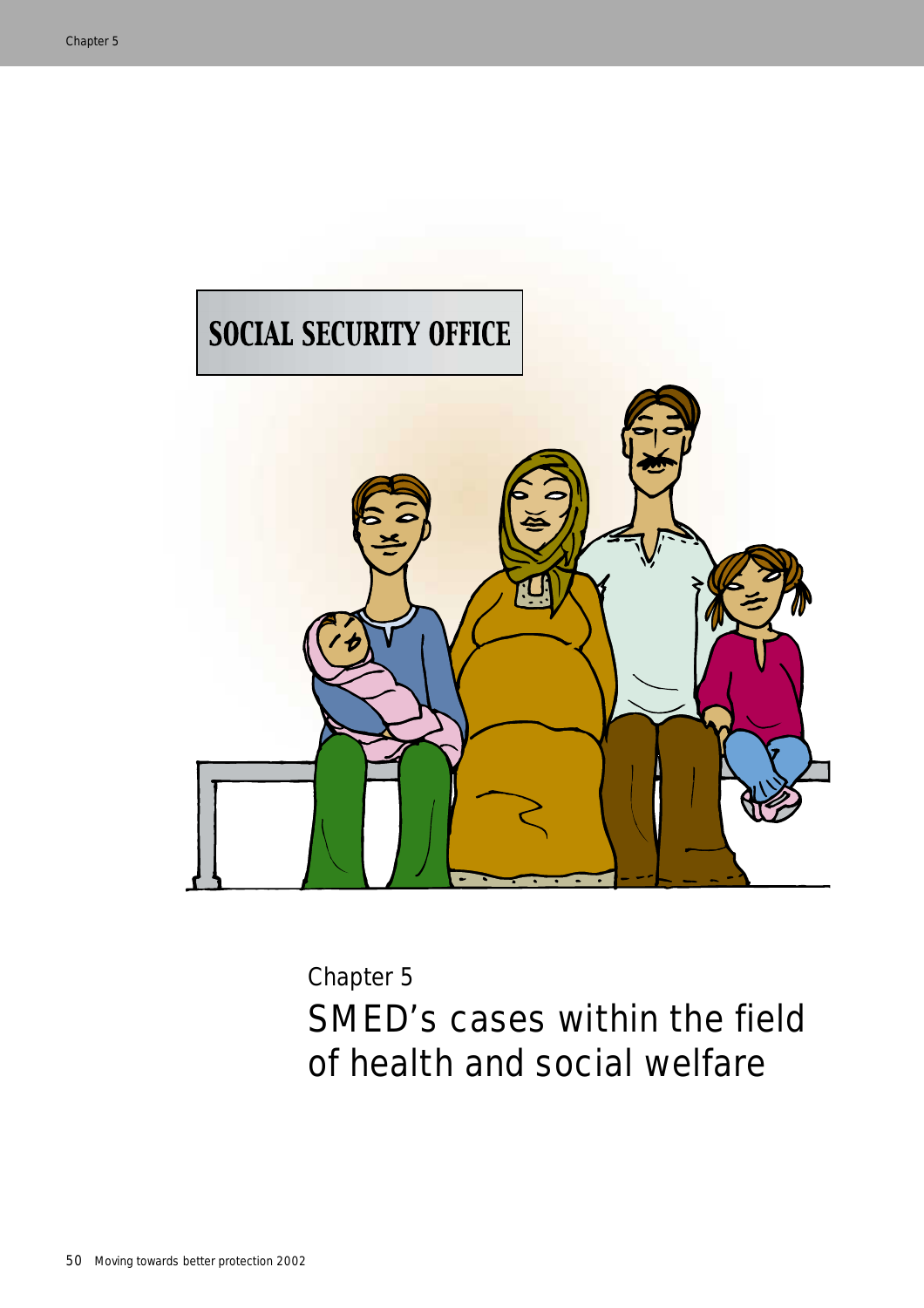# Chapter 5
## SMED's cases within the field of health and social welfare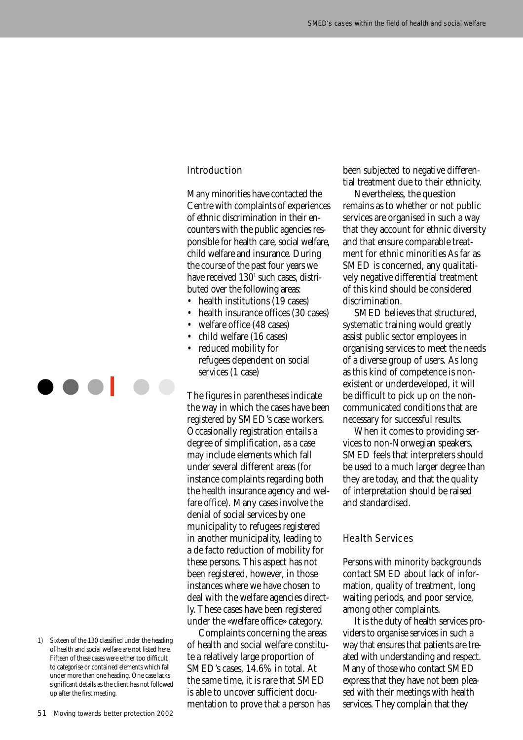## Introduction

Many minorities have contacted the Centre with complaints of experiences of ethnic discrimination in their encounters with the public agencies responsible for health care, social welfare, child welfare and insurance. During the course of the past four years we have received 130[1] such cases, distributed over the following areas:

- health institutions (19 cases)
- health insurance offices (30 cases)
- welfare office (48 cases)
- child welfare (16 cases)
- reduced mobility for refugees dependent on social services (1 case)

The figures in parentheses indicate the way in which the cases have been registered by SMED's case workers. Occasionally registration entails a degree of simplification, as a case may include elements which fall under several different areas (for instance complaints regarding both the health insurance agency and welfare office). Many cases involve the denial of social services by one municipality to refugees registered in another municipality, leading to a de facto reduction of mobility for these persons. This aspect has not been registered, however, in those instances where we have chosen to deal with the welfare agencies directly. These cases have been registered under the «welfare office» category.

Complaints concerning the areas of health and social welfare constitute a relatively large proportion of SMED's cases, 14.6% in total. At the same time, it is rare that SMED is able to uncover sufficient documentation to prove that a person has been subjected to negative differential treatment due to their ethnicity.

Nevertheless, the question remains as to whether or not public services are organised in such a way that they account for ethnic diversity and that ensure comparable treatment for ethnic minorities As far as SMED is concerned, any qualitatively negative differential treatment of this kind should be considered discrimination.

SMED believes that structured, systematic training would greatly assist public sector employees in organising services to meet the needs of a diverse group of users. As long as this kind of competence is non-existent or underdeveloped, it will be difficult to pick up on the non-communicated conditions that are necessary for successful results.

When it comes to providing services to non-Norwegian speakers, SMED feels that interpreters should be used to a much larger degree than they are today, and that the quality of interpretation should be raised and standardised.

## Health Services

Persons with minority backgrounds contact SMED about lack of information, quality of treatment, long waiting periods, and poor service, among other complaints.

It is the duty of health services providers to organise services in such a way that ensures that patients are treated with understanding and respect. Many of those who contact SMED express that they have not been pleased with their meetings with health services. They complain that they

1) Sixteen of the 130 classified under the heading of health and social welfare are not listed here. Fifteen of these cases were either too difficult to categorise or contained elements which fall under more than one heading. One case lacks significant details as the client has not followed up after the first meeting.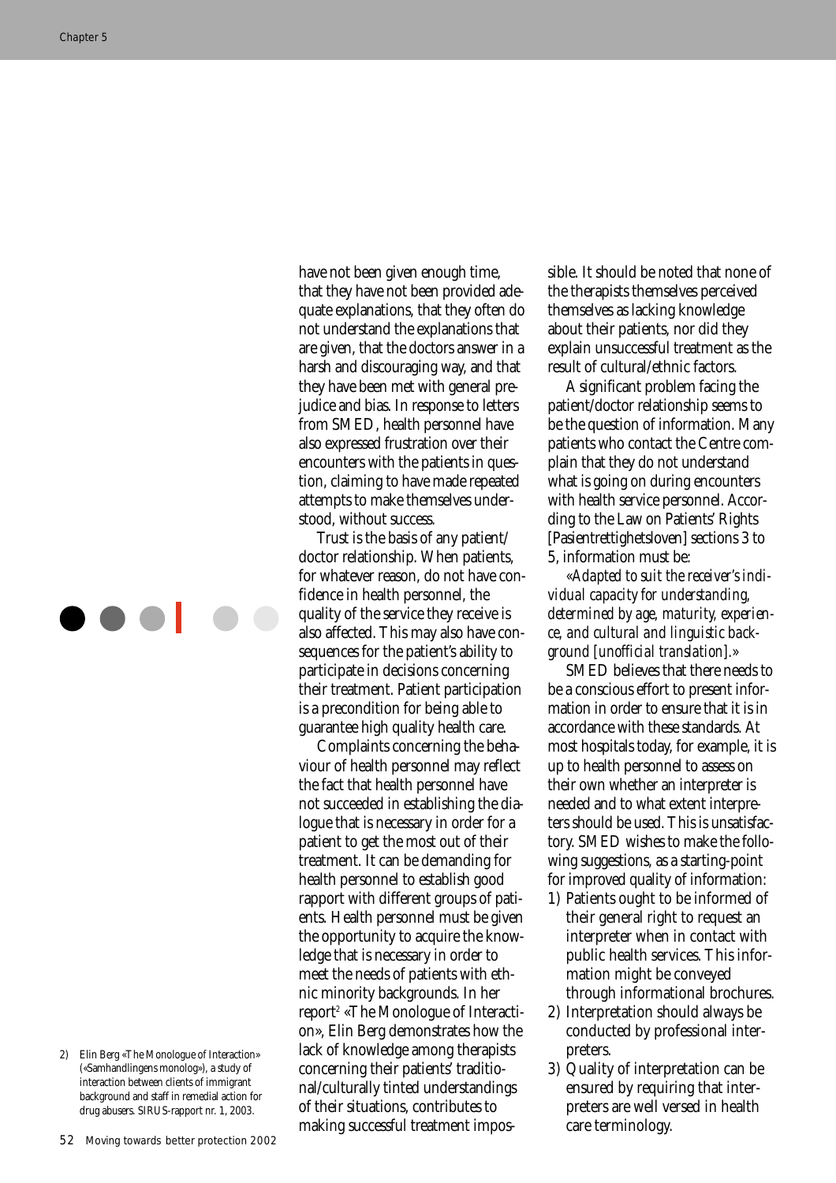have not been given enough time, that they have not been provided adequate explanations, that they often do not understand the explanations that are given, that the doctors answer in a harsh and discouraging way, and that they have been met with general prejudice and bias. In response to letters from SMED, health personnel have also expressed frustration over their encounters with the patients in question, claiming to have made repeated attempts to make themselves understood, without success.

Trust is the basis of any patient/doctor relationship. When patients, for whatever reason, do not have confidence in health personnel, the quality of the service they receive is also affected. This may also have consequences for the patient's ability to participate in decisions concerning their treatment. Patient participation is a precondition for being able to guarantee high quality health care.

Complaints concerning the behaviour of health personnel may reflect the fact that health personnel have not succeeded in establishing the dialogue that is necessary in order for a patient to get the most out of their treatment. It can be demanding for health personnel to establish good rapport with different groups of patients. Health personnel must be given the opportunity to acquire the knowledge that is necessary in order to meet the needs of patients with ethnic minority backgrounds. In her report[2] «The Monologue of Interaction», Elin Berg demonstrates how the lack of knowledge among therapists concerning their patients' traditional/culturally tinted understandings of their situations, contributes to making successful treatment impossible. It should be noted that none of the therapists themselves perceived themselves as lacking knowledge about their patients, nor did they explain unsuccessful treatment as the result of cultural/ethnic factors.

A significant problem facing the patient/doctor relationship seems to be the question of information. Many patients who contact the Centre complain that they do not understand what is going on during encounters with health service personnel. According to the Law on Patients' Rights [Pasientrettighetsloven] sections 3 to 5, information must be:

*«Adapted to suit the receiver's individual capacity for understanding, determined by age, maturity, experience, and cultural and linguistic background [unofficial translation].»*

SMED believes that there needs to be a conscious effort to present information in order to ensure that it is in accordance with these standards. At most hospitals today, for example, it is up to health personnel to assess on their own whether an interpreter is needed and to what extent interpreters should be used. This is unsatisfactory. SMED wishes to make the following suggestions, as a starting-point for improved quality of information:

1) Patients ought to be informed of their general right to request an interpreter when in contact with public health services. This information might be conveyed through informational brochures.
2) Interpretation should always be conducted by professional interpreters.
3) Quality of interpretation can be ensured by requiring that interpreters are well versed in health care terminology.

2) Elin Berg «The Monologue of Interaction» («Samhandlingens monolog»), a study of interaction between clients of immigrant background and staff in remedial action for drug abusers. SIRUS-rapport nr. 1, 2003.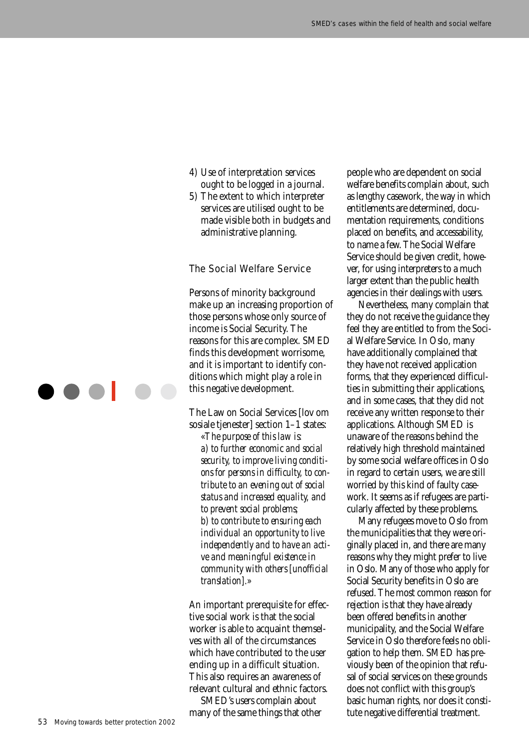4) Use of interpretation services ought to be logged in a journal.
5) The extent to which interpreter services are utilised ought to be made visible both in budgets and administrative planning.

## The Social Welfare Service

Persons of minority background make up an increasing proportion of those persons whose only source of income is Social Security. The reasons for this are complex. SMED finds this development worrisome, and it is important to identify conditions which might play a role in this negative development.

The Law on Social Services [lov om sosiale tjenester] section 1–1 states:

> «*The purpose of this law is:*
> *a) to further economic and social security, to improve living conditions for persons in difficulty, to contribute to an evening out of social status and increased equality, and to prevent social problems;*
> *b) to contribute to ensuring each individual an opportunity to live independently and to have an active and meaningful existence in community with others [unofficial translation].*»

An important prerequisite for effective social work is that the social worker is able to acquaint themselves with all of the circumstances which have contributed to the user ending up in a difficult situation. This also requires an awareness of relevant cultural and ethnic factors.

SMED's users complain about many of the same things that other people who are dependent on social welfare benefits complain about, such as lengthy casework, the way in which entitlements are determined, documentation requirements, conditions placed on benefits, and accessability, to name a few. The Social Welfare Service should be given credit, however, for using interpreters to a much larger extent than the public health agencies in their dealings with users.

Nevertheless, many complain that they do not receive the guidance they feel they are entitled to from the Social Welfare Service. In Oslo, many have additionally complained that they have not received application forms, that they experienced difficulties in submitting their applications, and in some cases, that they did not receive any written response to their applications. Although SMED is unaware of the reasons behind the relatively high threshold maintained by some social welfare offices in Oslo in regard to certain users, we are still worried by this kind of faulty casework. It seems as if refugees are particularly affected by these problems.

Many refugees move to Oslo from the municipalities that they were originally placed in, and there are many reasons why they might prefer to live in Oslo. Many of those who apply for Social Security benefits in Oslo are refused. The most common reason for rejection is that they have already been offered benefits in another municipality, and the Social Welfare Service in Oslo therefore feels no obligation to help them. SMED has previously been of the opinion that refusal of social services on these grounds does not conflict with this group's basic human rights, nor does it constitute negative differential treatment.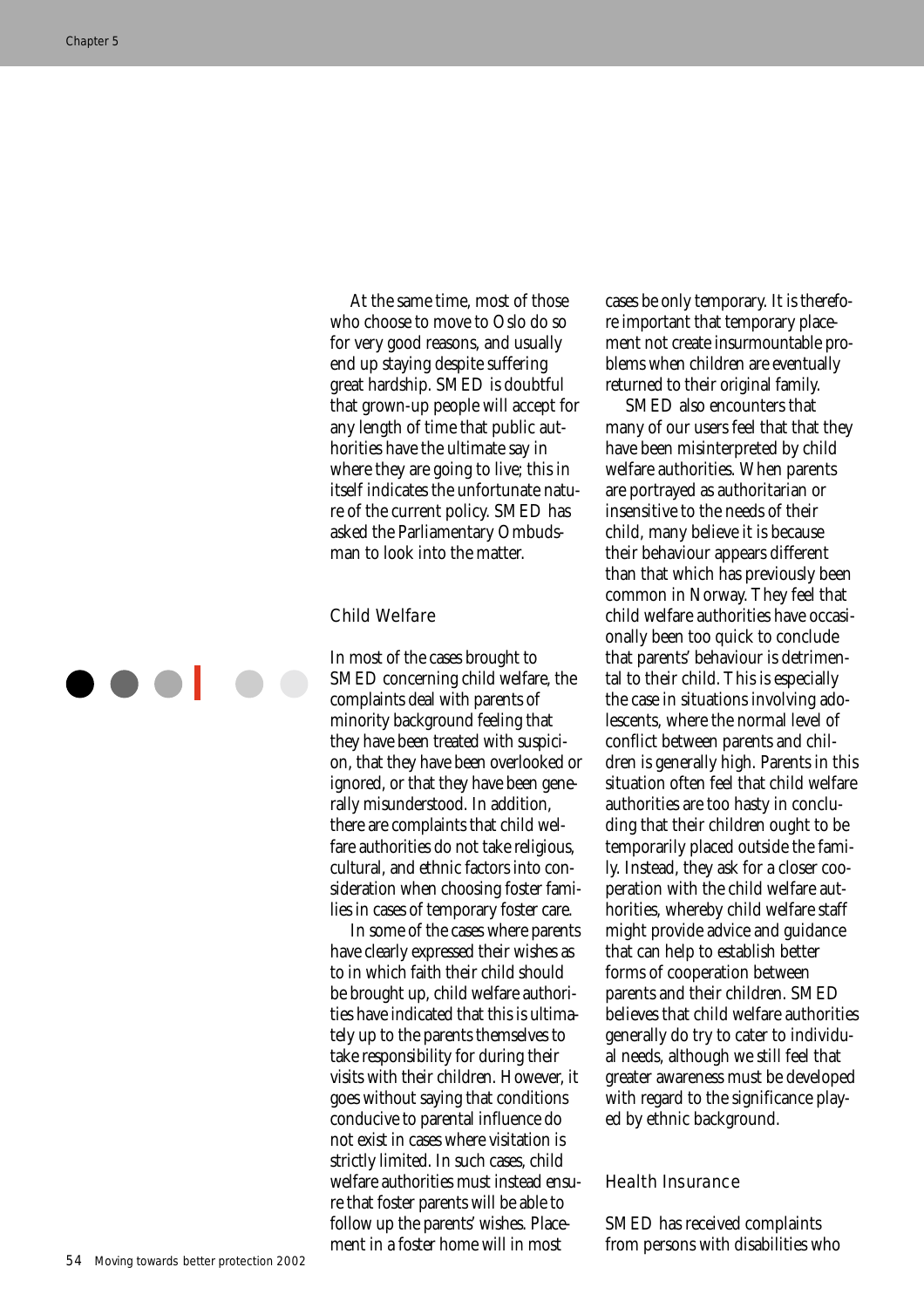At the same time, most of those who choose to move to Oslo do so for very good reasons, and usually end up staying despite suffering great hardship. SMED is doubtful that grown-up people will accept for any length of time that public authorities have the ultimate say in where they are going to live; this in itself indicates the unfortunate nature of the current policy. SMED has asked the Parliamentary Ombudsman to look into the matter.

### Child Welfare

In most of the cases brought to SMED concerning child welfare, the complaints deal with parents of minority background feeling that they have been treated with suspicion, that they have been overlooked or ignored, or that they have been generally misunderstood. In addition, there are complaints that child welfare authorities do not take religious, cultural, and ethnic factors into consideration when choosing foster families in cases of temporary foster care.

In some of the cases where parents have clearly expressed their wishes as to in which faith their child should be brought up, child welfare authorities have indicated that this is ultimately up to the parents themselves to take responsibility for during their visits with their children. However, it goes without saying that conditions conducive to parental influence do not exist in cases where visitation is strictly limited. In such cases, child welfare authorities must instead ensure that foster parents will be able to follow up the parents' wishes. Placement in a foster home will in most cases be only temporary. It is therefore important that temporary placement not create insurmountable problems when children are eventually returned to their original family.

SMED also encounters that many of our users feel that that they have been misinterpreted by child welfare authorities. When parents are portrayed as authoritarian or insensitive to the needs of their child, many believe it is because their behaviour appears different than that which has previously been common in Norway. They feel that child welfare authorities have occasionally been too quick to conclude that parents' behaviour is detrimental to their child. This is especially the case in situations involving adolescents, where the normal level of conflict between parents and children is generally high. Parents in this situation often feel that child welfare authorities are too hasty in concluding that their children ought to be temporarily placed outside the family. Instead, they ask for a closer cooperation with the child welfare authorities, whereby child welfare staff might provide advice and guidance that can help to establish better forms of cooperation between parents and their children. SMED believes that child welfare authorities generally do try to cater to individual needs, although we still feel that greater awareness must be developed with regard to the significance played by ethnic background.

### Health Insurance

SMED has received complaints from persons with disabilities who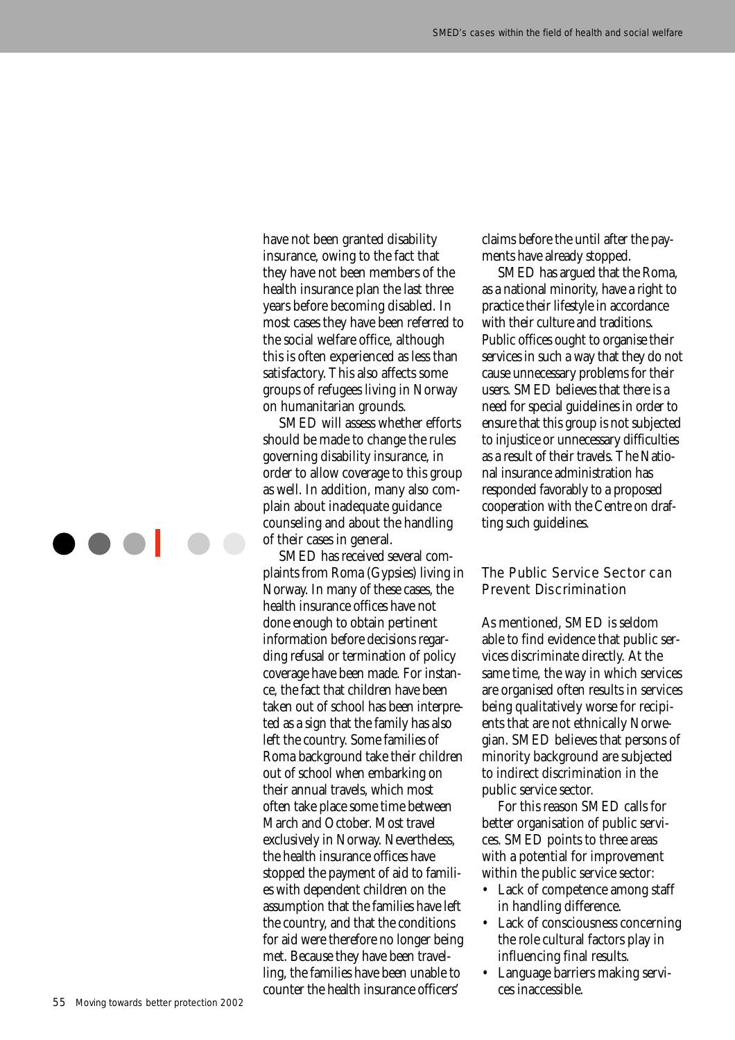have not been granted disability insurance, owing to the fact that they have not been members of the health insurance plan the last three years before becoming disabled. In most cases they have been referred to the social welfare office, although this is often experienced as less than satisfactory. This also affects some groups of refugees living in Norway on humanitarian grounds.

SMED will assess whether efforts should be made to change the rules governing disability insurance, in order to allow coverage to this group as well. In addition, many also complain about inadequate guidance counseling and about the handling of their cases in general.

SMED has received several complaints from Roma (Gypsies) living in Norway. In many of these cases, the health insurance offices have not done enough to obtain pertinent information before decisions regarding refusal or termination of policy coverage have been made. For instance, the fact that children have been taken out of school has been interpreted as a sign that the family has also left the country. Some families of Roma background take their children out of school when embarking on their annual travels, which most often take place some time between March and October. Most travel exclusively in Norway. Nevertheless, the health insurance offices have stopped the payment of aid to families with dependent children on the assumption that the families have left the country, and that the conditions for aid were therefore no longer being met. Because they have been travelling, the families have been unable to counter the health insurance officers' claims before the until after the payments have already stopped.

SMED has argued that the Roma, as a national minority, have a right to practice their lifestyle in accordance with their culture and traditions. Public offices ought to organise their services in such a way that they do not cause unnecessary problems for their users. SMED believes that there is a need for special guidelines in order to ensure that this group is not subjected to injustice or unnecessary difficulties as a result of their travels. The National insurance administration has responded favorably to a proposed cooperation with the Centre on drafting such guidelines.

## The Public Service Sector can Prevent Discrimination

As mentioned, SMED is seldom able to find evidence that public services discriminate directly. At the same time, the way in which services are organised often results in services being qualitatively worse for recipients that are not ethnically Norwegian. SMED believes that persons of minority background are subjected to indirect discrimination in the public service sector.

For this reason SMED calls for better organisation of public services. SMED points to three areas with a potential for improvement within the public service sector:

- Lack of competence among staff in handling difference.
- Lack of consciousness concerning the role cultural factors play in influencing final results.
- Language barriers making services inaccessible.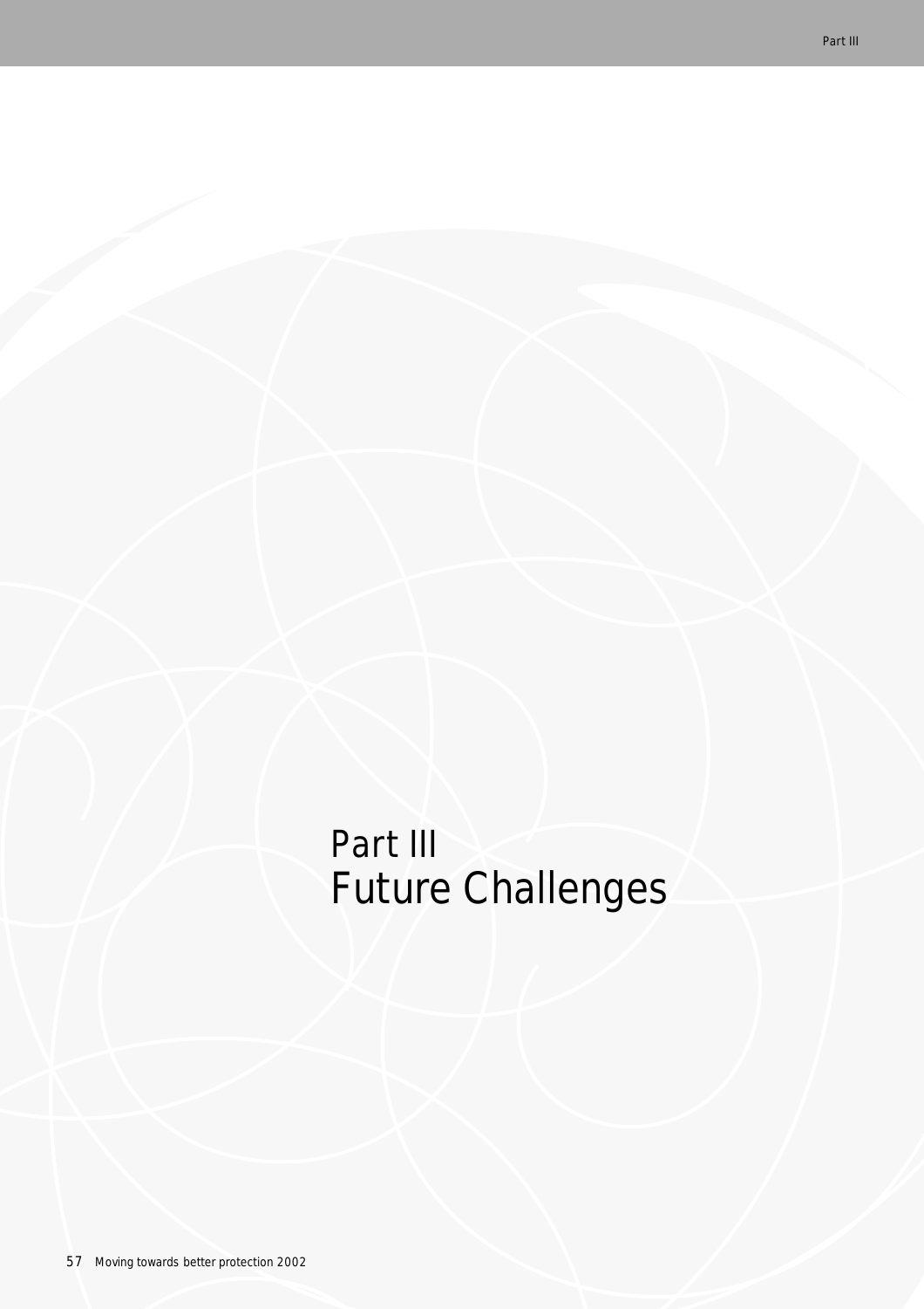# Part III
# Future Challenges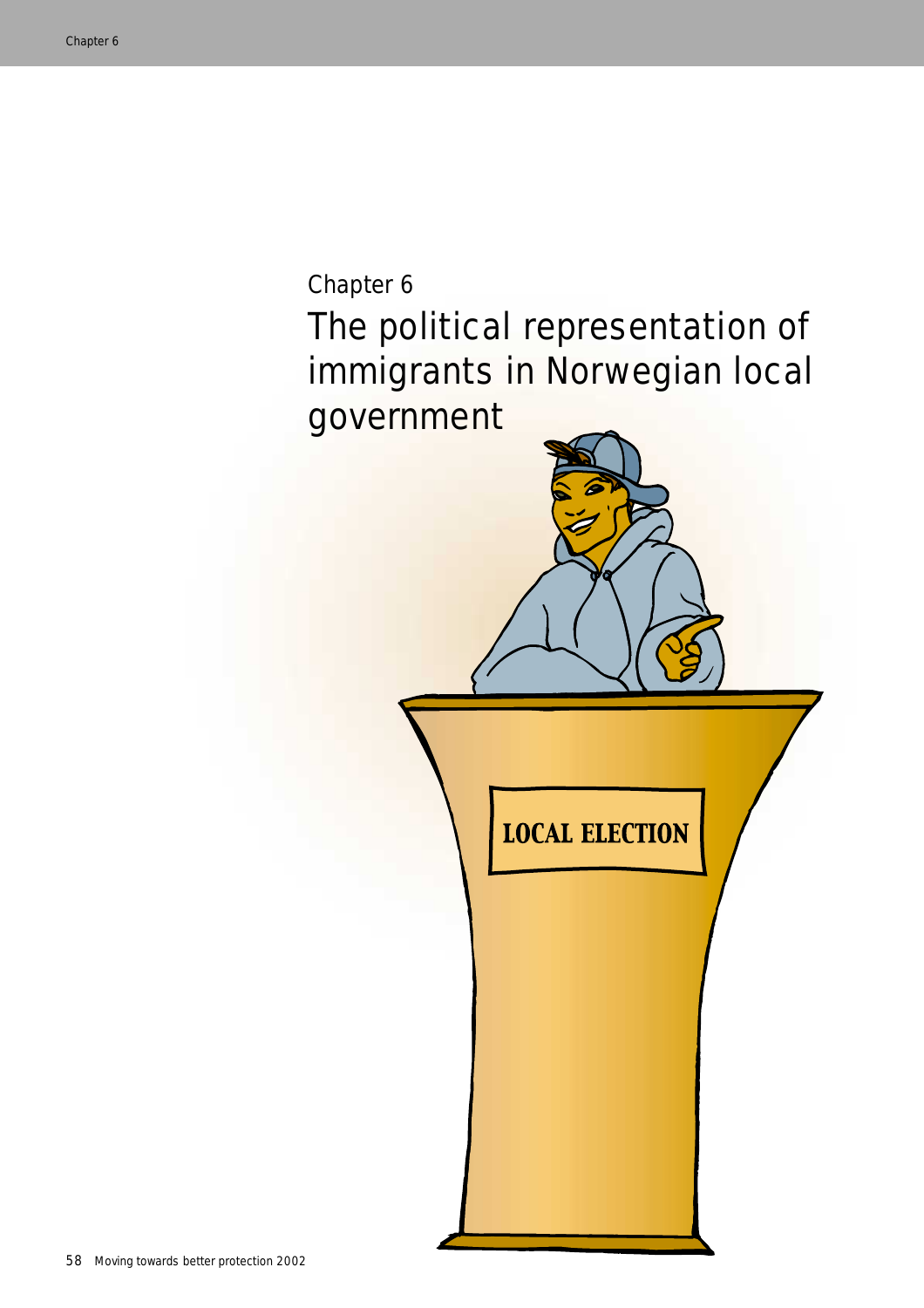Chapter 6

# The political representation of immigrants in Norwegian local government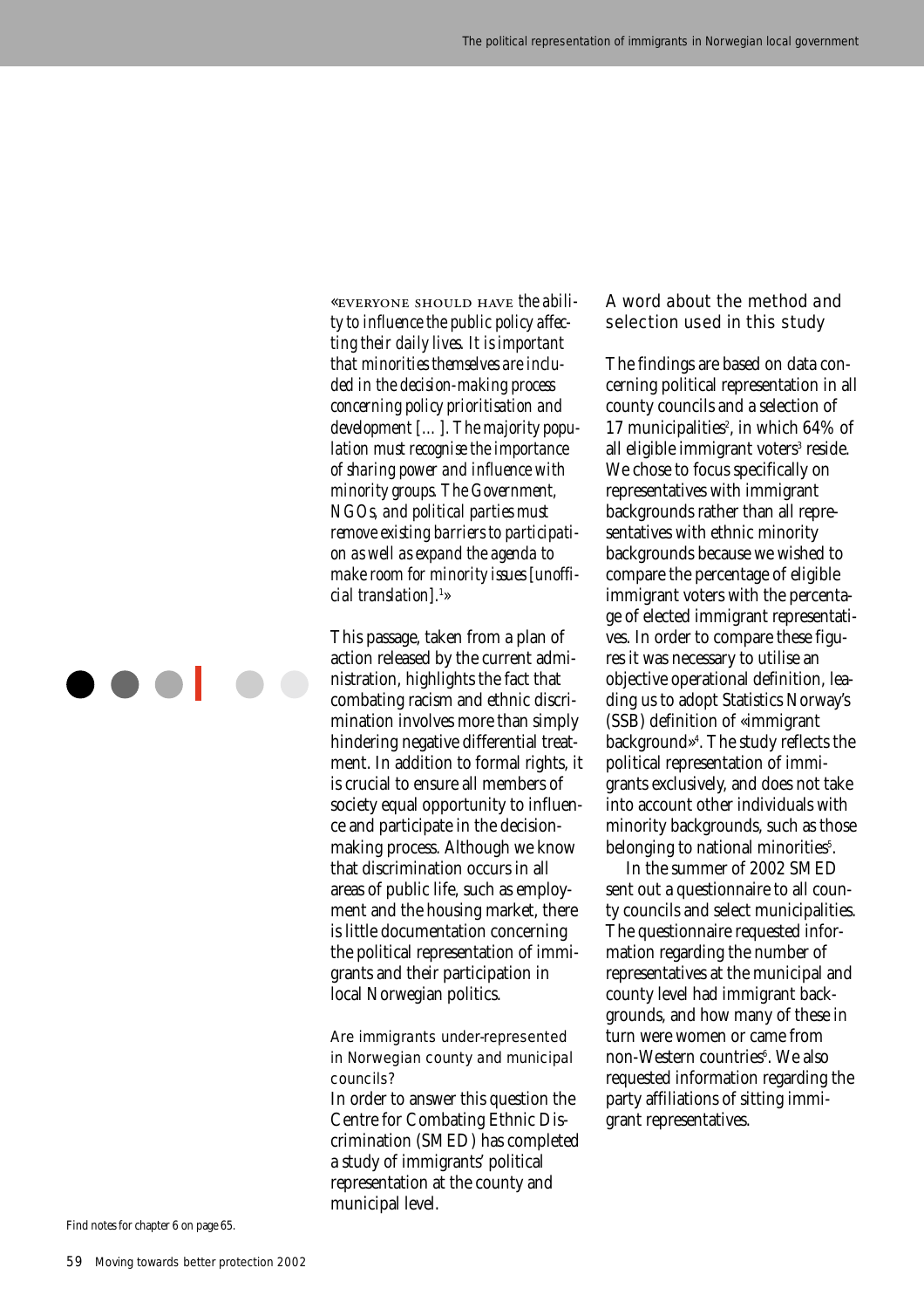*«Everyone should have the ability to influence the public policy affecting their daily lives. It is important that minorities themselves are included in the decision-making process concerning policy prioritisation and development […]. The majority population must recognise the importance of sharing power and influence with minority groups. The Government, NGOs, and political parties must remove existing barriers to participation as well as expand the agenda to make room for minority issues [unofficial translation].*[1]»

This passage, taken from a plan of action released by the current administration, highlights the fact that combating racism and ethnic discrimination involves more than simply hindering negative differential treatment. In addition to formal rights, it is crucial to ensure all members of society equal opportunity to influence and participate in the decision-making process. Although we know that discrimination occurs in all areas of public life, such as employment and the housing market, there is little documentation concerning the political representation of immigrants and their participation in local Norwegian politics.

### Are immigrants under-represented in Norwegian county and municipal councils?

In order to answer this question the Centre for Combating Ethnic Discrimination (SMED) has completed a study of immigrants' political representation at the county and municipal level.

### A word about the method and selection used in this study

The findings are based on data concerning political representation in all county councils and a selection of 17 municipalities[2], in which 64% of all eligible immigrant voters[3] reside. We chose to focus specifically on representatives with immigrant backgrounds rather than all representatives with ethnic minority backgrounds because we wished to compare the percentage of eligible immigrant voters with the percentage of elected immigrant representatives. In order to compare these figures it was necessary to utilise an objective operational definition, leading us to adopt Statistics Norway's (SSB) definition of «immigrant background»[4]. The study reflects the political representation of immigrants exclusively, and does not take into account other individuals with minority backgrounds, such as those belonging to national minorities[5].

In the summer of 2002 SMED sent out a questionnaire to all county councils and select municipalities. The questionnaire requested information regarding the number of representatives at the municipal and county level had immigrant backgrounds, and how many of these in turn were women or came from non-Western countries[6]. We also requested information regarding the party affiliations of sitting immigrant representatives.

Find notes for chapter 6 on page 65.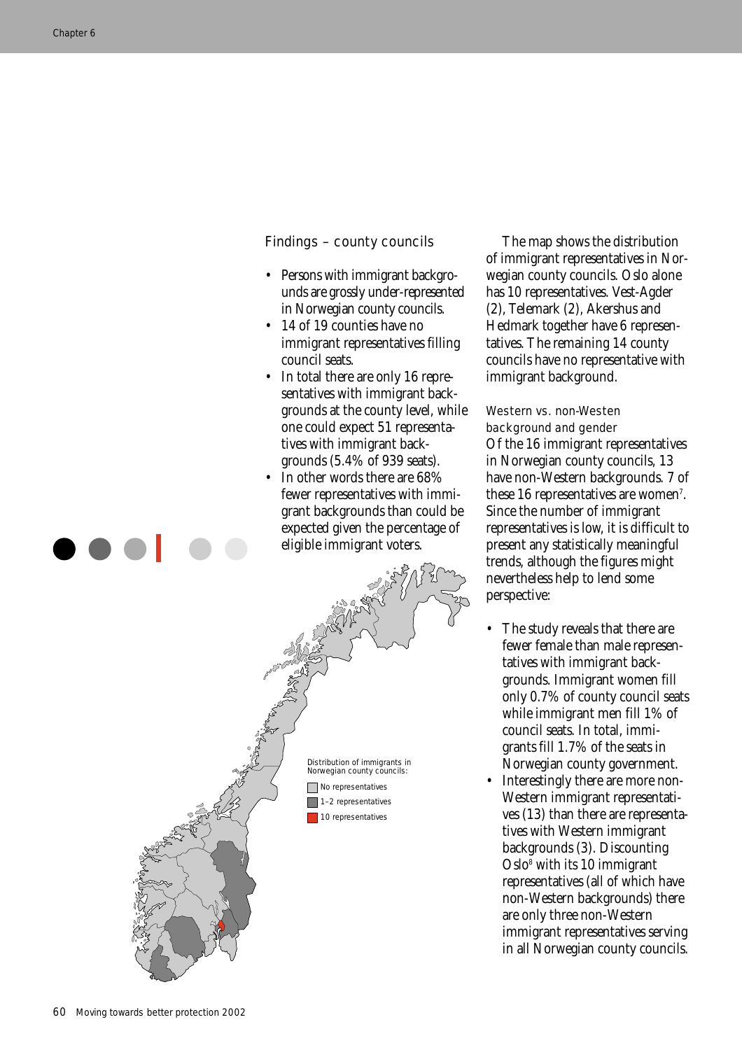## Findings – county councils

- Persons with immigrant backgrounds are grossly under-represented in Norwegian county councils.
- 14 of 19 counties have no immigrant representatives filling council seats.
- In total there are only 16 representatives with immigrant backgrounds at the county level, while one could expect 51 representatives with immigrant backgrounds (5.4% of 939 seats).
- In other words there are 68% fewer representatives with immigrant backgrounds than could be expected given the percentage of eligible immigrant voters.

Distribution of immigrants in Norwegian county councils:

- No representatives
- 1–2 representatives
- 10 representatives

The map shows the distribution of immigrant representatives in Norwegian county councils. Oslo alone has 10 representatives. Vest-Agder (2), Telemark (2), Akershus and Hedmark together have 6 representatives. The remaining 14 county councils have no representative with immigrant background.

### Western vs. non-Westen background and gender

Of the 16 immigrant representatives in Norwegian county councils, 13 have non-Western backgrounds. 7 of these 16 representatives are women[7]. Since the number of immigrant representatives is low, it is difficult to present any statistically meaningful trends, although the figures might nevertheless help to lend some perspective:

- The study reveals that there are fewer female than male representatives with immigrant backgrounds. Immigrant women fill only 0.7% of county council seats while immigrant men fill 1% of council seats. In total, immigrants fill 1.7% of the seats in Norwegian county government.
- Interestingly there are more non-Western immigrant representatives (13) than there are representatives with Western immigrant backgrounds (3). Discounting Oslo[8] with its 10 immigrant representatives (all of which have non-Western backgrounds) there are only three non-Western immigrant representatives serving in all Norwegian county councils.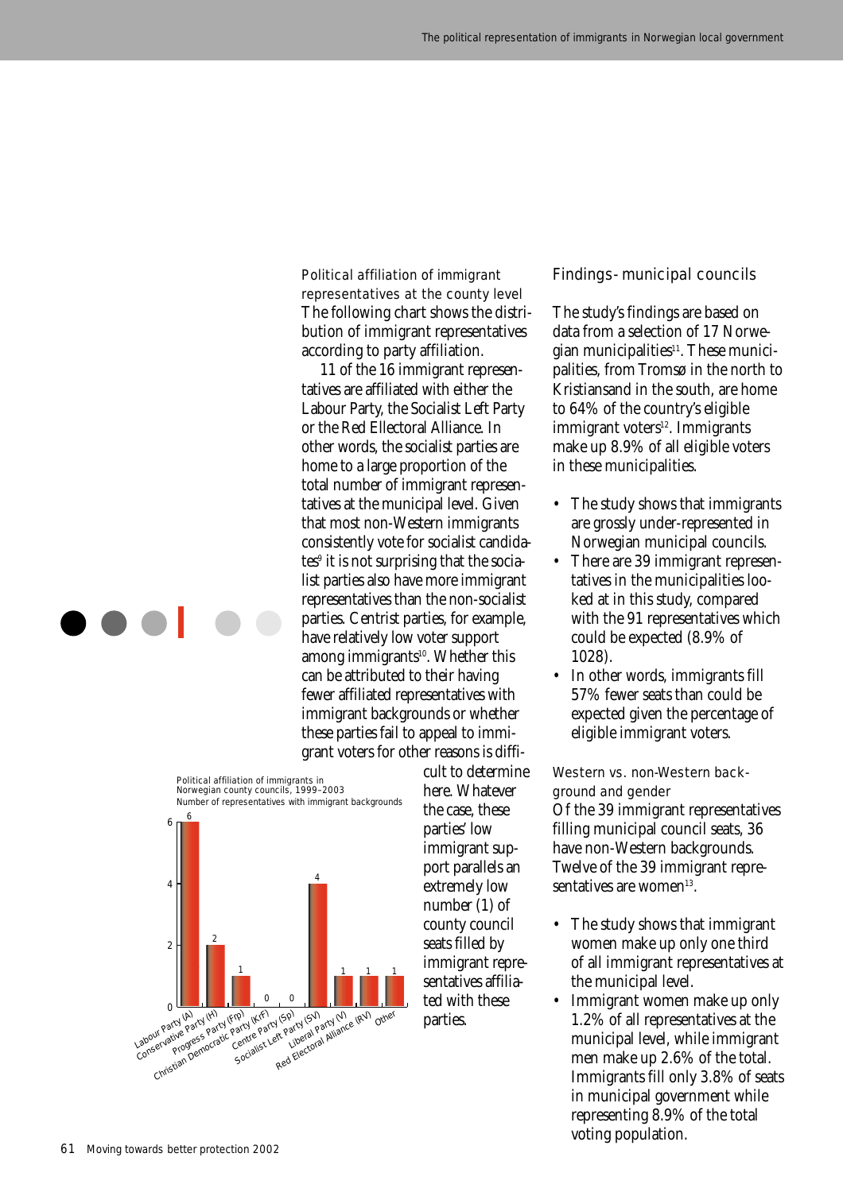### Political affiliation of immigrant representatives at the county level

The following chart shows the distribution of immigrant representatives according to party affiliation.

11 of the 16 immigrant representatives are affiliated with either the Labour Party, the Socialist Left Party or the Red Ellectoral Alliance. In other words, the socialist parties are home to a large proportion of the total number of immigrant representatives at the municipal level. Given that most non-Western immigrants consistently vote for socialist candidates[9] it is not surprising that the socialist parties also have more immigrant representatives than the non-socialist parties. Centrist parties, for example, have relatively low voter support among immigrants[10]. Whether this can be attributed to their having fewer affiliated representatives with immigrant backgrounds or whether these parties fail to appeal to immigrant voters for other reasons is difficult to determine here. Whatever the case, these parties' low immigrant support parallels an extremely low number (1) of county council seats filled by immigrant representatives affiliated with these parties.

Political affiliation of immigrants in Norwegian county councils, 1999–2003
Number of representatives with immigrant backgrounds

| Party | Number |
| --- | --- |
| Labour Party (A) | 6 |
| Conservative Party (H) | 2 |
| Progress Party (Frp) | 1 |
| Christian Democratic Party (KrF) | 0 |
| Centre Party (Sp) | 0 |
| Socialist Left Party (SV) | 4 |
| Liberal Party (V) | 1 |
| Red Electoral Alliance (RV) | 1 |
| Other | 1 |

## Findings - municipal councils

The study's findings are based on data from a selection of 17 Norwegian municipalities[11]. These municipalities, from Tromsø in the north to Kristiansand in the south, are home to 64% of the country's eligible immigrant voters[12]. Immigrants make up 8.9% of all eligible voters in these municipalities.

- The study shows that immigrants are grossly under-represented in Norwegian municipal councils.
- There are 39 immigrant representatives in the municipalities looked at in this study, compared with the 91 representatives which could be expected (8.9% of 1028).
- In other words, immigrants fill 57% fewer seats than could be expected given the percentage of eligible immigrant voters.

### Western vs. non-Western background and gender

Of the 39 immigrant representatives filling municipal council seats, 36 have non-Western backgrounds. Twelve of the 39 immigrant representatives are women[13].

- The study shows that immigrant women make up only one third of all immigrant representatives at the municipal level.
- Immigrant women make up only 1.2% of all representatives at the municipal level, while immigrant men make up 2.6% of the total. Immigrants fill only 3.8% of seats in municipal government while representing 8.9% of the total voting population.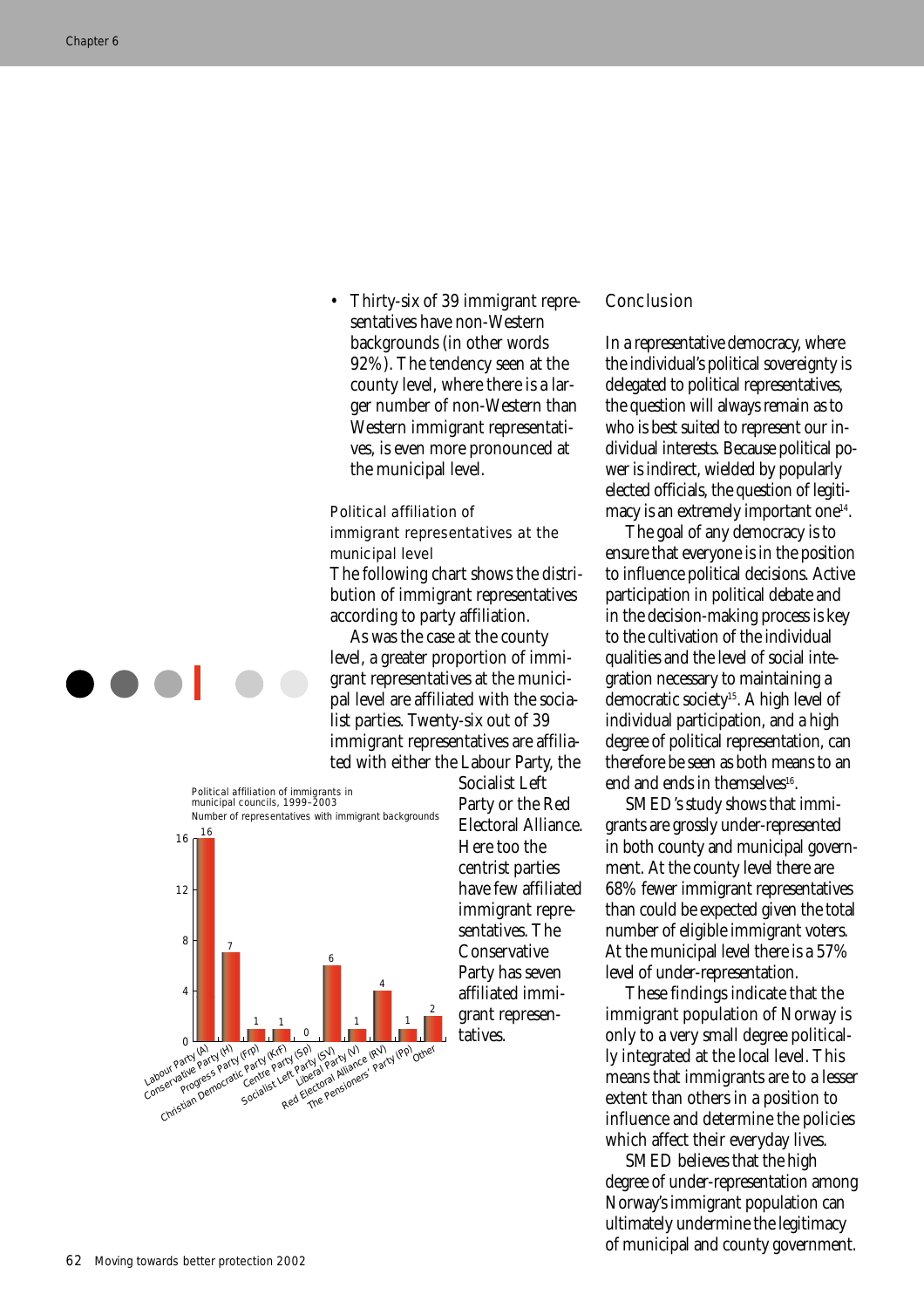- Thirty-six of 39 immigrant representatives have non-Western backgrounds (in other words 92%). The tendency seen at the county level, where there is a larger number of non-Western than Western immigrant representatives, is even more pronounced at the municipal level.

### Political affiliation of immigrant representatives at the municipal level

The following chart shows the distribution of immigrant representatives according to party affiliation.

As was the case at the county level, a greater proportion of immigrant representatives at the municipal level are affiliated with the socialist parties. Twenty-six out of 39 immigrant representatives are affiliated with either the Labour Party, the Socialist Left Party or the Red Electoral Alliance. Here too the centrist parties have few affiliated immigrant representatives. The Conservative Party has seven affiliated immigrant representatives.

Political affiliation of immigrants in municipal councils, 1999–2003
Number of representatives with immigrant backgrounds

| Party | Number |
|---|---|
| Labour Party (A) | 16 |
| Conservative Party (H) | 7 |
| Progress Party (FrP) | 1 |
| Christian Democratic Party (KrF) | 1 |
| Centre Party (Sp) | 0 |
| Socialist Left Party (SV) | 6 |
| Liberal Party (V) | 1 |
| Red Electoral Alliance (RV) | 4 |
| The Pensioners' Party (Pp) | 1 |
| Other | 2 |

## Conclusion

In a representative democracy, where the individual's political sovereignty is delegated to political representatives, the question will always remain as to who is best suited to represent our individual interests. Because political power is indirect, wielded by popularly elected officials, the question of legitimacy is an extremely important one[14].

The goal of any democracy is to ensure that everyone is in the position to influence political decisions. Active participation in political debate and in the decision-making process is key to the cultivation of the individual qualities and the level of social integration necessary to maintaining a democratic society[15]. A high level of individual participation, and a high degree of political representation, can therefore be seen as both means to an end and ends in themselves[16].

SMED's study shows that immigrants are grossly under-represented in both county and municipal government. At the county level there are 68% fewer immigrant representatives than could be expected given the total number of eligible immigrant voters. At the municipal level there is a 57% level of under-representation.

These findings indicate that the immigrant population of Norway is only to a very small degree politically integrated at the local level. This means that immigrants are to a lesser extent than others in a position to influence and determine the policies which affect their everyday lives.

SMED believes that the high degree of under-representation among Norway's immigrant population can ultimately undermine the legitimacy of municipal and county government.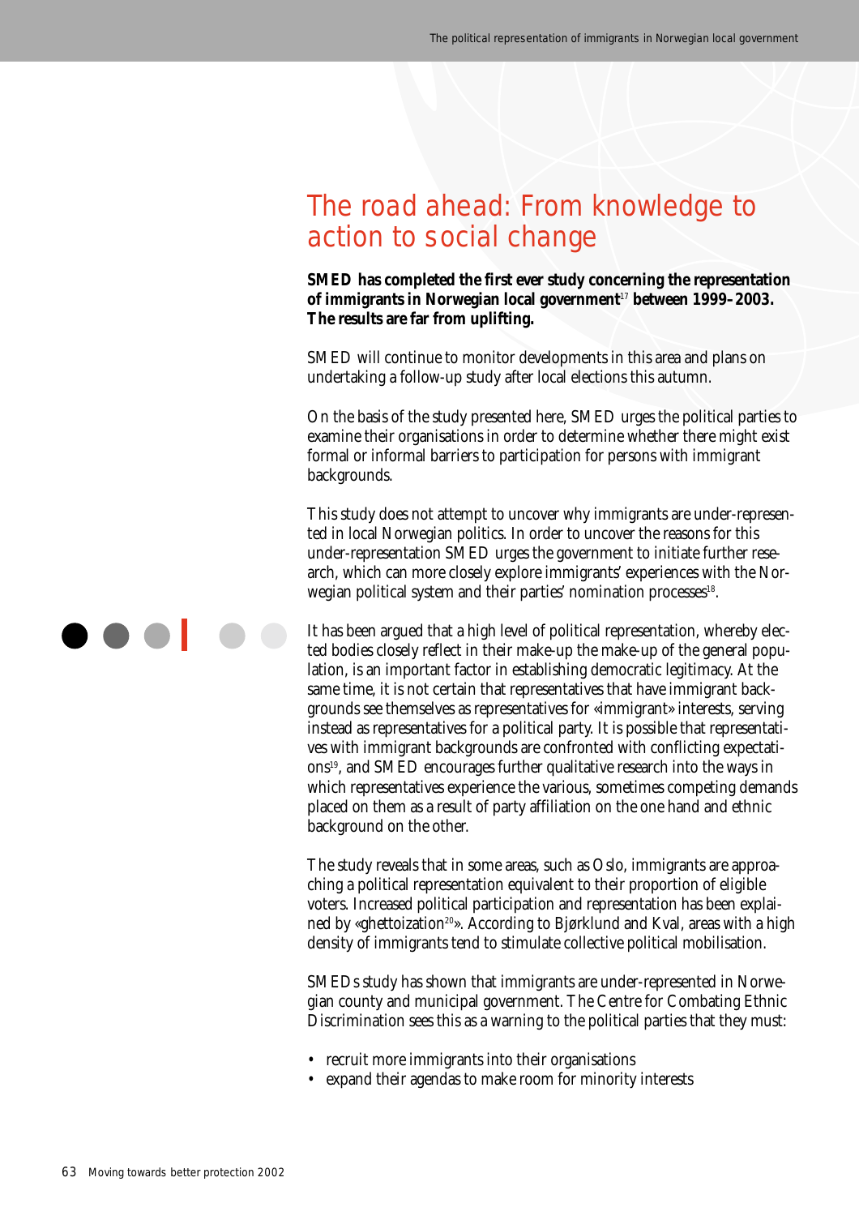# The road ahead: From knowledge to action to social change

**SMED has completed the first ever study concerning the representation of immigrants in Norwegian local government[17] between 1999–2003. The results are far from uplifting.**

SMED will continue to monitor developments in this area and plans on undertaking a follow-up study after local elections this autumn.

On the basis of the study presented here, SMED urges the political parties to examine their organisations in order to determine whether there might exist formal or informal barriers to participation for persons with immigrant backgrounds.

This study does not attempt to uncover why immigrants are under-represented in local Norwegian politics. In order to uncover the reasons for this under-representation SMED urges the government to initiate further research, which can more closely explore immigrants' experiences with the Norwegian political system and their parties' nomination processes[18].

It has been argued that a high level of political representation, whereby elected bodies closely reflect in their make-up the make-up of the general population, is an important factor in establishing democratic legitimacy. At the same time, it is not certain that representatives that have immigrant backgrounds see themselves as representatives for «immigrant» interests, serving instead as representatives for a political party. It is possible that representatives with immigrant backgrounds are confronted with conflicting expectations[19], and SMED encourages further qualitative research into the ways in which representatives experience the various, sometimes competing demands placed on them as a result of party affiliation on the one hand and ethnic background on the other.

The study reveals that in some areas, such as Oslo, immigrants are approaching a political representation equivalent to their proportion of eligible voters. Increased political participation and representation has been explained by «ghettoization[20]». According to Bjørklund and Kval, areas with a high density of immigrants tend to stimulate collective political mobilisation.

SMEDs study has shown that immigrants are under-represented in Norwegian county and municipal government. The Centre for Combating Ethnic Discrimination sees this as a warning to the political parties that they must:

- recruit more immigrants into their organisations
- expand their agendas to make room for minority interests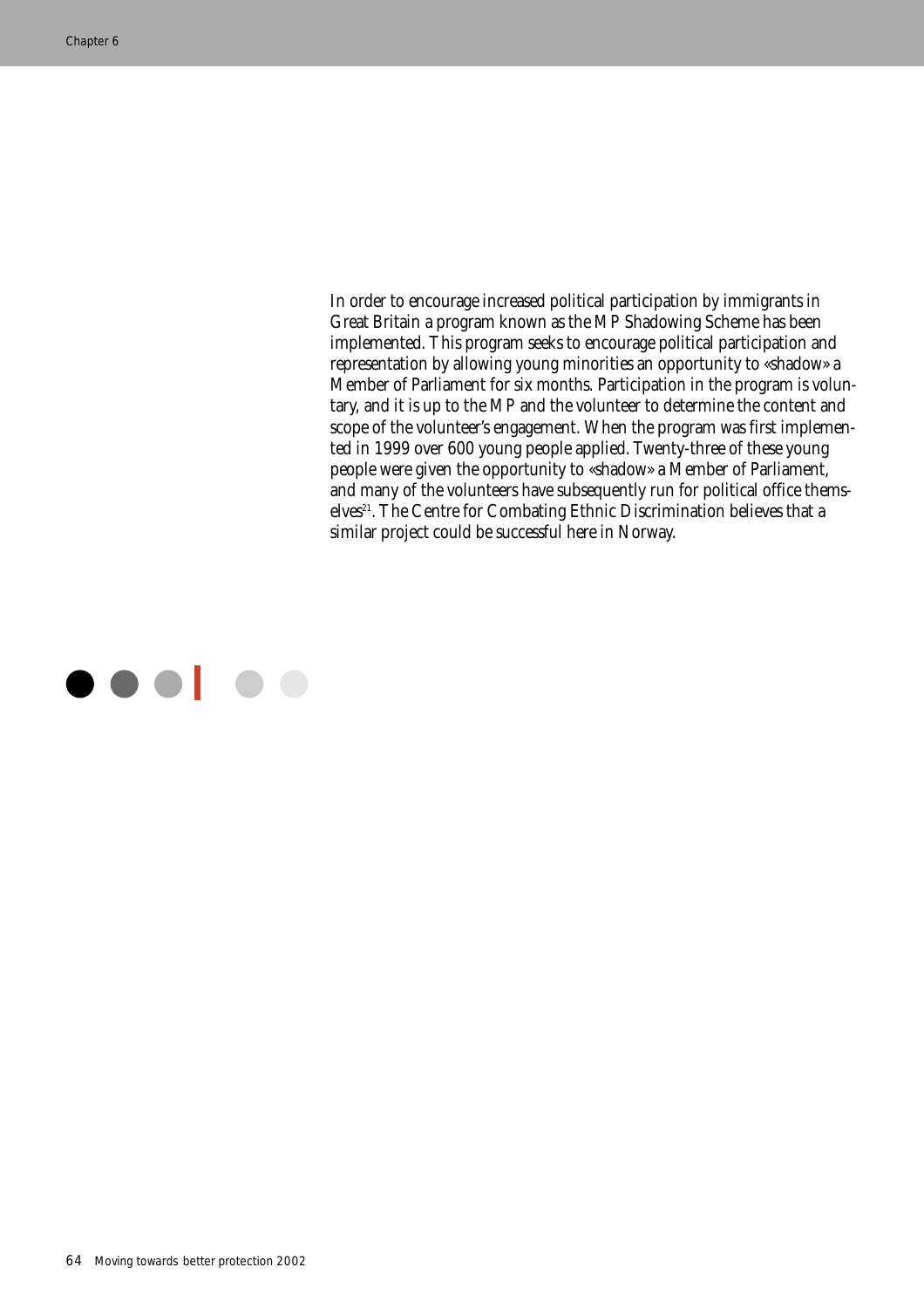In order to encourage increased political participation by immigrants in Great Britain a program known as the MP Shadowing Scheme has been implemented. This program seeks to encourage political participation and representation by allowing young minorities an opportunity to «shadow» a Member of Parliament for six months. Participation in the program is voluntary, and it is up to the MP and the volunteer to determine the content and scope of the volunteer's engagement. When the program was first implemented in 1999 over 600 young people applied. Twenty-three of these young people were given the opportunity to «shadow» a Member of Parliament, and many of the volunteers have subsequently run for political office themselves[21]. The Centre for Combating Ethnic Discrimination believes that a similar project could be successful here in Norway.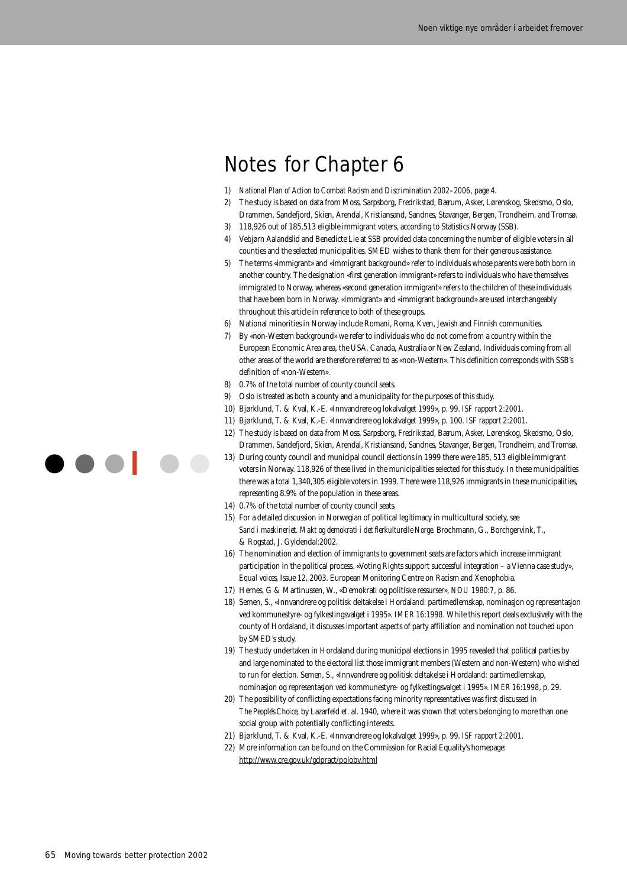# Notes for Chapter 6

1) *National Plan of Action to Combat Racism and Discrimination 2002–2006*, page 4.
2) The study is based on data from Moss, Sarpsborg, Fredrikstad, Bærum, Asker, Lørenskog, Skedsmo, Oslo, Drammen, Sandefjord, Skien, Arendal, Kristiansand, Sandnes, Stavanger, Bergen, Trondheim, and Tromsø.
3) 118,926 out of 185,513 eligible immigrant voters, according to Statistics Norway (SSB).
4) Vebjørn Aalandslid and Benedicte Lie at SSB provided data concerning the number of eligible voters in all counties and the selected municipalities. SMED wishes to thank them for their generous assistance.
5) The terms «immigrant» and «immigrant background» refer to individuals whose parents were both born in another country. The designation «first generation immigrant» refers to individuals who have themselves immigrated to Norway, whereas «second generation immigrant» refers to the children of these individuals that have been born in Norway. «Immigrant» and «immigrant background» are used interchangeably throughout this article in reference to both of these groups.
6) National minorities in Norway include Romani, Roma, Kven, Jewish and Finnish communities.
7) By «non-Western background» we refer to individuals who do not come from a country within the European Economic Area area, the USA, Canada, Australia or New Zealand. Individuals coming from all other areas of the world are therefore referred to as «non-Western». This definition corresponds with SSB's definition of «non-Western».
8) 0.7% of the total number of county council seats.
9) Oslo is treated as both a county and a municipality for the purposes of this study.
10) Bjørklund, T. & Kval, K.-E. «Innvandrere og lokalvalget 1999», p. 99. *ISF rapport 2:2001*.
11) Bjørklund, T. & Kval, K.-E. «Innvandrere og lokalvalget 1999», p. 100. *ISF rapport 2:2001*.
12) The study is based on data from Moss, Sarpsborg, Fredrikstad, Bærum, Asker, Lørenskog, Skedsmo, Oslo, Drammen, Sandefjord, Skien, Arendal, Kristiansand, Sandnes, Stavanger, Bergen, Trondheim, and Tromsø.
13) During county council and municipal council elections in 1999 there were 185, 513 eligible immigrant voters in Norway. 118,926 of these lived in the municipalities selected for this study. In these municipalities there was a total 1,340,305 eligible voters in 1999. There were 118,926 immigrants in these municipalities, representing 8.9% of the population in these areas.
14) 0.7% of the total number of county council seats.
15) For a detailed discussion in Norwegian of political legitimacy in multicultural society, see *Sand i maskineriet. Makt og demokrati i det flerkulturelle Norge*. Brochmann, G., Borchgervink, T., & Rogstad, J. Gyldendal:2002.
16) The nomination and election of immigrants to government seats are factors which increase immigrant participation in the political process. «Voting Rights support successful integration – a Vienna case study», *Equal voices*, Issue 12, 2003. European Monitoring Centre on Racism and Xenophobia.
17) Hernes, G & Martinussen, W., «Demokrati og politiske ressurser», *NOU 1980:7*, p. 86.
18) Semen, S., «Innvandrere og politisk deltakelse i Hordaland: partimedlemskap, nominasjon og representasjon ved kommunestyre- og fylkestingsvalget i 1995». *IMER 16:1998*. While this report deals exclusively with the county of Hordaland, it discusses important aspects of party affiliation and nomination not touched upon by SMED's study.
19) The study undertaken in Hordaland during municipal elections in 1995 revealed that political parties by and large nominated to the electoral list those immigrant members (Western and non-Western) who wished to run for election. Semen, S., «Innvandrere og politisk deltakelse i Hordaland: partimedlemskap, nominasjon og representasjon ved kommunestyre- og fylkestingsvalget i 1995». *IMER 16:1998*, p. 29.
20) The possibility of conflicting expectations facing minority representatives was first discussed in *The People's Choice*, by Lazarfeld et. al. 1940, where it was shown that voters belonging to more than one social group with potentially conflicting interests.
21) Bjørklund, T. & Kval, K.-E. «Innvandrere og lokalvalget 1999», p. 99. *ISF rapport 2:2001*.
22) More information can be found on the Commission for Racial Equality's homepage: http://www.cre.gov.uk/gdpract/polobv.html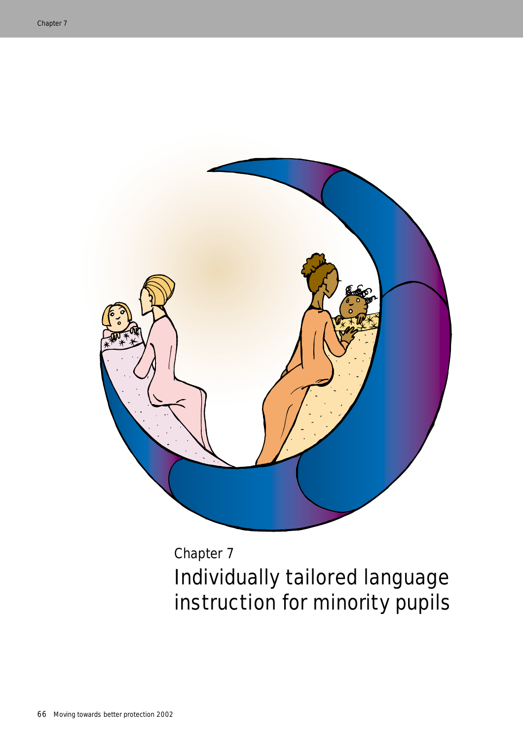# Chapter 7
# Individually tailored language instruction for minority pupils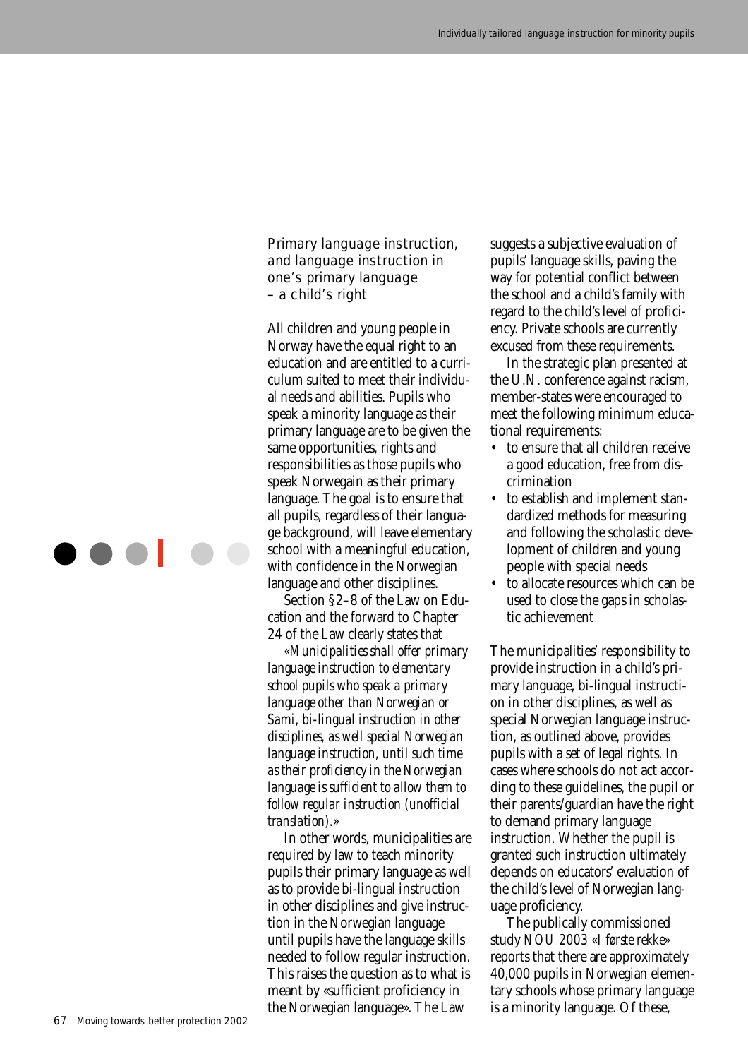## Primary language instruction, and language instruction in one's primary language – a child's right

All children and young people in Norway have the equal right to an education and are entitled to a curriculum suited to meet their individual needs and abilities. Pupils who speak a minority language as their primary language are to be given the same opportunities, rights and responsibilities as those pupils who speak Norwegain as their primary language. The goal is to ensure that all pupils, regardless of their language background, will leave elementary school with a meaningful education, with confidence in the Norwegian language and other disciplines.

Section §2–8 of the Law on Education and the forward to Chapter 24 of the Law clearly states that

*«Municipalities shall offer primary language instruction to elementary school pupils who speak a primary language other than Norwegian or Sami, bi-lingual instruction in other disciplines, as well special Norwegian language instruction, until such time as their proficiency in the Norwegian language is sufficient to allow them to follow regular instruction (unofficial translation).»*

In other words, municipalities are required by law to teach minority pupils their primary language as well as to provide bi-lingual instruction in other disciplines and give instruction in the Norwegian language until pupils have the language skills needed to follow regular instruction. This raises the question as to what is meant by «sufficient proficiency in the Norwegian language». The Law suggests a subjective evaluation of pupils' language skills, paving the way for potential conflict between the school and a child's family with regard to the child's level of proficiency. Private schools are currently excused from these requirements.

In the strategic plan presented at the U.N. conference against racism, member-states were encouraged to meet the following minimum educational requirements:

- to ensure that all children receive a good education, free from discrimination
- to establish and implement standardized methods for measuring and following the scholastic development of children and young people with special needs
- to allocate resources which can be used to close the gaps in scholastic achievement

The municipalities' responsibility to provide instruction in a child's primary language, bi-lingual instruction in other disciplines, as well as special Norwegian language instruction, as outlined above, provides pupils with a set of legal rights. In cases where schools do not act according to these guidelines, the pupil or their parents/guardian have the right to demand primary language instruction. Whether the pupil is granted such instruction ultimately depends on educators' evaluation of the child's level of Norwegian language proficiency.

The publically commissioned study *NOU 2003 «I første rekke»* reports that there are approximately 40,000 pupils in Norwegian elementary schools whose primary language is a minority language. Of these,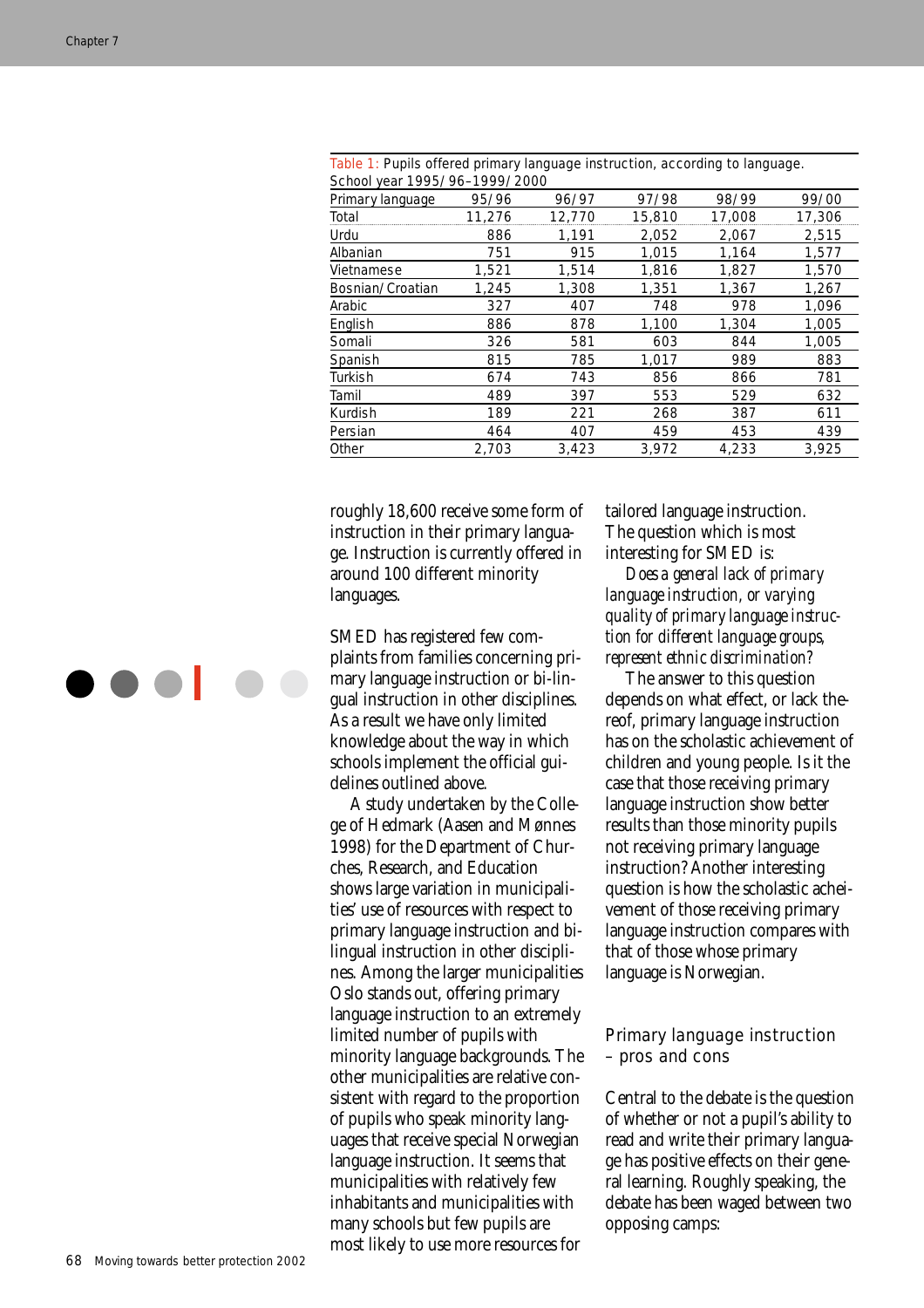Table 1: Pupils offered primary language instruction, according to language. School year 1995/96–1999/2000

| Primary language | 95/96 | 96/97 | 97/98 | 98/99 | 99/00 |
|---|---|---|---|---|---|
| Total | 11,276 | 12,770 | 15,810 | 17,008 | 17,306 |
| Urdu | 886 | 1,191 | 2,052 | 2,067 | 2,515 |
| Albanian | 751 | 915 | 1,015 | 1,164 | 1,577 |
| Vietnamese | 1,521 | 1,514 | 1,816 | 1,827 | 1,570 |
| Bosnian/Croatian | 1,245 | 1,308 | 1,351 | 1,367 | 1,267 |
| Arabic | 327 | 407 | 748 | 978 | 1,096 |
| English | 886 | 878 | 1,100 | 1,304 | 1,005 |
| Somali | 326 | 581 | 603 | 844 | 1,005 |
| Spanish | 815 | 785 | 1,017 | 989 | 883 |
| Turkish | 674 | 743 | 856 | 866 | 781 |
| Tamil | 489 | 397 | 553 | 529 | 632 |
| Kurdish | 189 | 221 | 268 | 387 | 611 |
| Persian | 464 | 407 | 459 | 453 | 439 |
| Other | 2,703 | 3,423 | 3,972 | 4,233 | 3,925 |

roughly 18,600 receive some form of instruction in their primary language. Instruction is currently offered in around 100 different minority languages.

SMED has registered few complaints from families concerning primary language instruction or bi-lingual instruction in other disciplines. As a result we have only limited knowledge about the way in which schools implement the official guidelines outlined above.

A study undertaken by the College of Hedmark (Aasen and Mønnes 1998) for the Department of Churches, Research, and Education shows large variation in municipalities' use of resources with respect to primary language instruction and bilingual instruction in other disciplines. Among the larger municipalities Oslo stands out, offering primary language instruction to an extremely limited number of pupils with minority language backgrounds. The other municipalities are relative consistent with regard to the proportion of pupils who speak minority languages that receive special Norwegian language instruction. It seems that municipalities with relatively few inhabitants and municipalities with many schools but few pupils are most likely to use more resources for tailored language instruction.

The question which is most interesting for SMED is:

*Does a general lack of primary language instruction, or varying quality of primary language instruction for different language groups, represent ethnic discrimination?*

The answer to this question depends on what effect, or lack thereof, primary language instruction has on the scholastic achievement of children and young people. Is it the case that those receiving primary language instruction show better results than those minority pupils not receiving primary language instruction? Another interesting question is how the scholastic acheivement of those receiving primary language instruction compares with that of those whose primary language is Norwegian.

## Primary language instruction – pros and cons

Central to the debate is the question of whether or not a pupil's ability to read and write their primary language has positive effects on their general learning. Roughly speaking, the debate has been waged between two opposing camps: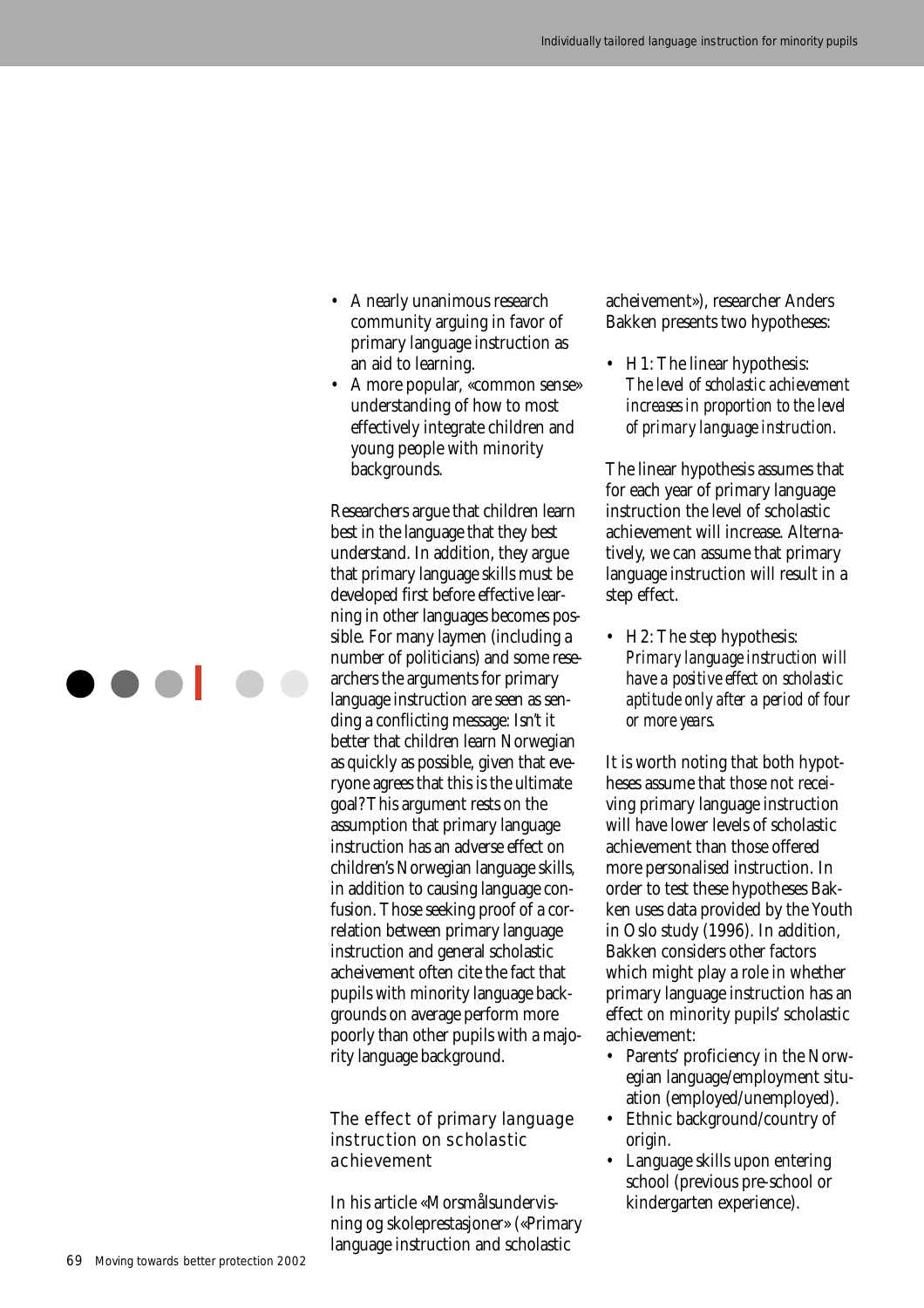- A nearly unanimous research community arguing in favor of primary language instruction as an aid to learning.
- A more popular, «common sense» understanding of how to most effectively integrate children and young people with minority backgrounds.

Researchers argue that children learn best in the language that they best understand. In addition, they argue that primary language skills must be developed first before effective learning in other languages becomes possible. For many laymen (including a number of politicians) and some researchers the arguments for primary language instruction are seen as sending a conflicting message: Isn't it better that children learn Norwegian as quickly as possible, given that everyone agrees that this is the ultimate goal? This argument rests on the assumption that primary language instruction has an adverse effect on children's Norwegian language skills, in addition to causing language confusion. Those seeking proof of a correlation between primary language instruction and general scholastic acheivement often cite the fact that pupils with minority language backgrounds on average perform more poorly than other pupils with a majority language background.

## The effect of primary language instruction on scholastic achievement

In his article «Morsmålsundervisning og skoleprestasjoner» («Primary language instruction and scholastic acheivement»), researcher Anders Bakken presents two hypotheses:

- H1: The linear hypothesis: *The level of scholastic achievement increases in proportion to the level of primary language instruction.*

The linear hypothesis assumes that for each year of primary language instruction the level of scholastic achievement will increase. Alternatively, we can assume that primary language instruction will result in a step effect.

- H2: The step hypothesis: *Primary language instruction will have a positive effect on scholastic aptitude only after a period of four or more years.*

It is worth noting that both hypotheses assume that those not receiving primary language instruction will have lower levels of scholastic achievement than those offered more personalised instruction. In order to test these hypotheses Bakken uses data provided by the Youth in Oslo study (1996). In addition, Bakken considers other factors which might play a role in whether primary language instruction has an effect on minority pupils' scholastic achievement:

- Parents' proficiency in the Norwegian language/employment situation (employed/unemployed).
- Ethnic background/country of origin.
- Language skills upon entering school (previous pre-school or kindergarten experience).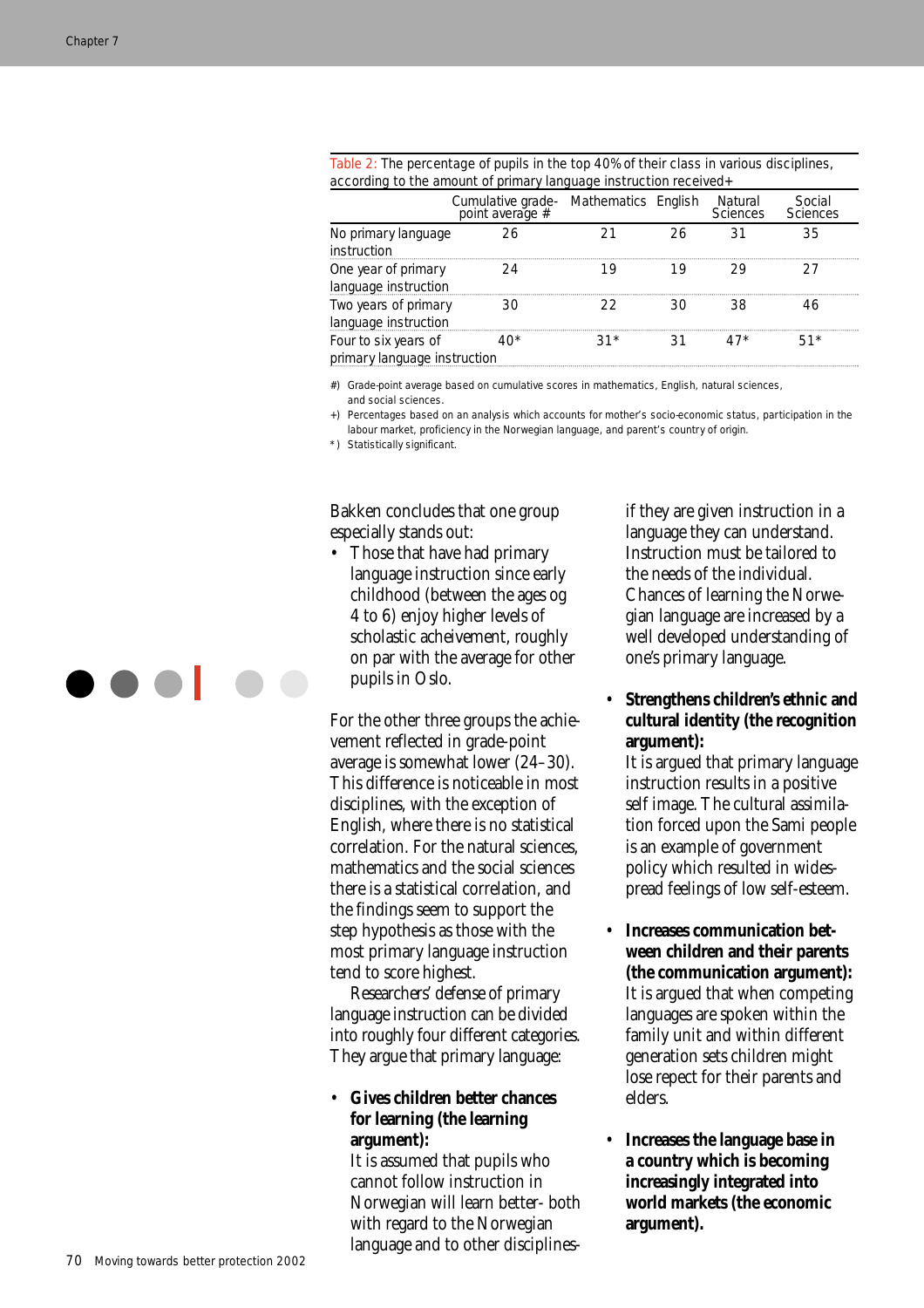Table 2: The percentage of pupils in the top 40% of their class in various disciplines, according to the amount of primary language instruction received+

| | Cumulative grade-point average # | Mathematics | English | Natural Sciences | Social Sciences |
|---|---|---|---|---|---|
| No primary language instruction | 26 | 21 | 26 | 31 | 35 |
| One year of primary language instruction | 24 | 19 | 19 | 29 | 27 |
| Two years of primary language instruction | 30 | 22 | 30 | 38 | 46 |
| Four to six years of primary language instruction | 40* | 31* | 31 | 47* | 51* |

#) Grade-point average based on cumulative scores in mathematics, English, natural sciences, and social sciences.

+) Percentages based on an analysis which accounts for mother's socio-economic status, participation in the labour market, proficiency in the Norwegian language, and parent's country of origin.

*) Statistically significant.

Bakken concludes that one group especially stands out:

- Those that have had primary language instruction since early childhood (between the ages og 4 to 6) enjoy higher levels of scholastic acheivement, roughly on par with the average for other pupils in Oslo.

For the other three groups the achievement reflected in grade-point average is somewhat lower (24–30). This difference is noticeable in most disciplines, with the exception of English, where there is no statistical correlation. For the natural sciences, mathematics and the social sciences there is a statistical correlation, and the findings seem to support the step hypothesis as those with the most primary language instruction tend to score highest.

Researchers' defense of primary language instruction can be divided into roughly four different categories. They argue that primary language:

- **Gives children better chances for learning (the learning argument):**
  It is assumed that pupils who cannot follow instruction in Norwegian will learn better- both with regard to the Norwegian language and to other disciplines- if they are given instruction in a language they can understand. Instruction must be tailored to the needs of the individual. Chances of learning the Norwegian language are increased by a well developed understanding of one's primary language.

- **Strengthens children's ethnic and cultural identity (the recognition argument):**
  It is argued that primary language instruction results in a positive self image. The cultural assimilation forced upon the Sami people is an example of government policy which resulted in widespread feelings of low self-esteem.

- **Increases communication between children and their parents (the communication argument):**
  It is argued that when competing languages are spoken within the family unit and within different generation sets children might lose repect for their parents and elders.

- **Increases the language base in a country which is becoming increasingly integrated into world markets (the economic argument).**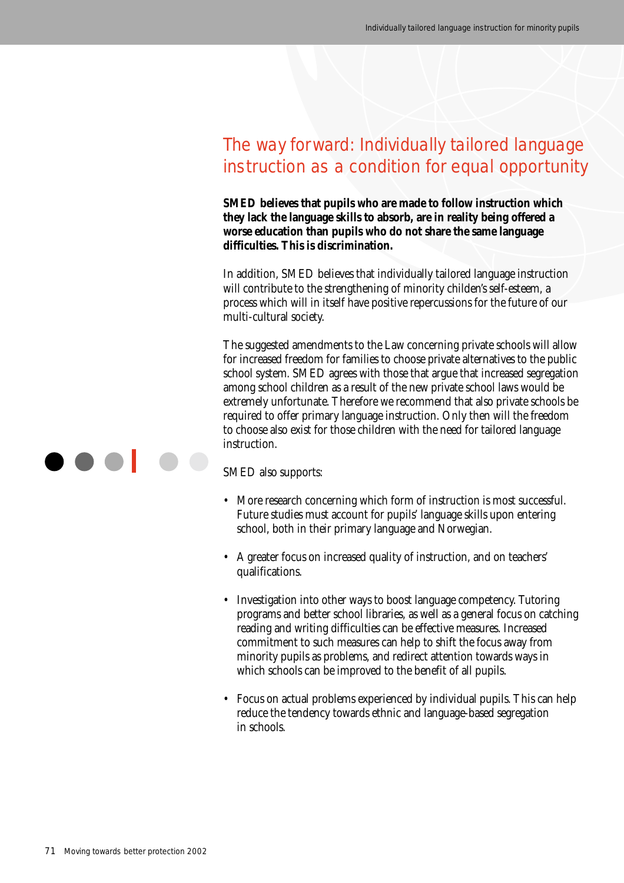## The way forward: Individually tailored language instruction as a condition for equal opportunity

**SMED believes that pupils who are made to follow instruction which they lack the language skills to absorb, are in reality being offered a worse education than pupils who do not share the same language difficulties. This is discrimination.**

In addition, SMED believes that individually tailored language instruction will contribute to the strengthening of minority childen's self-esteem, a process which will in itself have positive repercussions for the future of our multi-cultural society.

The suggested amendments to the Law concerning private schools will allow for increased freedom for families to choose private alternatives to the public school system. SMED agrees with those that argue that increased segregation among school children as a result of the new private school laws would be extremely unfortunate. Therefore we recommend that also private schools be required to offer primary language instruction. Only then will the freedom to choose also exist for those children with the need for tailored language instruction.

SMED also supports:

- More research concerning which form of instruction is most successful. Future studies must account for pupils' language skills upon entering school, both in their primary language and Norwegian.
- A greater focus on increased quality of instruction, and on teachers' qualifications.
- Investigation into other ways to boost language competency. Tutoring programs and better school libraries, as well as a general focus on catching reading and writing difficulties can be effective measures. Increased commitment to such measures can help to shift the focus away from minority pupils as problems, and redirect attention towards ways in which schools can be improved to the benefit of all pupils.
- Focus on actual problems experienced by individual pupils. This can help reduce the tendency towards ethnic and language-based segregation in schools.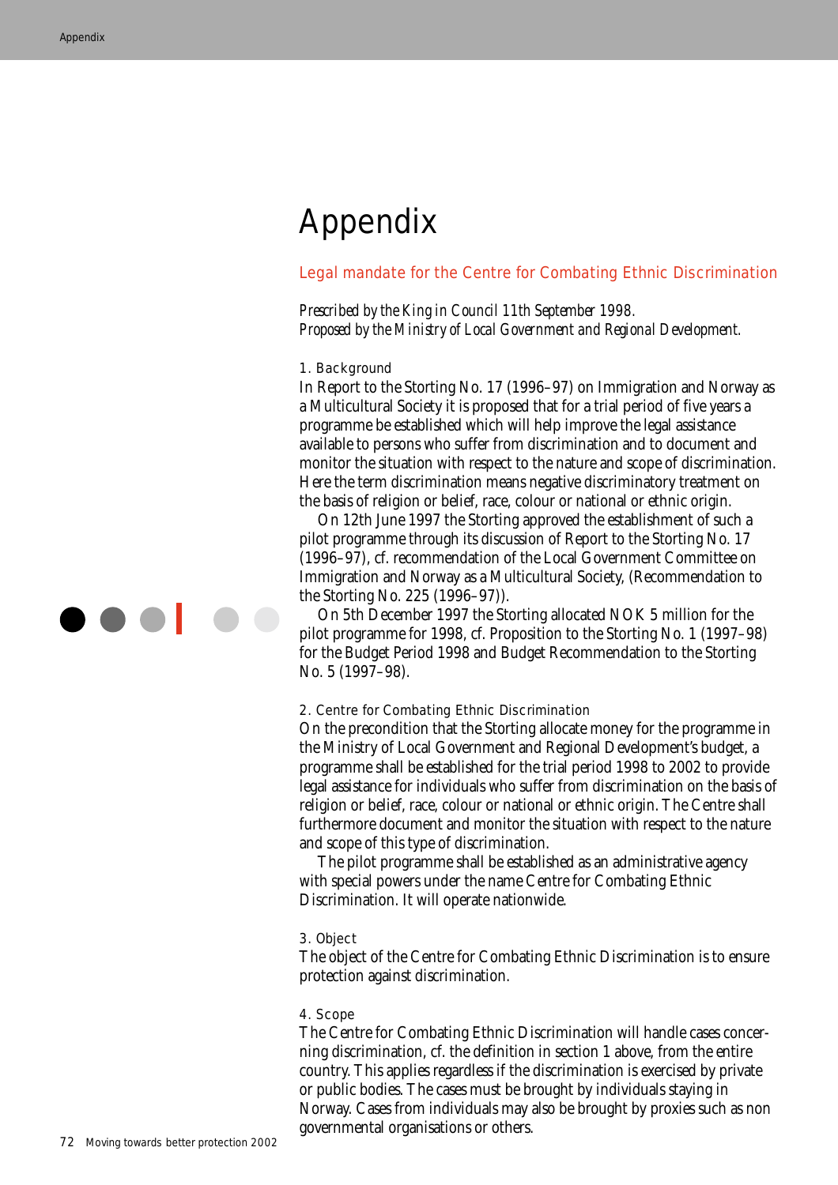# Appendix

## Legal mandate for the Centre for Combating Ethnic Discrimination

*Prescribed by the King in Council 11th September 1998.*
*Proposed by the Ministry of Local Government and Regional Development.*

### 1. Background

In Report to the Storting No. 17 (1996–97) on Immigration and Norway as a Multicultural Society it is proposed that for a trial period of five years a programme be established which will help improve the legal assistance available to persons who suffer from discrimination and to document and monitor the situation with respect to the nature and scope of discrimination. Here the term discrimination means negative discriminatory treatment on the basis of religion or belief, race, colour or national or ethnic origin.

On 12th June 1997 the Storting approved the establishment of such a pilot programme through its discussion of Report to the Storting No. 17 (1996–97), cf. recommendation of the Local Government Committee on Immigration and Norway as a Multicultural Society, (Recommendation to the Storting No. 225 (1996–97)).

On 5th December 1997 the Storting allocated NOK 5 million for the pilot programme for 1998, cf. Proposition to the Storting No. 1 (1997–98) for the Budget Period 1998 and Budget Recommendation to the Storting No. 5 (1997–98).

### 2. Centre for Combating Ethnic Discrimination

On the precondition that the Storting allocate money for the programme in the Ministry of Local Government and Regional Development's budget, a programme shall be established for the trial period 1998 to 2002 to provide legal assistance for individuals who suffer from discrimination on the basis of religion or belief, race, colour or national or ethnic origin. The Centre shall furthermore document and monitor the situation with respect to the nature and scope of this type of discrimination.

The pilot programme shall be established as an administrative agency with special powers under the name Centre for Combating Ethnic Discrimination. It will operate nationwide.

### 3. Object

The object of the Centre for Combating Ethnic Discrimination is to ensure protection against discrimination.

### 4. Scope

The Centre for Combating Ethnic Discrimination will handle cases concerning discrimination, cf. the definition in section 1 above, from the entire country. This applies regardless if the discrimination is exercised by private or public bodies. The cases must be brought by individuals staying in Norway. Cases from individuals may also be brought by proxies such as non governmental organisations or others.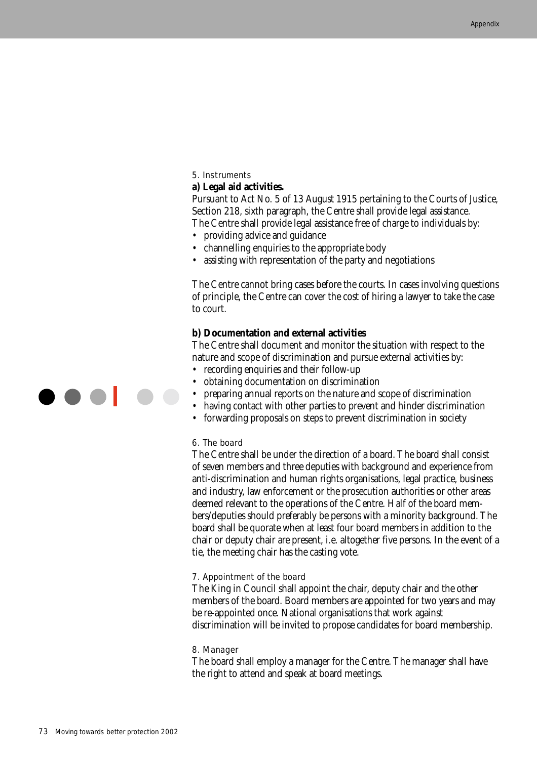5. Instruments

**a) Legal aid activities.**

Pursuant to Act No. 5 of 13 August 1915 pertaining to the Courts of Justice, Section 218, sixth paragraph, the Centre shall provide legal assistance.
The Centre shall provide legal assistance free of charge to individuals by:

- providing advice and guidance
- channelling enquiries to the appropriate body
- assisting with representation of the party and negotiations

The Centre cannot bring cases before the courts. In cases involving questions of principle, the Centre can cover the cost of hiring a lawyer to take the case to court.

**b) Documentation and external activities**

The Centre shall document and monitor the situation with respect to the nature and scope of discrimination and pursue external activities by:

- recording enquiries and their follow-up
- obtaining documentation on discrimination
- preparing annual reports on the nature and scope of discrimination
- having contact with other parties to prevent and hinder discrimination
- forwarding proposals on steps to prevent discrimination in society

6. The board

The Centre shall be under the direction of a board. The board shall consist of seven members and three deputies with background and experience from anti-discrimination and human rights organisations, legal practice, business and industry, law enforcement or the prosecution authorities or other areas deemed relevant to the operations of the Centre. Half of the board members/deputies should preferably be persons with a minority background. The board shall be quorate when at least four board members in addition to the chair or deputy chair are present, i.e. altogether five persons. In the event of a tie, the meeting chair has the casting vote.

7. Appointment of the board

The King in Council shall appoint the chair, deputy chair and the other members of the board. Board members are appointed for two years and may be re-appointed once. National organisations that work against discrimination will be invited to propose candidates for board membership.

8. Manager

The board shall employ a manager for the Centre. The manager shall have the right to attend and speak at board meetings.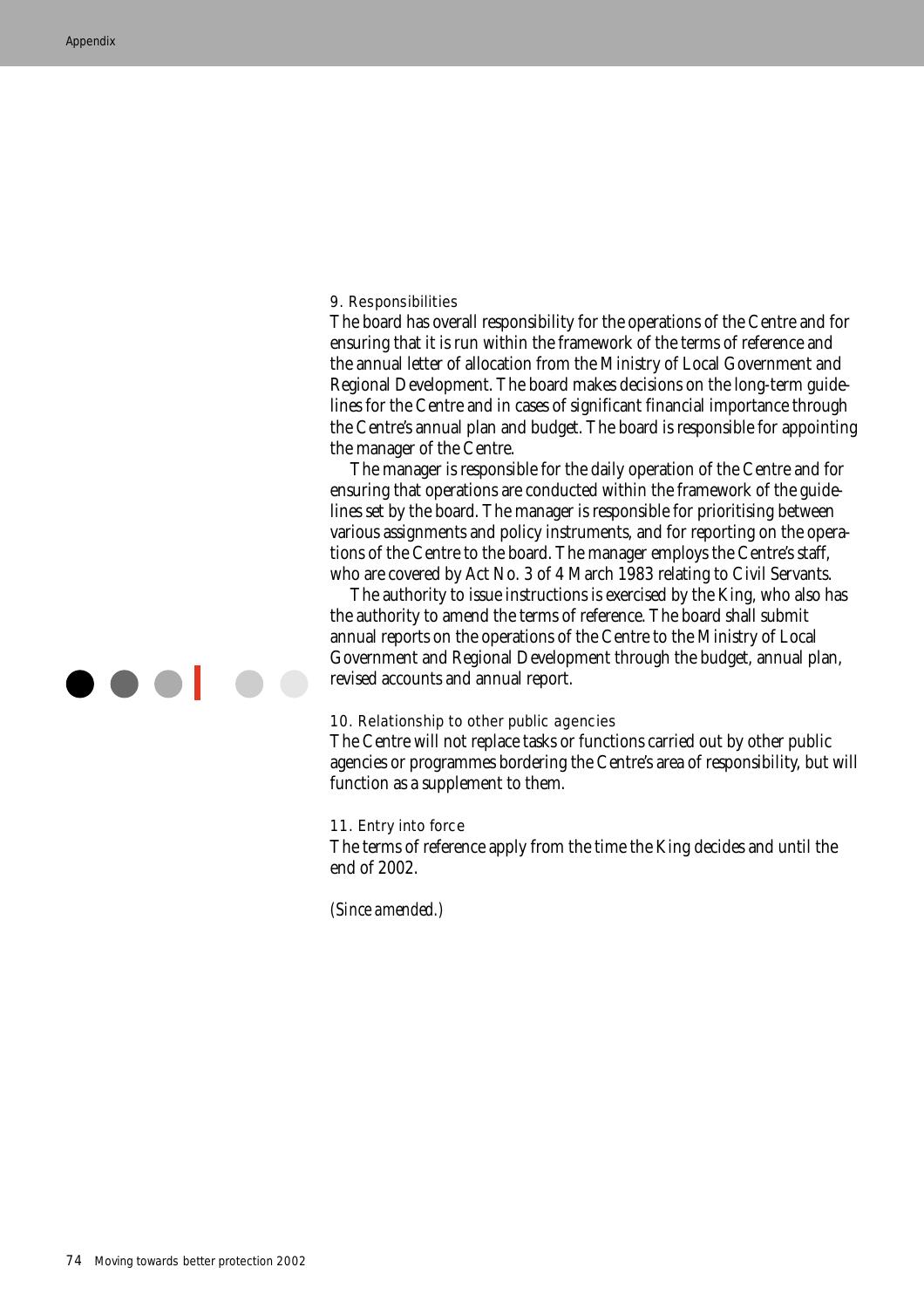### 9. Responsibilities

The board has overall responsibility for the operations of the Centre and for ensuring that it is run within the framework of the terms of reference and the annual letter of allocation from the Ministry of Local Government and Regional Development. The board makes decisions on the long-term guidelines for the Centre and in cases of significant financial importance through the Centre's annual plan and budget. The board is responsible for appointing the manager of the Centre.

The manager is responsible for the daily operation of the Centre and for ensuring that operations are conducted within the framework of the guidelines set by the board. The manager is responsible for prioritising between various assignments and policy instruments, and for reporting on the operations of the Centre to the board. The manager employs the Centre's staff, who are covered by Act No. 3 of 4 March 1983 relating to Civil Servants.

The authority to issue instructions is exercised by the King, who also has the authority to amend the terms of reference. The board shall submit annual reports on the operations of the Centre to the Ministry of Local Government and Regional Development through the budget, annual plan, revised accounts and annual report.

### 10. Relationship to other public agencies

The Centre will not replace tasks or functions carried out by other public agencies or programmes bordering the Centre's area of responsibility, but will function as a supplement to them.

### 11. Entry into force

The terms of reference apply from the time the King decides and until the end of 2002.

*(Since amended.)*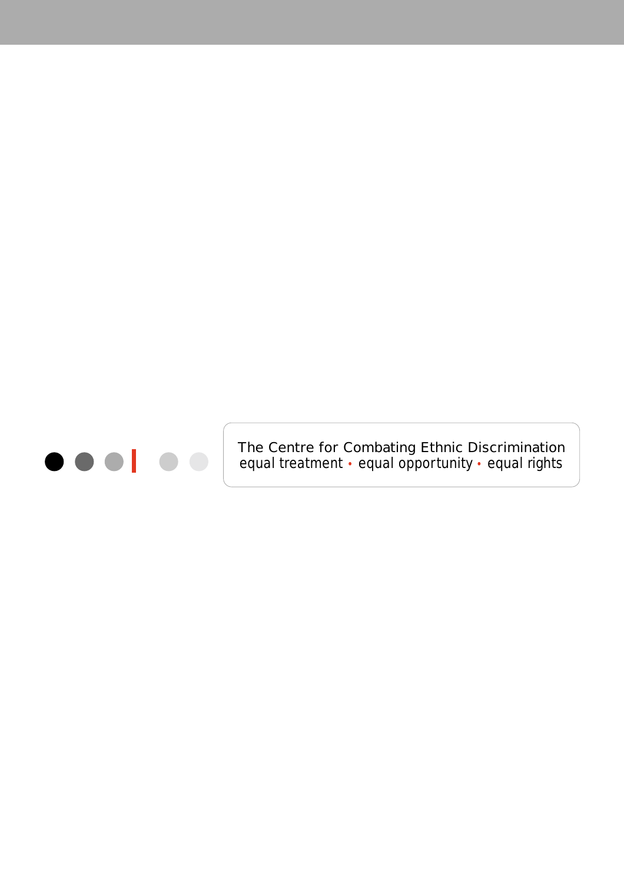The Centre for Combating Ethnic Discrimination
equal treatment • equal opportunity • equal rights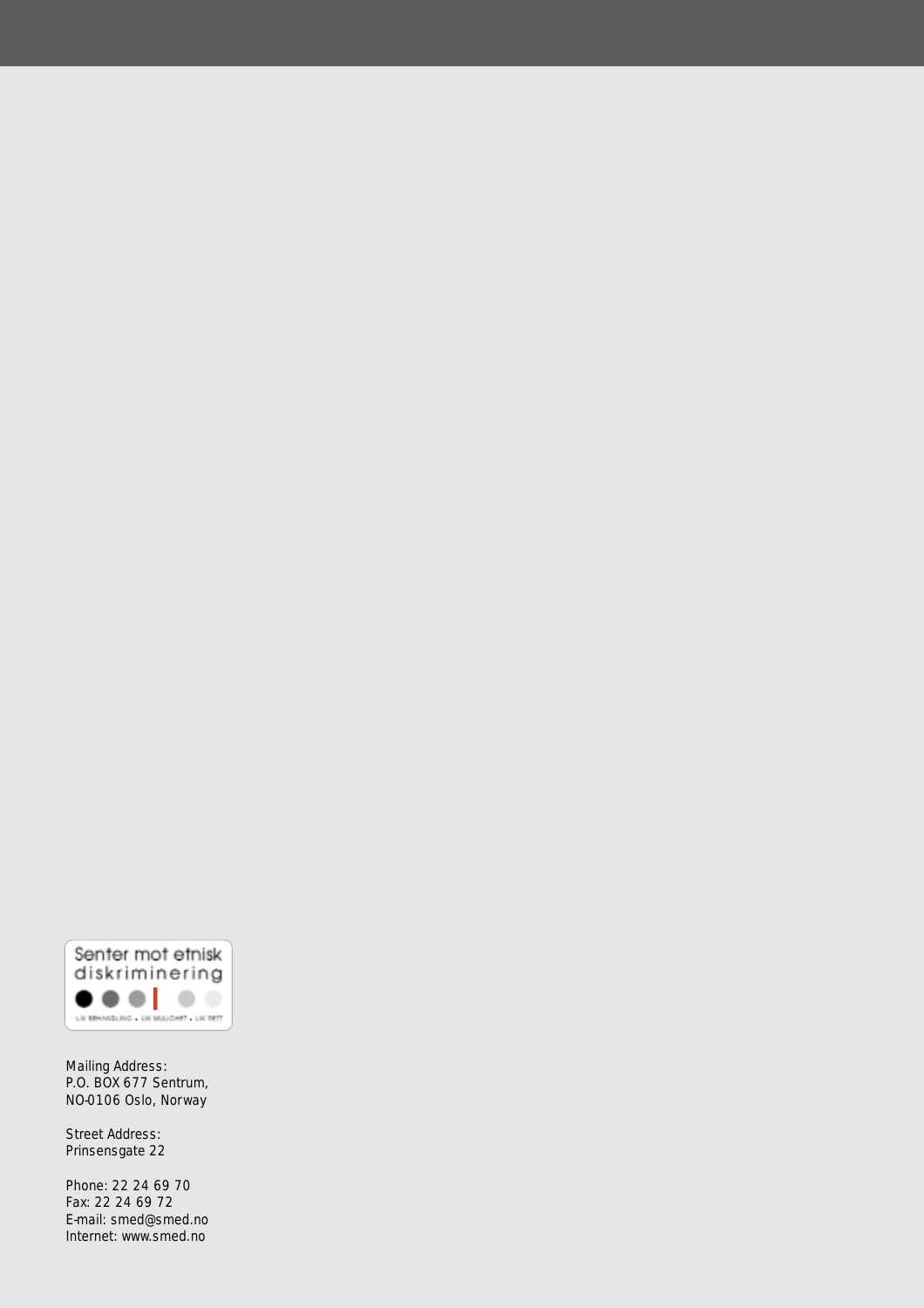Senter mot etnisk diskriminering

LIK BEHANDLING • LIK MULIGHET • LIK RETT

Mailing Address:
P.O. BOX 677 Sentrum,
NO-0106 Oslo, Norway

Street Address:
Prinsensgate 22

Phone: 22 24 69 70
Fax: 22 24 69 72
E-mail: smed@smed.no
Internet: www.smed.no